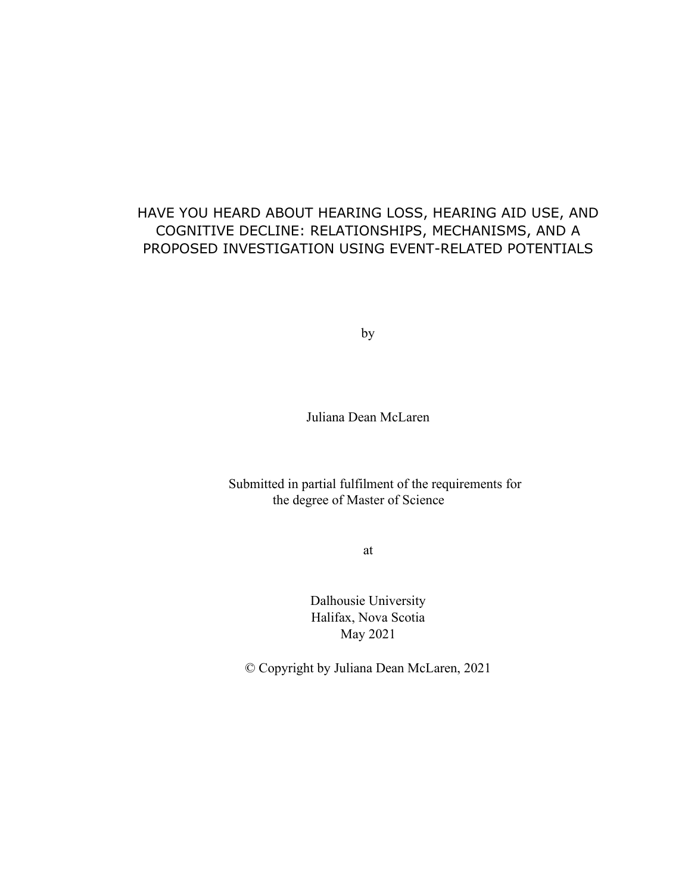# HAVE YOU HEARD ABOUT HEARING LOSS, HEARING AID USE, AND COGNITIVE DECLINE: RELATIONSHIPS, MECHANISMS, AND A PROPOSED INVESTIGATION USING EVENT-RELATED POTENTIALS

by

Juliana Dean McLaren

Submitted in partial fulfilment of the requirements for the degree of Master of Science

at

Dalhousie University
Halifax, Nova Scotia
May 2021

© Copyright by Juliana Dean McLaren, 2021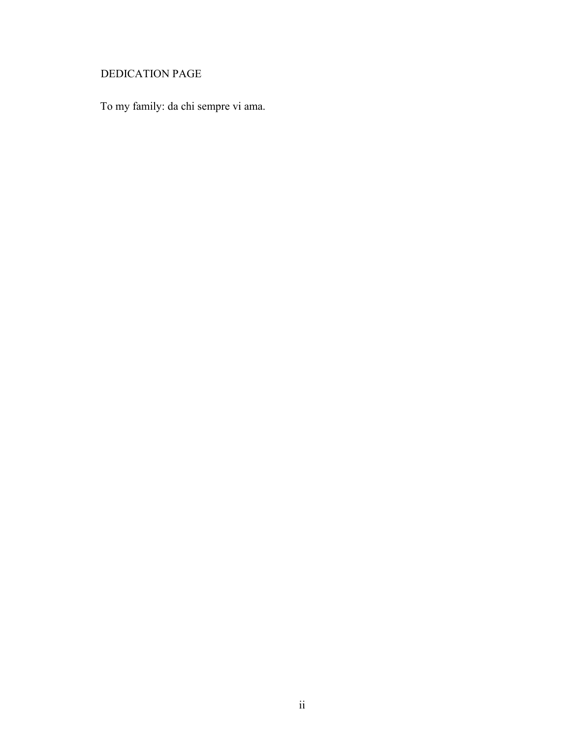# DEDICATION PAGE

To my family: da chi sempre vi ama.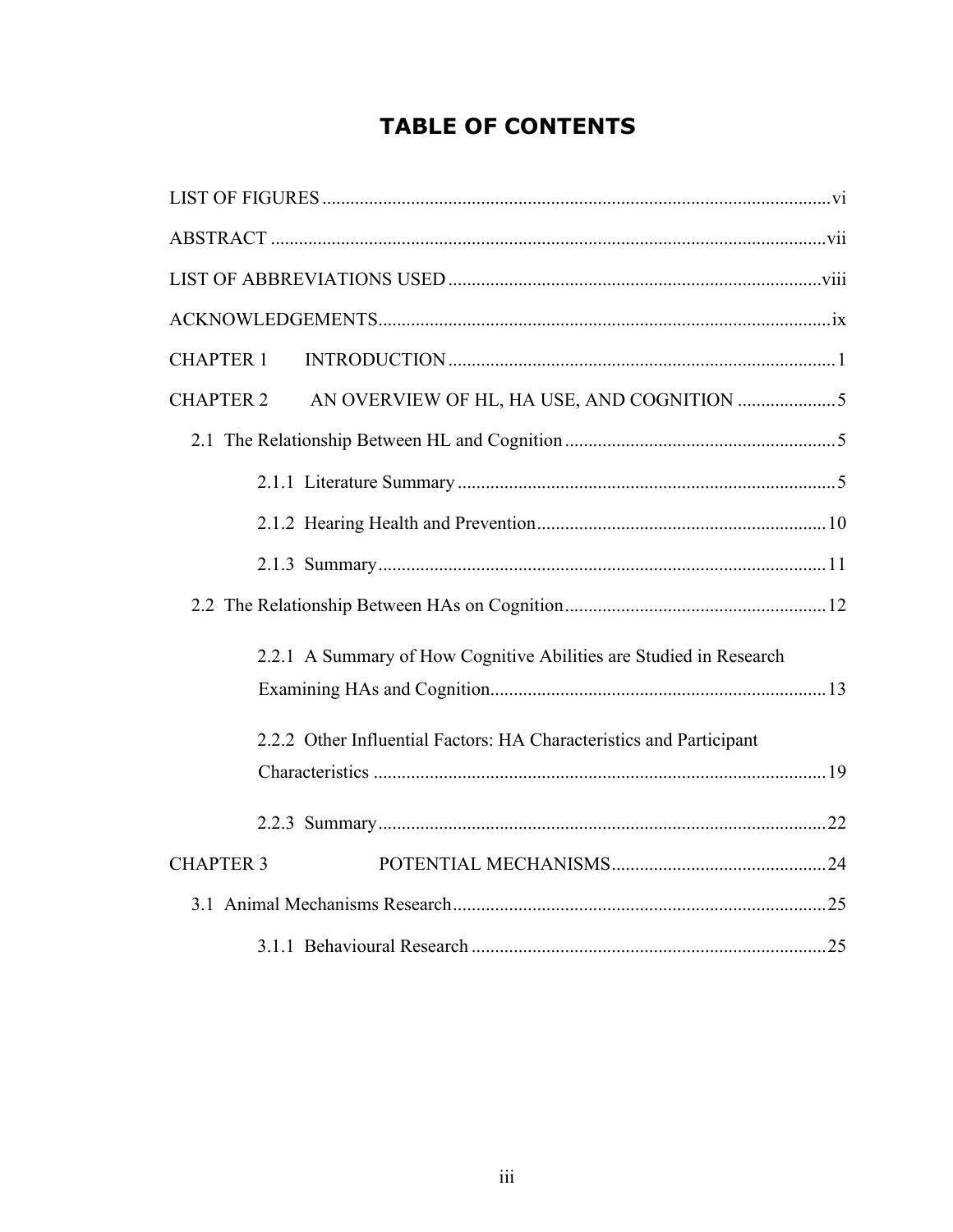# TABLE OF CONTENTS

LIST OF FIGURES ........................................................................................................... vi

ABSTRACT ...................................................................................................................... vii

LIST OF ABBREVIATIONS USED ............................................................................... viii

ACKNOWLEDGEMENTS ................................................................................................. ix

CHAPTER 1 INTRODUCTION ........................................................................................ 1

CHAPTER 2 AN OVERVIEW OF HL, HA USE, AND COGNITION ........................... 5

- 2.1 The Relationship Between HL and Cognition ........................................................ 5
  - 2.1.1 Literature Summary ............................................................................... 5
  - 2.1.2 Hearing Health and Prevention ............................................................ 10
  - 2.1.3 Summary .............................................................................................. 11
- 2.2 The Relationship Between HAs on Cognition ...................................................... 12
  - 2.2.1 A Summary of How Cognitive Abilities are Studied in Research Examining HAs and Cognition ........................................................................ 13
  - 2.2.2 Other Influential Factors: HA Characteristics and Participant Characteristics ............................................................................................... 19
  - 2.2.3 Summary .............................................................................................. 22

CHAPTER 3 POTENTIAL MECHANISMS .................................................................. 24

- 3.1 Animal Mechanisms Research .............................................................................. 25
  - 3.1.1 Behavioural Research ........................................................................... 25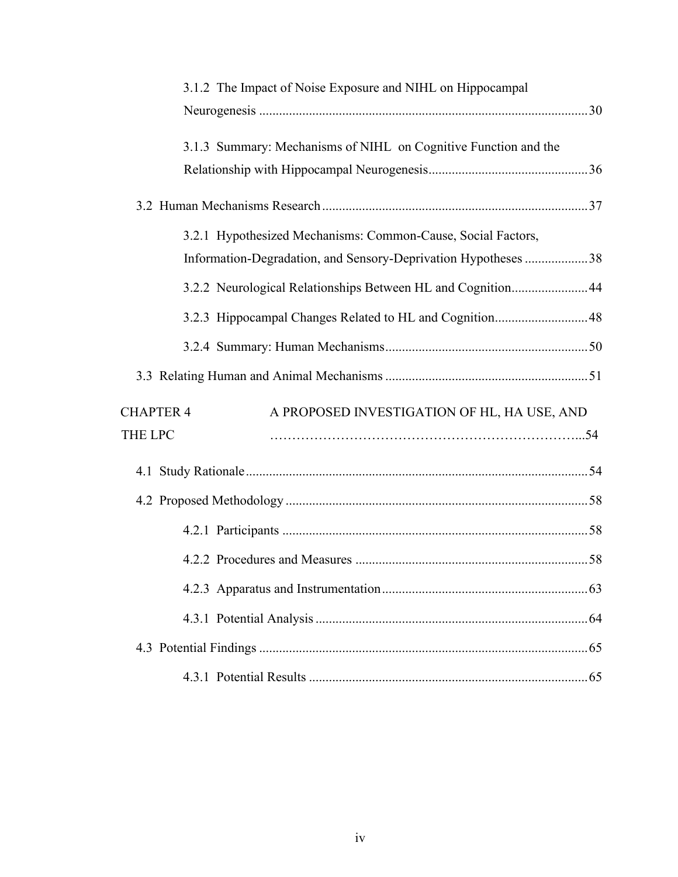3.1.2 The Impact of Noise Exposure and NIHL on Hippocampal Neurogenesis ........ 30

3.1.3 Summary: Mechanisms of NIHL on Cognitive Function and the Relationship with Hippocampal Neurogenesis ........ 36

3.2 Human Mechanisms Research ........ 37

3.2.1 Hypothesized Mechanisms: Common-Cause, Social Factors, Information-Degradation, and Sensory-Deprivation Hypotheses ........ 38

3.2.2 Neurological Relationships Between HL and Cognition ........ 44

3.2.3 Hippocampal Changes Related to HL and Cognition ........ 48

3.2.4 Summary: Human Mechanisms ........ 50

3.3 Relating Human and Animal Mechanisms ........ 51

CHAPTER 4 A PROPOSED INVESTIGATION OF HL, HA USE, AND THE LPC ........ 54

4.1 Study Rationale ........ 54

4.2 Proposed Methodology ........ 58

4.2.1 Participants ........ 58

4.2.2 Procedures and Measures ........ 58

4.2.3 Apparatus and Instrumentation ........ 63

4.3.1 Potential Analysis ........ 64

4.3 Potential Findings ........ 65

4.3.1 Potential Results ........ 65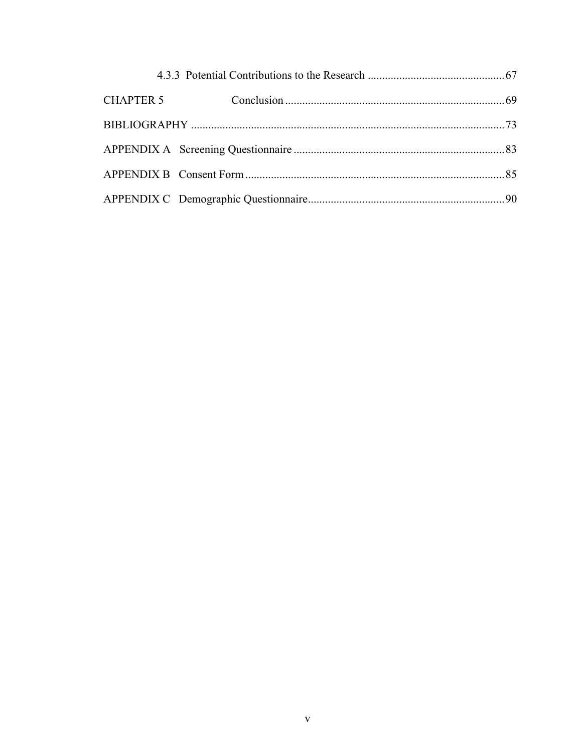4.3.3 Potential Contributions to the Research ............................................... 67

CHAPTER 5 Conclusion ............................................................................ 69

BIBLIOGRAPHY ............................................................................................................ 73

APPENDIX A Screening Questionnaire ......................................................................... 83

APPENDIX B Consent Form .......................................................................................... 85

APPENDIX C Demographic Questionnaire.................................................................... 90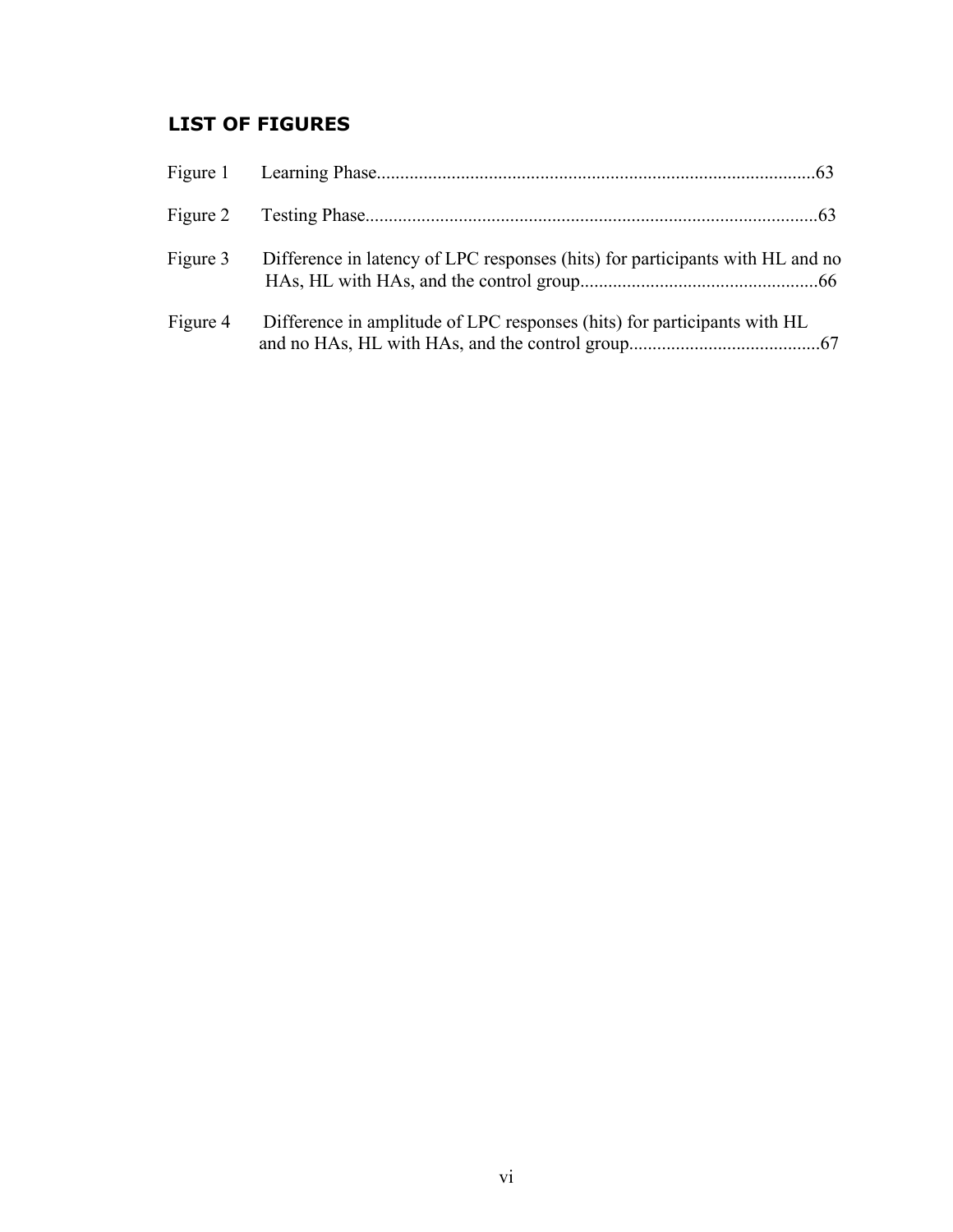## LIST OF FIGURES

Figure 1 Learning Phase............................................................................................63

Figure 2 Testing Phase................................................................................................63

Figure 3 Difference in latency of LPC responses (hits) for participants with HL and no HAs, HL with HAs, and the control group..................................................66

Figure 4 Difference in amplitude of LPC responses (hits) for participants with HL and no HAs, HL with HAs, and the control group.........................................67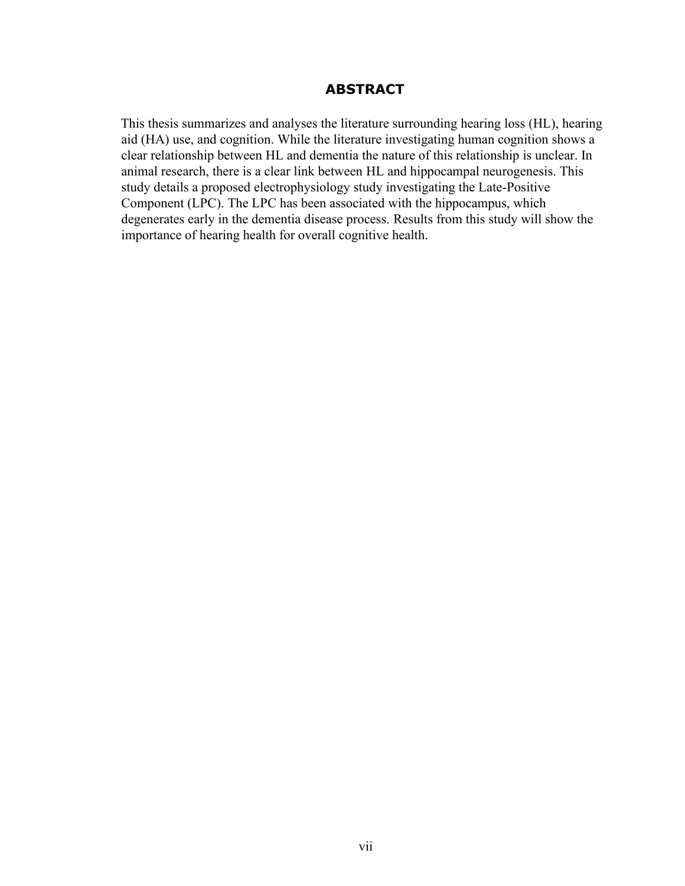# ABSTRACT

This thesis summarizes and analyses the literature surrounding hearing loss (HL), hearing aid (HA) use, and cognition. While the literature investigating human cognition shows a clear relationship between HL and dementia the nature of this relationship is unclear. In animal research, there is a clear link between HL and hippocampal neurogenesis. This study details a proposed electrophysiology study investigating the Late-Positive Component (LPC). The LPC has been associated with the hippocampus, which degenerates early in the dementia disease process. Results from this study will show the importance of hearing health for overall cognitive health.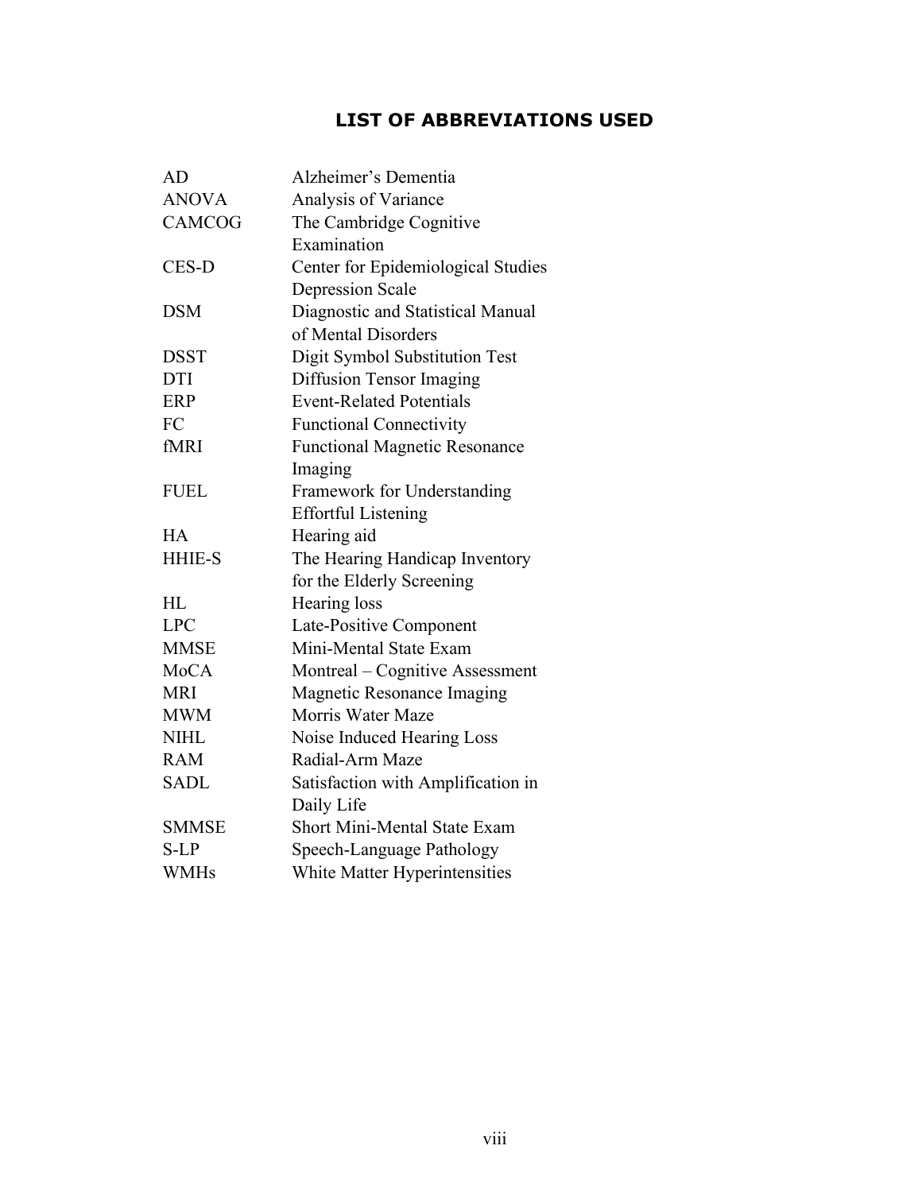# LIST OF ABBREVIATIONS USED

| | |
|---|---|
| AD | Alzheimer's Dementia |
| ANOVA | Analysis of Variance |
| CAMCOG | The Cambridge Cognitive Examination |
| CES-D | Center for Epidemiological Studies Depression Scale |
| DSM | Diagnostic and Statistical Manual of Mental Disorders |
| DSST | Digit Symbol Substitution Test |
| DTI | Diffusion Tensor Imaging |
| ERP | Event-Related Potentials |
| FC | Functional Connectivity |
| fMRI | Functional Magnetic Resonance Imaging |
| FUEL | Framework for Understanding Effortful Listening |
| HA | Hearing aid |
| HHIE-S | The Hearing Handicap Inventory for the Elderly Screening |
| HL | Hearing loss |
| LPC | Late-Positive Component |
| MMSE | Mini-Mental State Exam |
| MoCA | Montreal – Cognitive Assessment |
| MRI | Magnetic Resonance Imaging |
| MWM | Morris Water Maze |
| NIHL | Noise Induced Hearing Loss |
| RAM | Radial-Arm Maze |
| SADL | Satisfaction with Amplification in Daily Life |
| SMMSE | Short Mini-Mental State Exam |
| S-LP | Speech-Language Pathology |
| WMHs | White Matter Hyperintensities |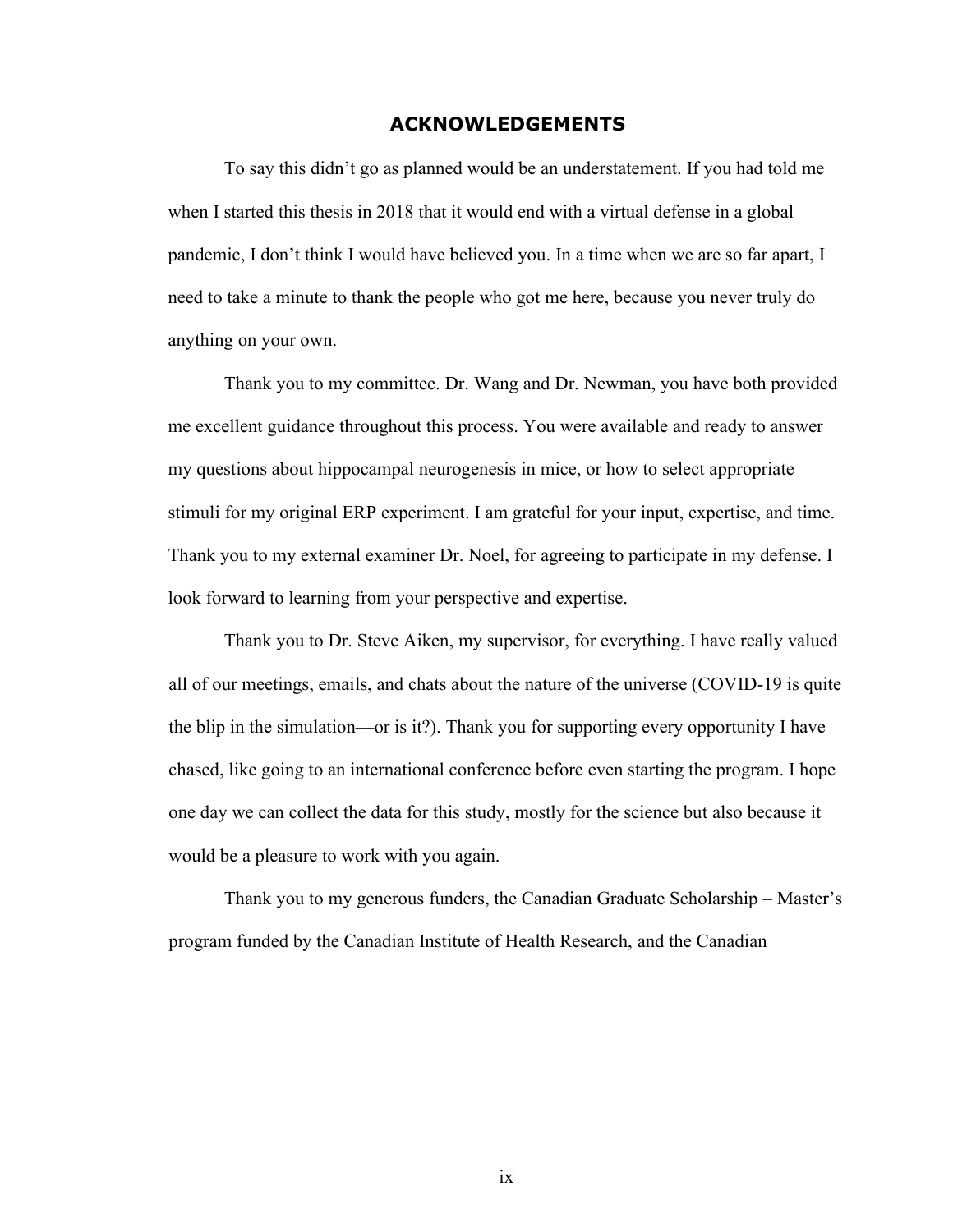# ACKNOWLEDGEMENTS

To say this didn't go as planned would be an understatement. If you had told me when I started this thesis in 2018 that it would end with a virtual defense in a global pandemic, I don't think I would have believed you. In a time when we are so far apart, I need to take a minute to thank the people who got me here, because you never truly do anything on your own.

Thank you to my committee. Dr. Wang and Dr. Newman, you have both provided me excellent guidance throughout this process. You were available and ready to answer my questions about hippocampal neurogenesis in mice, or how to select appropriate stimuli for my original ERP experiment. I am grateful for your input, expertise, and time. Thank you to my external examiner Dr. Noel, for agreeing to participate in my defense. I look forward to learning from your perspective and expertise.

Thank you to Dr. Steve Aiken, my supervisor, for everything. I have really valued all of our meetings, emails, and chats about the nature of the universe (COVID-19 is quite the blip in the simulation—or is it?). Thank you for supporting every opportunity I have chased, like going to an international conference before even starting the program. I hope one day we can collect the data for this study, mostly for the science but also because it would be a pleasure to work with you again.

Thank you to my generous funders, the Canadian Graduate Scholarship – Master's program funded by the Canadian Institute of Health Research, and the Canadian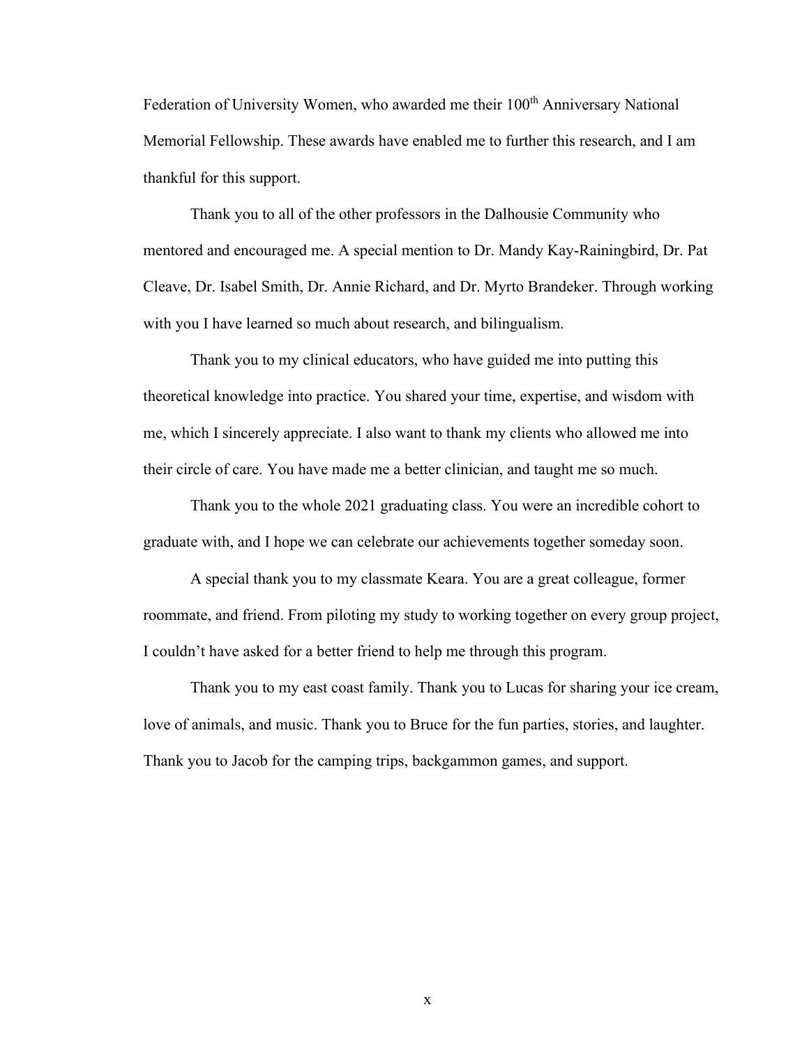Federation of University Women, who awarded me their 100th Anniversary National Memorial Fellowship. These awards have enabled me to further this research, and I am thankful for this support.

Thank you to all of the other professors in the Dalhousie Community who mentored and encouraged me. A special mention to Dr. Mandy Kay-Raining​bird, Dr. Pat Cleave, Dr. Isabel Smith, Dr. Annie Richard, and Dr. Myrto Brandeker. Through working with you I have learned so much about research, and bilingualism.

Thank you to my clinical educators, who have guided me into putting this theoretical knowledge into practice. You shared your time, expertise, and wisdom with me, which I sincerely appreciate. I also want to thank my clients who allowed me into their circle of care. You have made me a better clinician, and taught me so much.

Thank you to the whole 2021 graduating class. You were an incredible cohort to graduate with, and I hope we can celebrate our achievements together someday soon.

A special thank you to my classmate Keara. You are a great colleague, former roommate, and friend. From piloting my study to working together on every group project, I couldn't have asked for a better friend to help me through this program.

Thank you to my east coast family. Thank you to Lucas for sharing your ice cream, love of animals, and music. Thank you to Bruce for the fun parties, stories, and laughter. Thank you to Jacob for the camping trips, backgammon games, and support.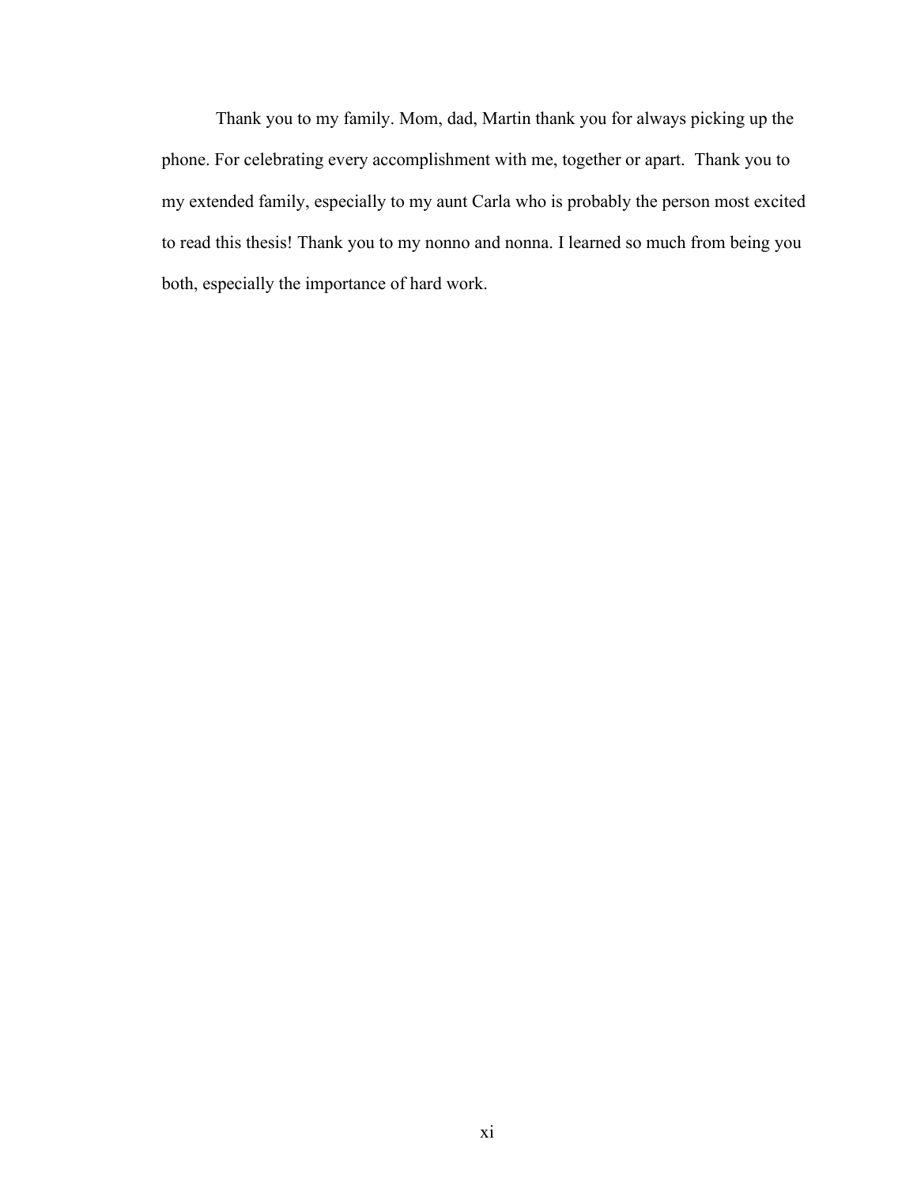Thank you to my family. Mom, dad, Martin thank you for always picking up the phone. For celebrating every accomplishment with me, together or apart.  Thank you to my extended family, especially to my aunt Carla who is probably the person most excited to read this thesis! Thank you to my nonno and nonna. I learned so much from being you both, especially the importance of hard work.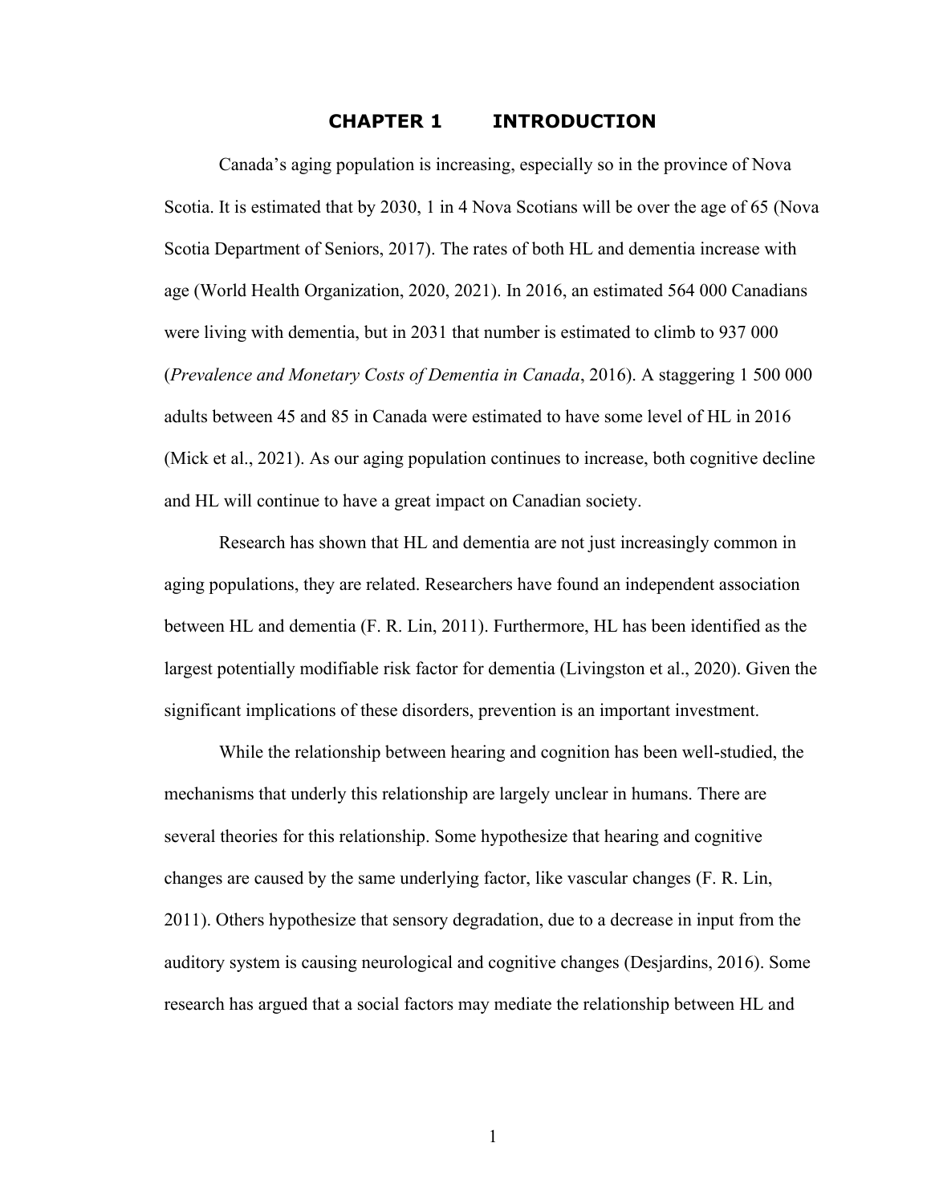# CHAPTER 1 INTRODUCTION

Canada's aging population is increasing, especially so in the province of Nova Scotia. It is estimated that by 2030, 1 in 4 Nova Scotians will be over the age of 65 (Nova Scotia Department of Seniors, 2017). The rates of both HL and dementia increase with age (World Health Organization, 2020, 2021). In 2016, an estimated 564 000 Canadians were living with dementia, but in 2031 that number is estimated to climb to 937 000 (*Prevalence and Monetary Costs of Dementia in Canada*, 2016). A staggering 1 500 000 adults between 45 and 85 in Canada were estimated to have some level of HL in 2016 (Mick et al., 2021). As our aging population continues to increase, both cognitive decline and HL will continue to have a great impact on Canadian society.

Research has shown that HL and dementia are not just increasingly common in aging populations, they are related. Researchers have found an independent association between HL and dementia (F. R. Lin, 2011). Furthermore, HL has been identified as the largest potentially modifiable risk factor for dementia (Livingston et al., 2020). Given the significant implications of these disorders, prevention is an important investment.

While the relationship between hearing and cognition has been well-studied, the mechanisms that underly this relationship are largely unclear in humans. There are several theories for this relationship. Some hypothesize that hearing and cognitive changes are caused by the same underlying factor, like vascular changes (F. R. Lin, 2011). Others hypothesize that sensory degradation, due to a decrease in input from the auditory system is causing neurological and cognitive changes (Desjardins, 2016). Some research has argued that a social factors may mediate the relationship between HL and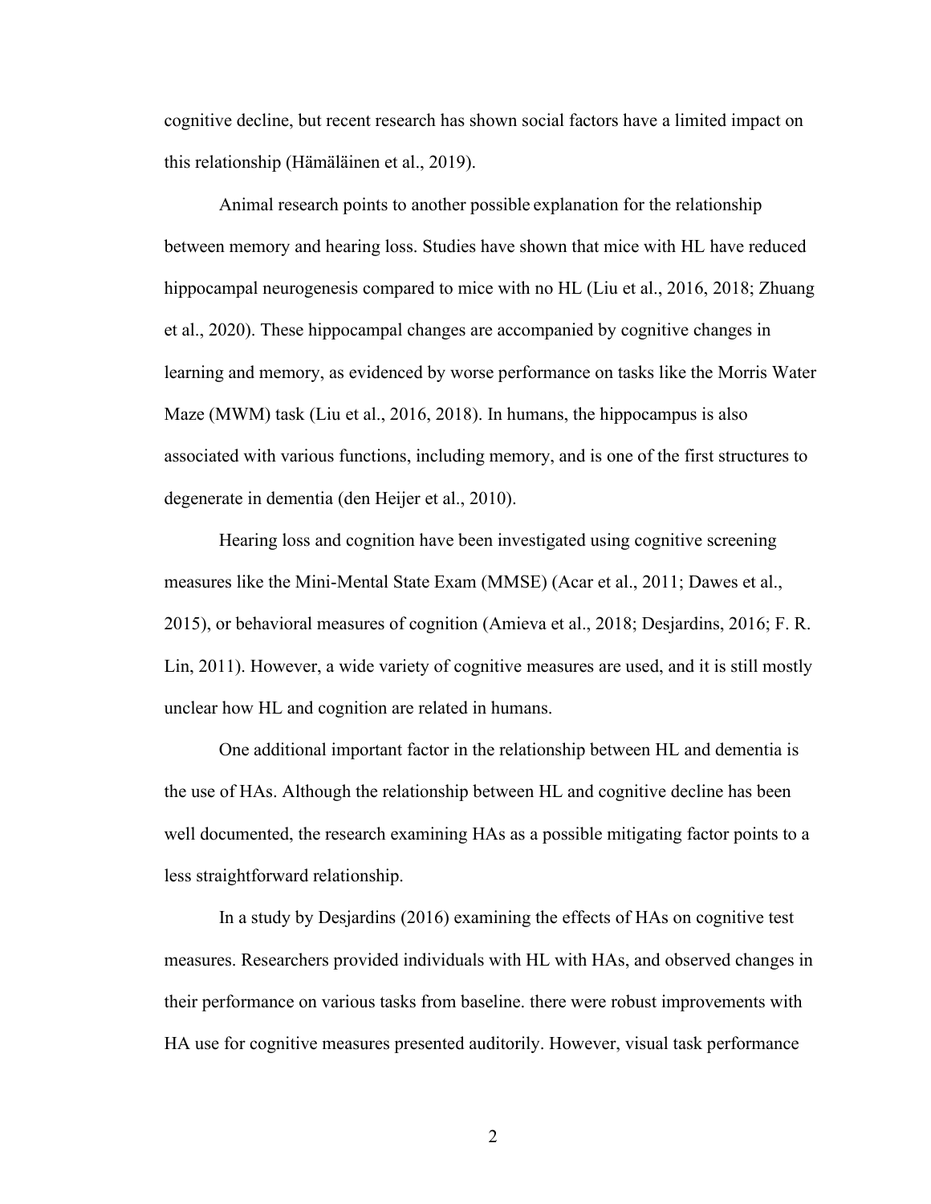cognitive decline, but recent research has shown social factors have a limited impact on this relationship (Hämäläinen et al., 2019).

Animal research points to another possible explanation for the relationship between memory and hearing loss. Studies have shown that mice with HL have reduced hippocampal neurogenesis compared to mice with no HL (Liu et al., 2016, 2018; Zhuang et al., 2020). These hippocampal changes are accompanied by cognitive changes in learning and memory, as evidenced by worse performance on tasks like the Morris Water Maze (MWM) task (Liu et al., 2016, 2018). In humans, the hippocampus is also associated with various functions, including memory, and is one of the first structures to degenerate in dementia (den Heijer et al., 2010).

Hearing loss and cognition have been investigated using cognitive screening measures like the Mini-Mental State Exam (MMSE) (Acar et al., 2011; Dawes et al., 2015), or behavioral measures of cognition (Amieva et al., 2018; Desjardins, 2016; F. R. Lin, 2011). However, a wide variety of cognitive measures are used, and it is still mostly unclear how HL and cognition are related in humans.

One additional important factor in the relationship between HL and dementia is the use of HAs. Although the relationship between HL and cognitive decline has been well documented, the research examining HAs as a possible mitigating factor points to a less straightforward relationship.

In a study by Desjardins (2016) examining the effects of HAs on cognitive test measures. Researchers provided individuals with HL with HAs, and observed changes in their performance on various tasks from baseline. there were robust improvements with HA use for cognitive measures presented auditorily. However, visual task performance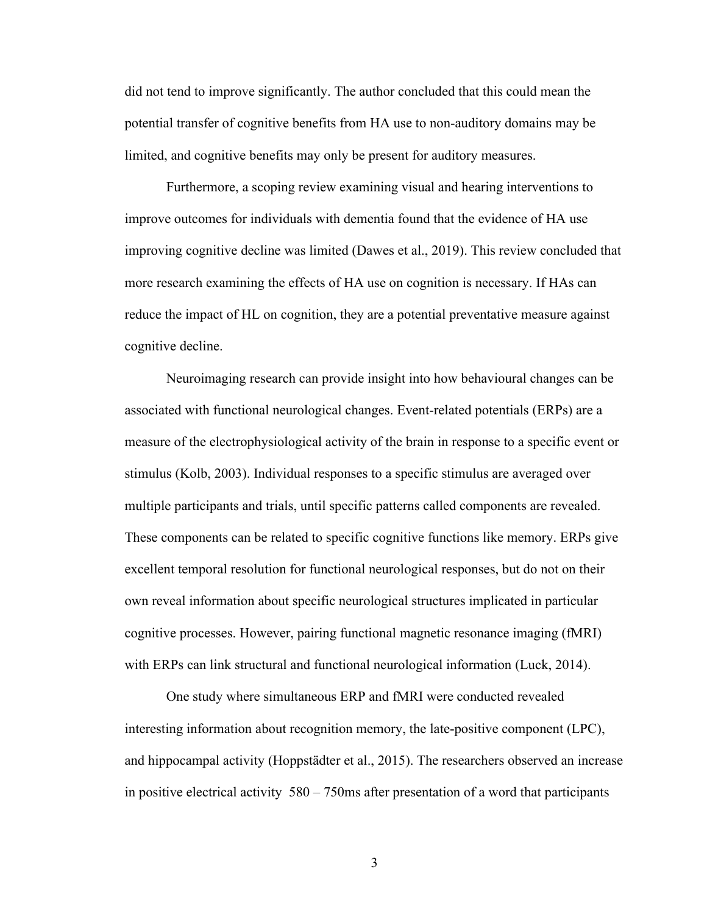did not tend to improve significantly. The author concluded that this could mean the potential transfer of cognitive benefits from HA use to non-auditory domains may be limited, and cognitive benefits may only be present for auditory measures.

Furthermore, a scoping review examining visual and hearing interventions to improve outcomes for individuals with dementia found that the evidence of HA use improving cognitive decline was limited (Dawes et al., 2019). This review concluded that more research examining the effects of HA use on cognition is necessary. If HAs can reduce the impact of HL on cognition, they are a potential preventative measure against cognitive decline.

Neuroimaging research can provide insight into how behavioural changes can be associated with functional neurological changes. Event-related potentials (ERPs) are a measure of the electrophysiological activity of the brain in response to a specific event or stimulus (Kolb, 2003). Individual responses to a specific stimulus are averaged over multiple participants and trials, until specific patterns called components are revealed. These components can be related to specific cognitive functions like memory. ERPs give excellent temporal resolution for functional neurological responses, but do not on their own reveal information about specific neurological structures implicated in particular cognitive processes. However, pairing functional magnetic resonance imaging (fMRI) with ERPs can link structural and functional neurological information (Luck, 2014).

One study where simultaneous ERP and fMRI were conducted revealed interesting information about recognition memory, the late-positive component (LPC), and hippocampal activity (Hoppstädter et al., 2015). The researchers observed an increase in positive electrical activity 580 – 750ms after presentation of a word that participants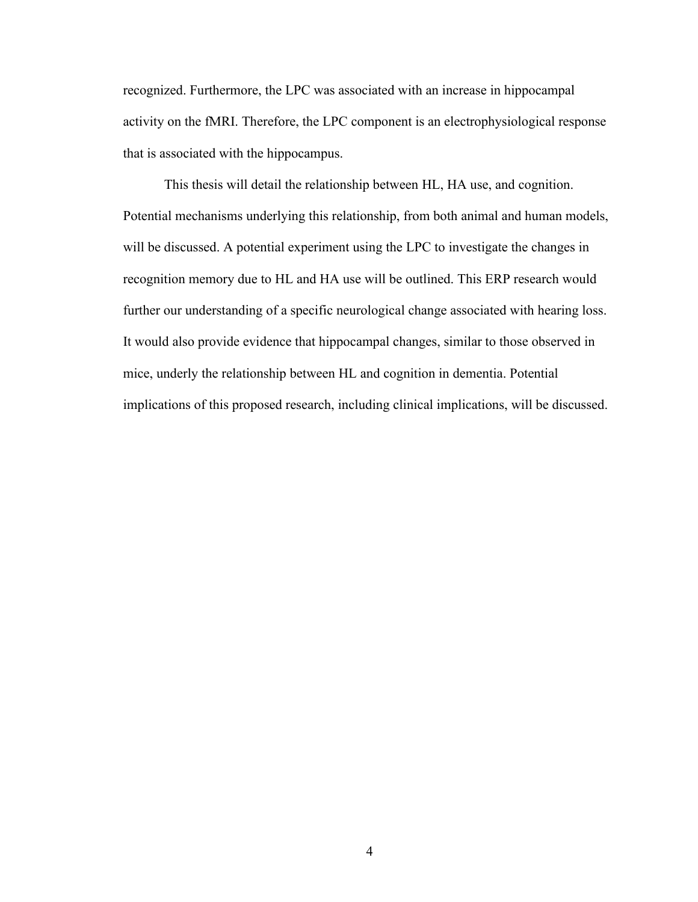recognized. Furthermore, the LPC was associated with an increase in hippocampal activity on the fMRI. Therefore, the LPC component is an electrophysiological response that is associated with the hippocampus.

This thesis will detail the relationship between HL, HA use, and cognition. Potential mechanisms underlying this relationship, from both animal and human models, will be discussed. A potential experiment using the LPC to investigate the changes in recognition memory due to HL and HA use will be outlined. This ERP research would further our understanding of a specific neurological change associated with hearing loss. It would also provide evidence that hippocampal changes, similar to those observed in mice, underly the relationship between HL and cognition in dementia. Potential implications of this proposed research, including clinical implications, will be discussed.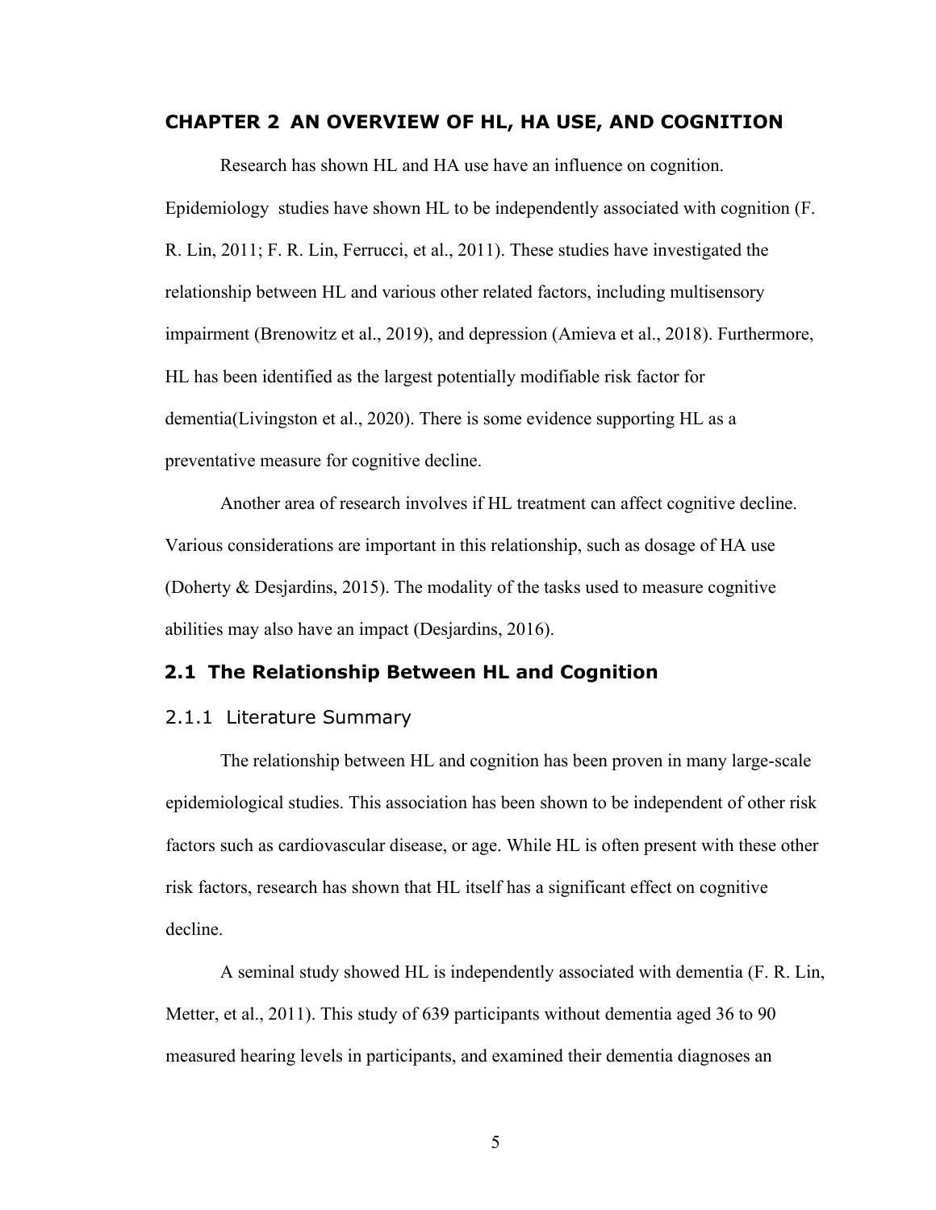# CHAPTER 2 AN OVERVIEW OF HL, HA USE, AND COGNITION

Research has shown HL and HA use have an influence on cognition. Epidemiology studies have shown HL to be independently associated with cognition (F. R. Lin, 2011; F. R. Lin, Ferrucci, et al., 2011). These studies have investigated the relationship between HL and various other related factors, including multisensory impairment (Brenowitz et al., 2019), and depression (Amieva et al., 2018). Furthermore, HL has been identified as the largest potentially modifiable risk factor for dementia(Livingston et al., 2020). There is some evidence supporting HL as a preventative measure for cognitive decline.

Another area of research involves if HL treatment can affect cognitive decline. Various considerations are important in this relationship, such as dosage of HA use (Doherty & Desjardins, 2015). The modality of the tasks used to measure cognitive abilities may also have an impact (Desjardins, 2016).

## 2.1 The Relationship Between HL and Cognition

### 2.1.1 Literature Summary

The relationship between HL and cognition has been proven in many large-scale epidemiological studies. This association has been shown to be independent of other risk factors such as cardiovascular disease, or age. While HL is often present with these other risk factors, research has shown that HL itself has a significant effect on cognitive decline.

A seminal study showed HL is independently associated with dementia (F. R. Lin, Metter, et al., 2011). This study of 639 participants without dementia aged 36 to 90 measured hearing levels in participants, and examined their dementia diagnoses an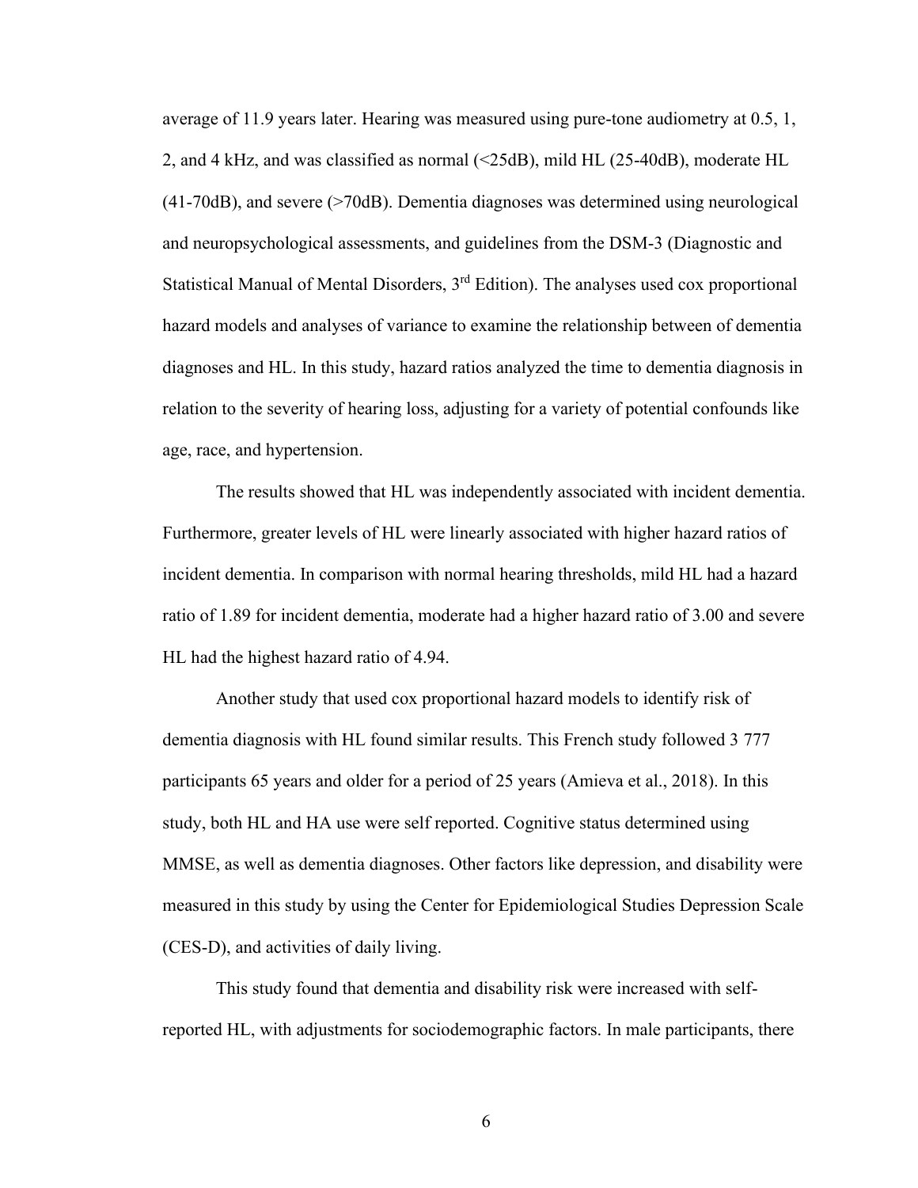average of 11.9 years later. Hearing was measured using pure-tone audiometry at 0.5, 1, 2, and 4 kHz, and was classified as normal (<25dB), mild HL (25-40dB), moderate HL (41-70dB), and severe (>70dB). Dementia diagnoses was determined using neurological and neuropsychological assessments, and guidelines from the DSM-3 (Diagnostic and Statistical Manual of Mental Disorders, 3rd Edition). The analyses used cox proportional hazard models and analyses of variance to examine the relationship between of dementia diagnoses and HL. In this study, hazard ratios analyzed the time to dementia diagnosis in relation to the severity of hearing loss, adjusting for a variety of potential confounds like age, race, and hypertension.

The results showed that HL was independently associated with incident dementia. Furthermore, greater levels of HL were linearly associated with higher hazard ratios of incident dementia. In comparison with normal hearing thresholds, mild HL had a hazard ratio of 1.89 for incident dementia, moderate had a higher hazard ratio of 3.00 and severe HL had the highest hazard ratio of 4.94.

Another study that used cox proportional hazard models to identify risk of dementia diagnosis with HL found similar results. This French study followed 3 777 participants 65 years and older for a period of 25 years (Amieva et al., 2018). In this study, both HL and HA use were self reported. Cognitive status determined using MMSE, as well as dementia diagnoses. Other factors like depression, and disability were measured in this study by using the Center for Epidemiological Studies Depression Scale (CES-D), and activities of daily living.

This study found that dementia and disability risk were increased with self-reported HL, with adjustments for sociodemographic factors. In male participants, there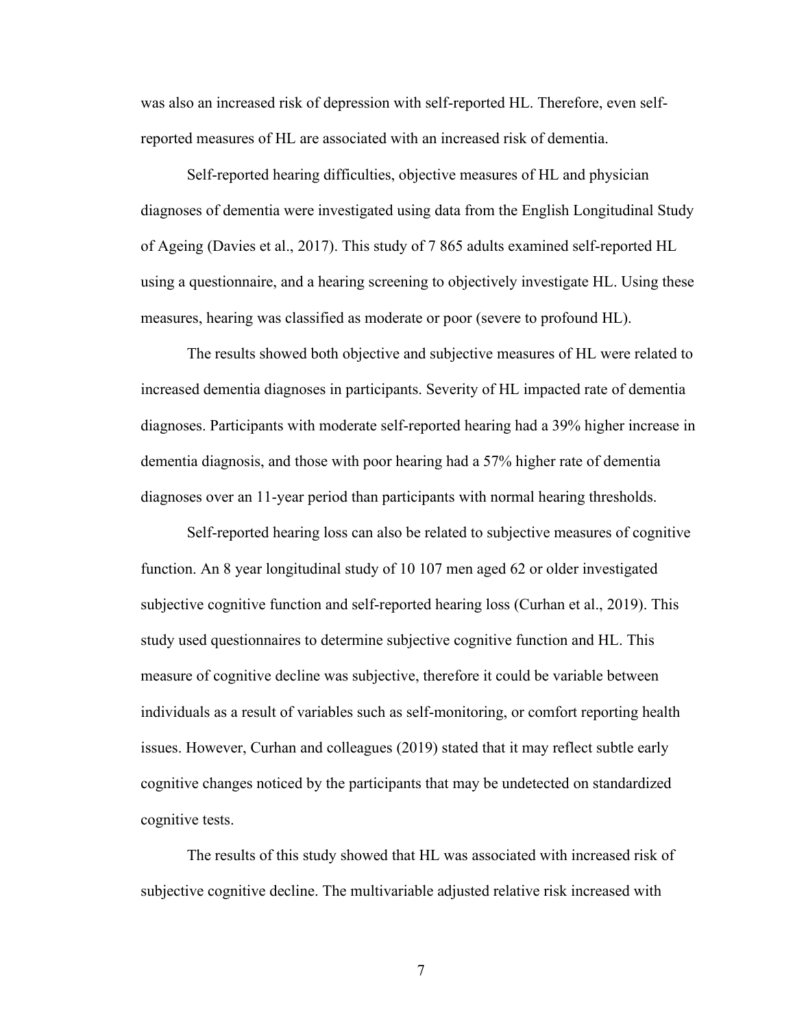was also an increased risk of depression with self-reported HL. Therefore, even self-reported measures of HL are associated with an increased risk of dementia.

Self-reported hearing difficulties, objective measures of HL and physician diagnoses of dementia were investigated using data from the English Longitudinal Study of Ageing (Davies et al., 2017). This study of 7 865 adults examined self-reported HL using a questionnaire, and a hearing screening to objectively investigate HL. Using these measures, hearing was classified as moderate or poor (severe to profound HL).

The results showed both objective and subjective measures of HL were related to increased dementia diagnoses in participants. Severity of HL impacted rate of dementia diagnoses. Participants with moderate self-reported hearing had a 39% higher increase in dementia diagnosis, and those with poor hearing had a 57% higher rate of dementia diagnoses over an 11-year period than participants with normal hearing thresholds.

Self-reported hearing loss can also be related to subjective measures of cognitive function. An 8 year longitudinal study of 10 107 men aged 62 or older investigated subjective cognitive function and self-reported hearing loss (Curhan et al., 2019). This study used questionnaires to determine subjective cognitive function and HL. This measure of cognitive decline was subjective, therefore it could be variable between individuals as a result of variables such as self-monitoring, or comfort reporting health issues. However, Curhan and colleagues (2019) stated that it may reflect subtle early cognitive changes noticed by the participants that may be undetected on standardized cognitive tests.

The results of this study showed that HL was associated with increased risk of subjective cognitive decline. The multivariable adjusted relative risk increased with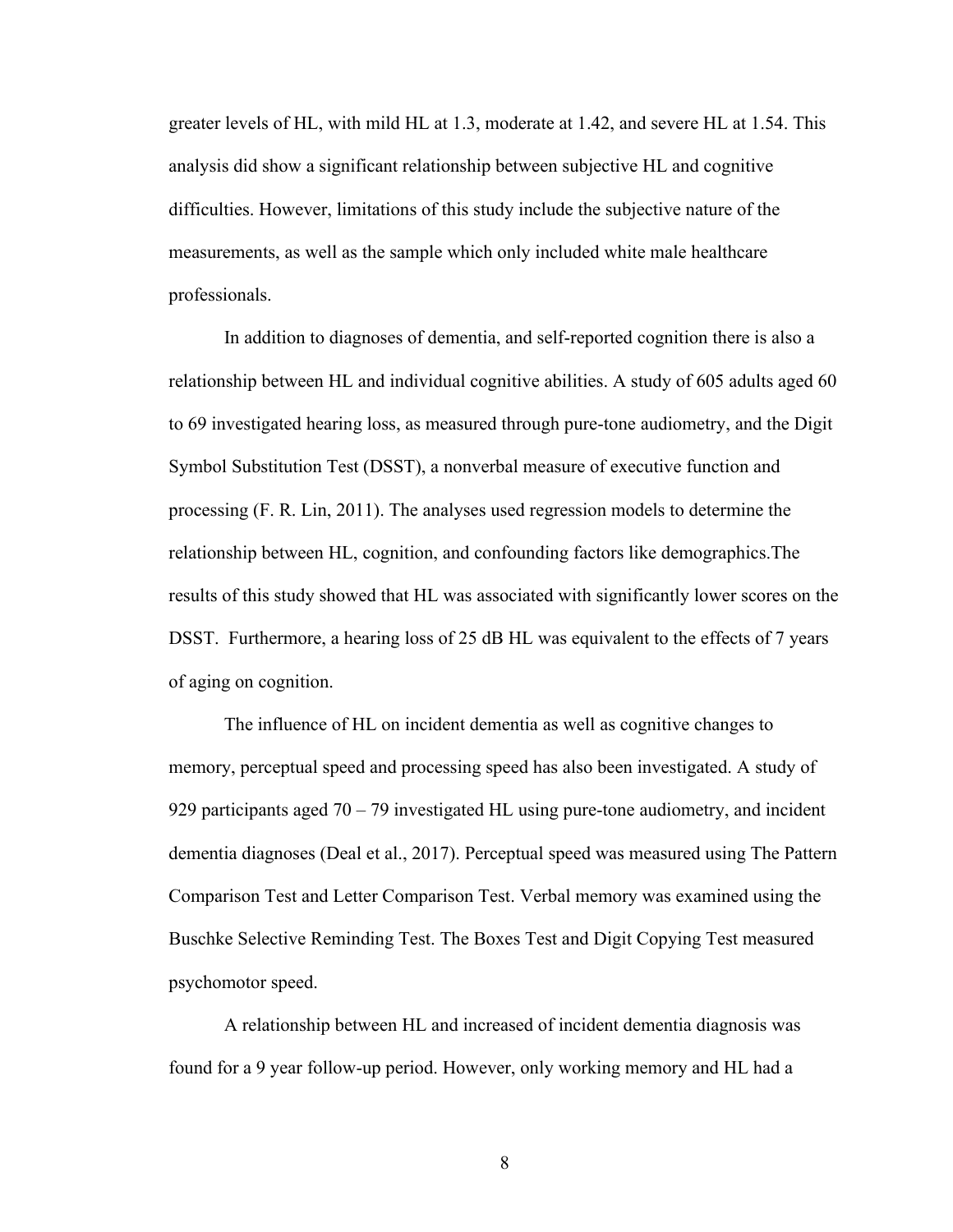greater levels of HL, with mild HL at 1.3, moderate at 1.42, and severe HL at 1.54. This analysis did show a significant relationship between subjective HL and cognitive difficulties. However, limitations of this study include the subjective nature of the measurements, as well as the sample which only included white male healthcare professionals.

In addition to diagnoses of dementia, and self-reported cognition there is also a relationship between HL and individual cognitive abilities. A study of 605 adults aged 60 to 69 investigated hearing loss, as measured through pure-tone audiometry, and the Digit Symbol Substitution Test (DSST), a nonverbal measure of executive function and processing (F. R. Lin, 2011). The analyses used regression models to determine the relationship between HL, cognition, and confounding factors like demographics.The results of this study showed that HL was associated with significantly lower scores on the DSST. Furthermore, a hearing loss of 25 dB HL was equivalent to the effects of 7 years of aging on cognition.

The influence of HL on incident dementia as well as cognitive changes to memory, perceptual speed and processing speed has also been investigated. A study of 929 participants aged 70 – 79 investigated HL using pure-tone audiometry, and incident dementia diagnoses (Deal et al., 2017). Perceptual speed was measured using The Pattern Comparison Test and Letter Comparison Test. Verbal memory was examined using the Buschke Selective Reminding Test. The Boxes Test and Digit Copying Test measured psychomotor speed.

A relationship between HL and increased of incident dementia diagnosis was found for a 9 year follow-up period. However, only working memory and HL had a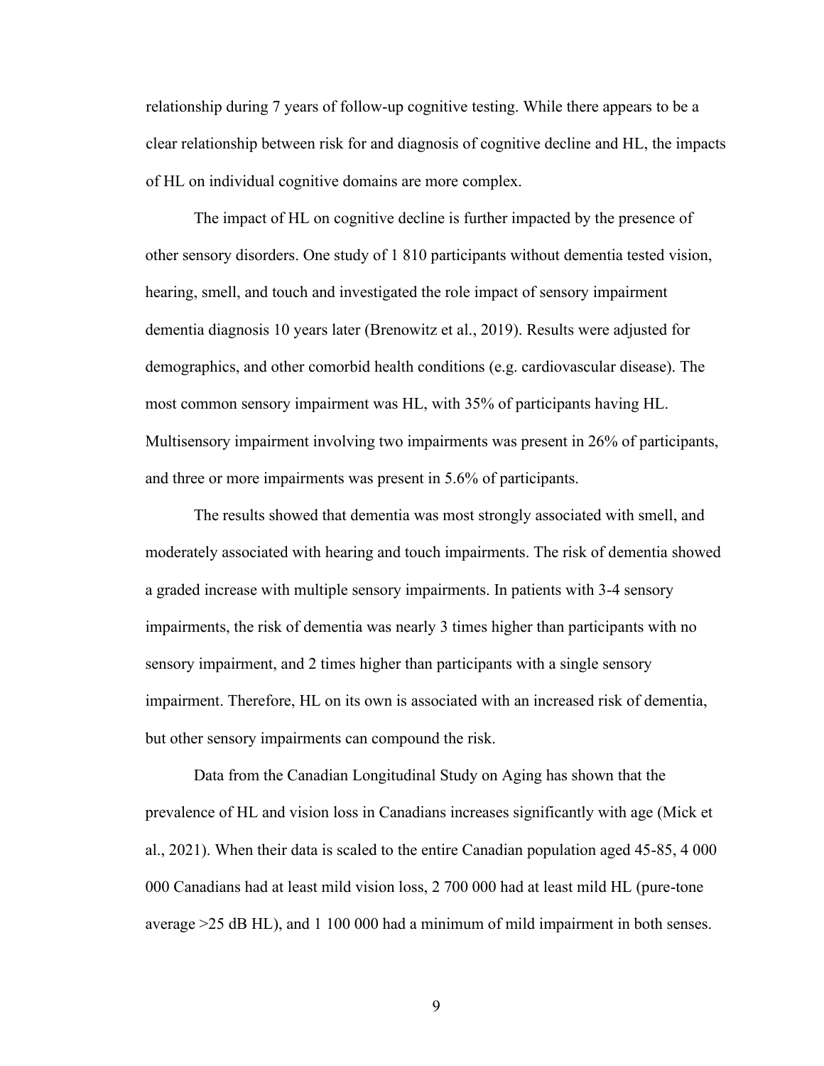relationship during 7 years of follow-up cognitive testing. While there appears to be a clear relationship between risk for and diagnosis of cognitive decline and HL, the impacts of HL on individual cognitive domains are more complex.

The impact of HL on cognitive decline is further impacted by the presence of other sensory disorders. One study of 1 810 participants without dementia tested vision, hearing, smell, and touch and investigated the role impact of sensory impairment dementia diagnosis 10 years later (Brenowitz et al., 2019). Results were adjusted for demographics, and other comorbid health conditions (e.g. cardiovascular disease). The most common sensory impairment was HL, with 35% of participants having HL. Multisensory impairment involving two impairments was present in 26% of participants, and three or more impairments was present in 5.6% of participants.

The results showed that dementia was most strongly associated with smell, and moderately associated with hearing and touch impairments. The risk of dementia showed a graded increase with multiple sensory impairments. In patients with 3-4 sensory impairments, the risk of dementia was nearly 3 times higher than participants with no sensory impairment, and 2 times higher than participants with a single sensory impairment. Therefore, HL on its own is associated with an increased risk of dementia, but other sensory impairments can compound the risk.

Data from the Canadian Longitudinal Study on Aging has shown that the prevalence of HL and vision loss in Canadians increases significantly with age (Mick et al., 2021). When their data is scaled to the entire Canadian population aged 45-85, 4 000 000 Canadians had at least mild vision loss, 2 700 000 had at least mild HL (pure-tone average >25 dB HL), and 1 100 000 had a minimum of mild impairment in both senses.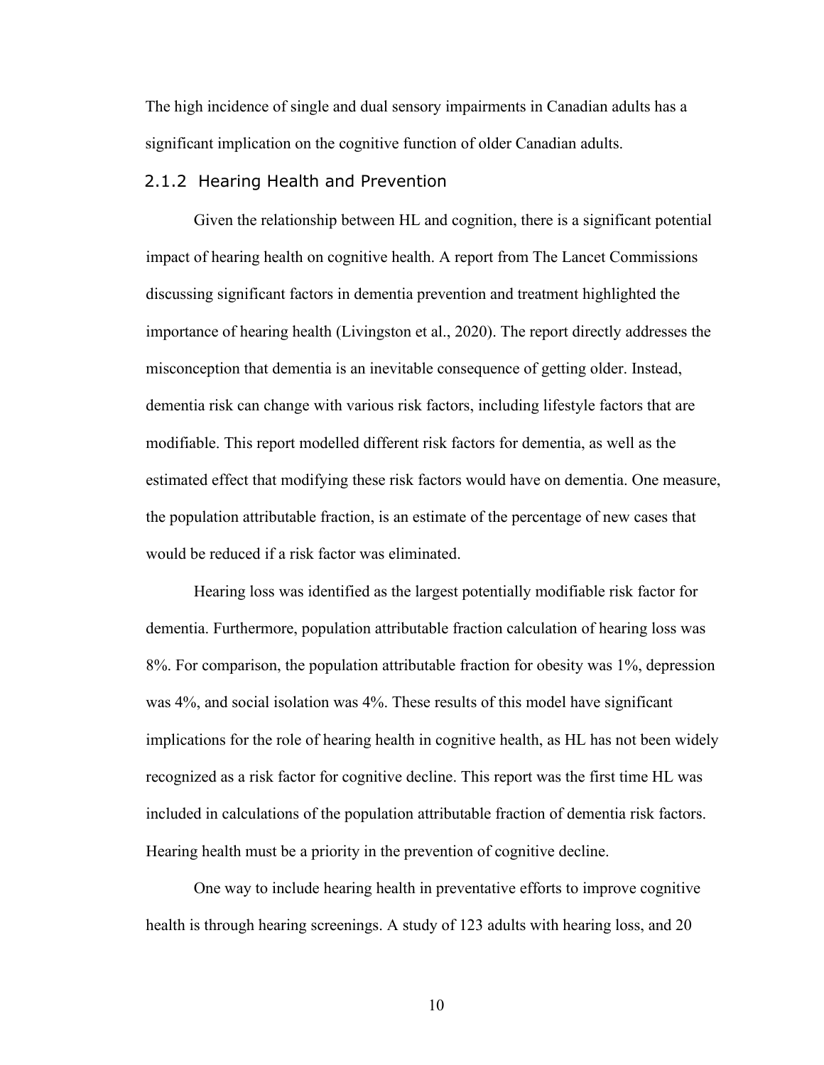The high incidence of single and dual sensory impairments in Canadian adults has a significant implication on the cognitive function of older Canadian adults.

### 2.1.2 Hearing Health and Prevention

Given the relationship between HL and cognition, there is a significant potential impact of hearing health on cognitive health. A report from The Lancet Commissions discussing significant factors in dementia prevention and treatment highlighted the importance of hearing health (Livingston et al., 2020). The report directly addresses the misconception that dementia is an inevitable consequence of getting older. Instead, dementia risk can change with various risk factors, including lifestyle factors that are modifiable. This report modelled different risk factors for dementia, as well as the estimated effect that modifying these risk factors would have on dementia. One measure, the population attributable fraction, is an estimate of the percentage of new cases that would be reduced if a risk factor was eliminated.

Hearing loss was identified as the largest potentially modifiable risk factor for dementia. Furthermore, population attributable fraction calculation of hearing loss was 8%. For comparison, the population attributable fraction for obesity was 1%, depression was 4%, and social isolation was 4%. These results of this model have significant implications for the role of hearing health in cognitive health, as HL has not been widely recognized as a risk factor for cognitive decline. This report was the first time HL was included in calculations of the population attributable fraction of dementia risk factors. Hearing health must be a priority in the prevention of cognitive decline.

One way to include hearing health in preventative efforts to improve cognitive health is through hearing screenings. A study of 123 adults with hearing loss, and 20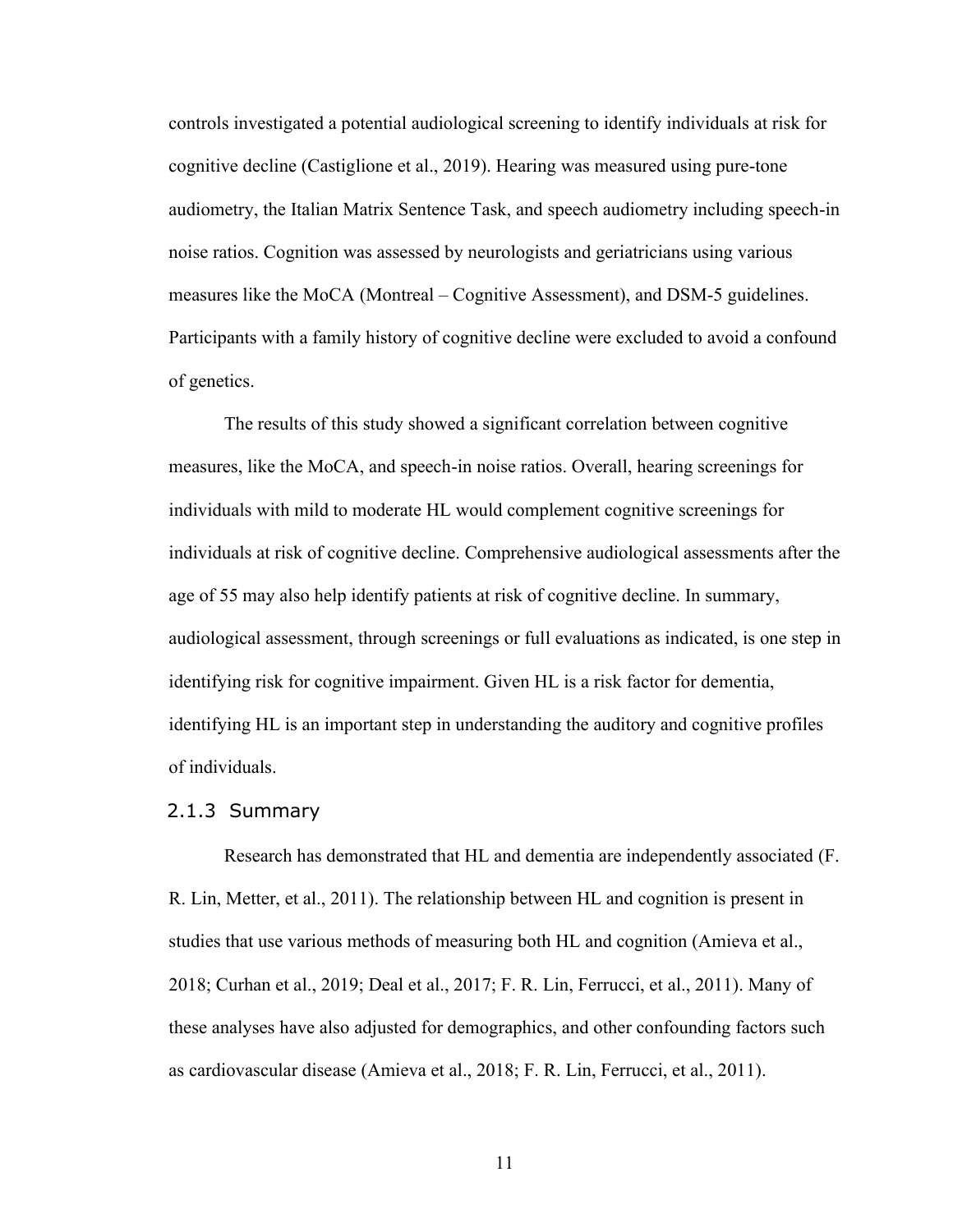controls investigated a potential audiological screening to identify individuals at risk for cognitive decline (Castiglione et al., 2019). Hearing was measured using pure-tone audiometry, the Italian Matrix Sentence Task, and speech audiometry including speech-in noise ratios. Cognition was assessed by neurologists and geriatricians using various measures like the MoCA (Montreal – Cognitive Assessment), and DSM-5 guidelines. Participants with a family history of cognitive decline were excluded to avoid a confound of genetics.

The results of this study showed a significant correlation between cognitive measures, like the MoCA, and speech-in noise ratios. Overall, hearing screenings for individuals with mild to moderate HL would complement cognitive screenings for individuals at risk of cognitive decline. Comprehensive audiological assessments after the age of 55 may also help identify patients at risk of cognitive decline. In summary, audiological assessment, through screenings or full evaluations as indicated, is one step in identifying risk for cognitive impairment. Given HL is a risk factor for dementia, identifying HL is an important step in understanding the auditory and cognitive profiles of individuals.

### 2.1.3 Summary

Research has demonstrated that HL and dementia are independently associated (F. R. Lin, Metter, et al., 2011). The relationship between HL and cognition is present in studies that use various methods of measuring both HL and cognition (Amieva et al., 2018; Curhan et al., 2019; Deal et al., 2017; F. R. Lin, Ferrucci, et al., 2011). Many of these analyses have also adjusted for demographics, and other confounding factors such as cardiovascular disease (Amieva et al., 2018; F. R. Lin, Ferrucci, et al., 2011).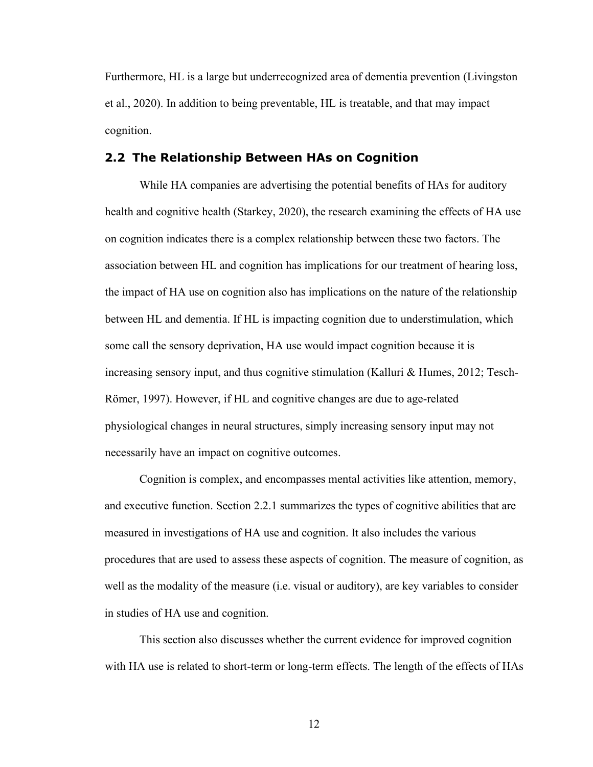Furthermore, HL is a large but underrecognized area of dementia prevention (Livingston et al., 2020). In addition to being preventable, HL is treatable, and that may impact cognition.

## 2.2 The Relationship Between HAs on Cognition

While HA companies are advertising the potential benefits of HAs for auditory health and cognitive health (Starkey, 2020), the research examining the effects of HA use on cognition indicates there is a complex relationship between these two factors. The association between HL and cognition has implications for our treatment of hearing loss, the impact of HA use on cognition also has implications on the nature of the relationship between HL and dementia. If HL is impacting cognition due to understimulation, which some call the sensory deprivation, HA use would impact cognition because it is increasing sensory input, and thus cognitive stimulation (Kalluri & Humes, 2012; Tesch-Römer, 1997). However, if HL and cognitive changes are due to age-related physiological changes in neural structures, simply increasing sensory input may not necessarily have an impact on cognitive outcomes.

Cognition is complex, and encompasses mental activities like attention, memory, and executive function. Section 2.2.1 summarizes the types of cognitive abilities that are measured in investigations of HA use and cognition. It also includes the various procedures that are used to assess these aspects of cognition. The measure of cognition, as well as the modality of the measure (i.e. visual or auditory), are key variables to consider in studies of HA use and cognition.

This section also discusses whether the current evidence for improved cognition with HA use is related to short-term or long-term effects. The length of the effects of HAs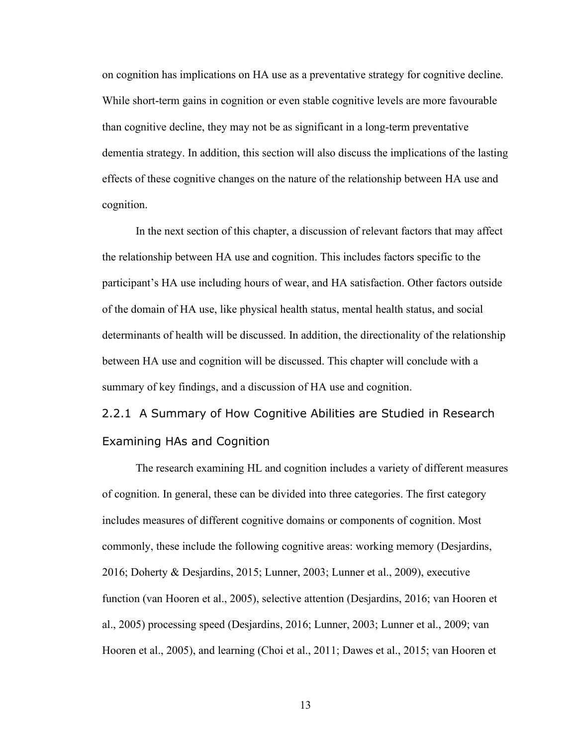on cognition has implications on HA use as a preventative strategy for cognitive decline. While short-term gains in cognition or even stable cognitive levels are more favourable than cognitive decline, they may not be as significant in a long-term preventative dementia strategy. In addition, this section will also discuss the implications of the lasting effects of these cognitive changes on the nature of the relationship between HA use and cognition.

In the next section of this chapter, a discussion of relevant factors that may affect the relationship between HA use and cognition. This includes factors specific to the participant's HA use including hours of wear, and HA satisfaction. Other factors outside of the domain of HA use, like physical health status, mental health status, and social determinants of health will be discussed. In addition, the directionality of the relationship between HA use and cognition will be discussed. This chapter will conclude with a summary of key findings, and a discussion of HA use and cognition.

### 2.2.1 A Summary of How Cognitive Abilities are Studied in Research Examining HAs and Cognition

The research examining HL and cognition includes a variety of different measures of cognition. In general, these can be divided into three categories. The first category includes measures of different cognitive domains or components of cognition. Most commonly, these include the following cognitive areas: working memory (Desjardins, 2016; Doherty & Desjardins, 2015; Lunner, 2003; Lunner et al., 2009), executive function (van Hooren et al., 2005), selective attention (Desjardins, 2016; van Hooren et al., 2005) processing speed (Desjardins, 2016; Lunner, 2003; Lunner et al., 2009; van Hooren et al., 2005), and learning (Choi et al., 2011; Dawes et al., 2015; van Hooren et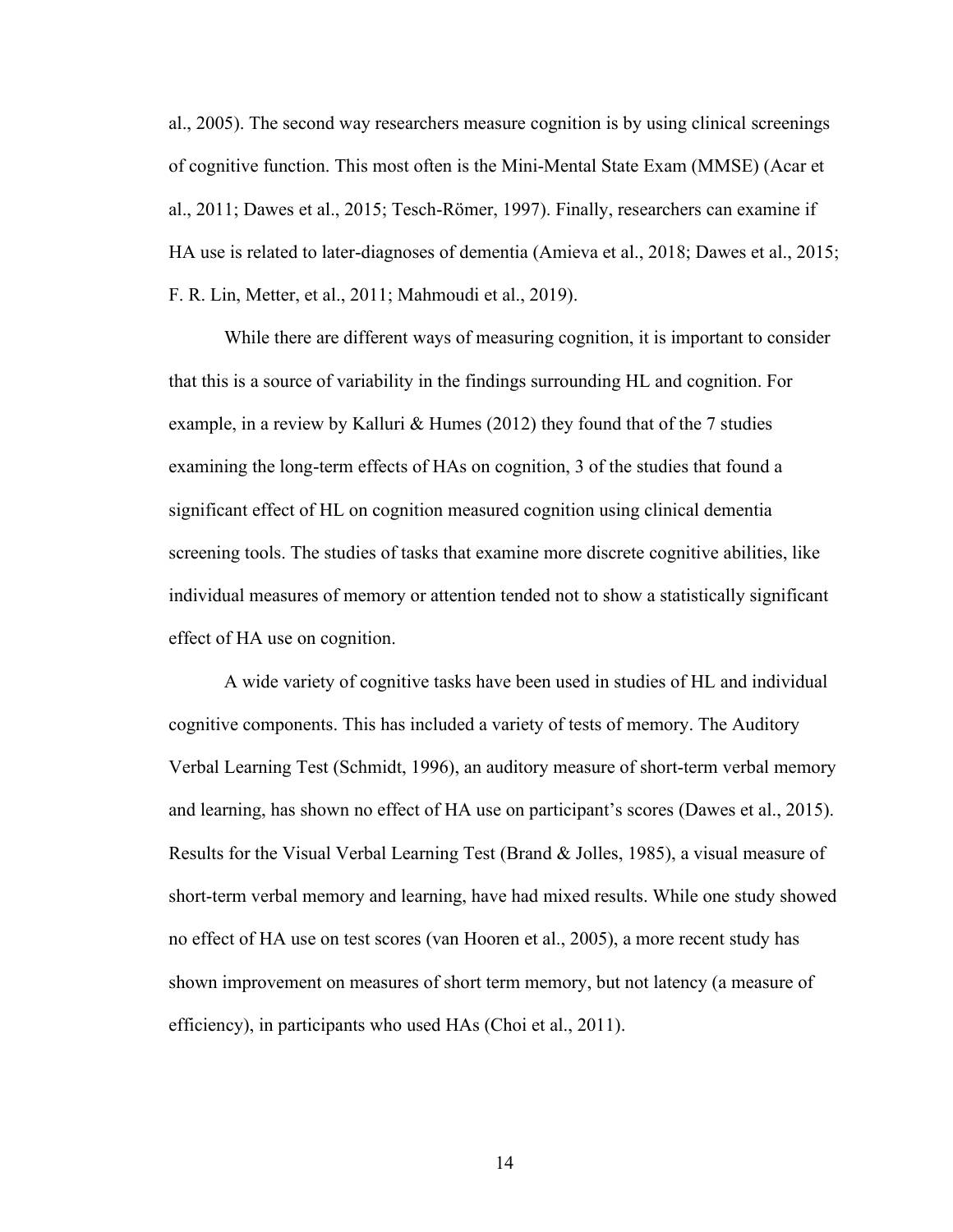al., 2005). The second way researchers measure cognition is by using clinical screenings of cognitive function. This most often is the Mini-Mental State Exam (MMSE) (Acar et al., 2011; Dawes et al., 2015; Tesch-Römer, 1997). Finally, researchers can examine if HA use is related to later-diagnoses of dementia (Amieva et al., 2018; Dawes et al., 2015; F. R. Lin, Metter, et al., 2011; Mahmoudi et al., 2019).

While there are different ways of measuring cognition, it is important to consider that this is a source of variability in the findings surrounding HL and cognition. For example, in a review by Kalluri & Humes (2012) they found that of the 7 studies examining the long-term effects of HAs on cognition, 3 of the studies that found a significant effect of HL on cognition measured cognition using clinical dementia screening tools. The studies of tasks that examine more discrete cognitive abilities, like individual measures of memory or attention tended not to show a statistically significant effect of HA use on cognition.

A wide variety of cognitive tasks have been used in studies of HL and individual cognitive components. This has included a variety of tests of memory. The Auditory Verbal Learning Test (Schmidt, 1996), an auditory measure of short-term verbal memory and learning, has shown no effect of HA use on participant's scores (Dawes et al., 2015). Results for the Visual Verbal Learning Test (Brand & Jolles, 1985), a visual measure of short-term verbal memory and learning, have had mixed results. While one study showed no effect of HA use on test scores (van Hooren et al., 2005), a more recent study has shown improvement on measures of short term memory, but not latency (a measure of efficiency), in participants who used HAs (Choi et al., 2011).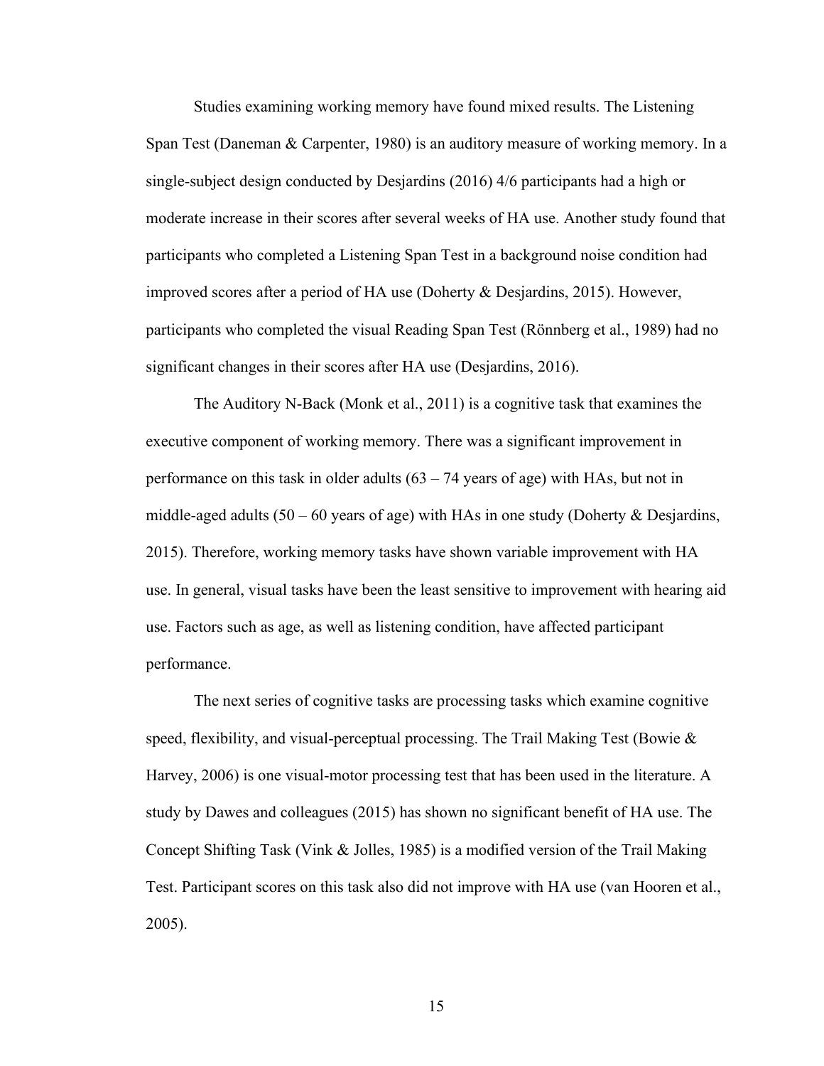Studies examining working memory have found mixed results. The Listening Span Test (Daneman & Carpenter, 1980) is an auditory measure of working memory. In a single-subject design conducted by Desjardins (2016) 4/6 participants had a high or moderate increase in their scores after several weeks of HA use. Another study found that participants who completed a Listening Span Test in a background noise condition had improved scores after a period of HA use (Doherty & Desjardins, 2015). However, participants who completed the visual Reading Span Test (Rönnberg et al., 1989) had no significant changes in their scores after HA use (Desjardins, 2016).

The Auditory N-Back (Monk et al., 2011) is a cognitive task that examines the executive component of working memory. There was a significant improvement in performance on this task in older adults (63 – 74 years of age) with HAs, but not in middle-aged adults (50 – 60 years of age) with HAs in one study (Doherty & Desjardins, 2015). Therefore, working memory tasks have shown variable improvement with HA use. In general, visual tasks have been the least sensitive to improvement with hearing aid use. Factors such as age, as well as listening condition, have affected participant performance.

The next series of cognitive tasks are processing tasks which examine cognitive speed, flexibility, and visual-perceptual processing. The Trail Making Test (Bowie & Harvey, 2006) is one visual-motor processing test that has been used in the literature. A study by Dawes and colleagues (2015) has shown no significant benefit of HA use. The Concept Shifting Task (Vink & Jolles, 1985) is a modified version of the Trail Making Test. Participant scores on this task also did not improve with HA use (van Hooren et al., 2005).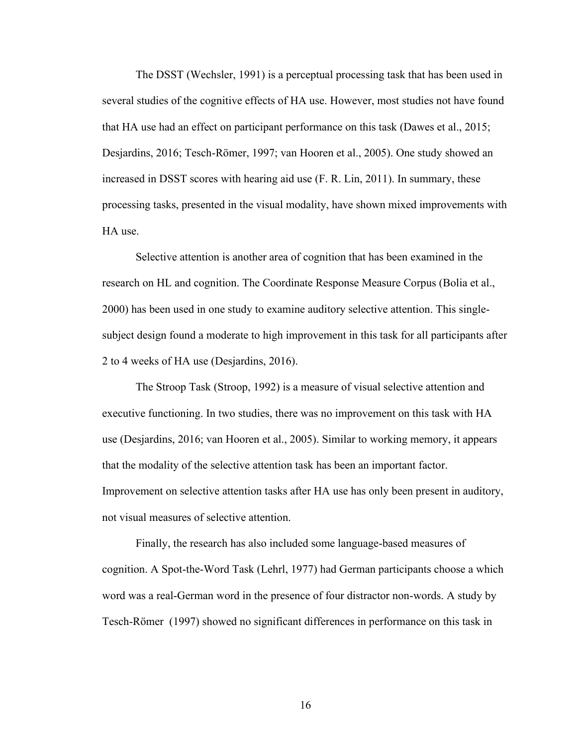The DSST (Wechsler, 1991) is a perceptual processing task that has been used in several studies of the cognitive effects of HA use. However, most studies not have found that HA use had an effect on participant performance on this task (Dawes et al., 2015; Desjardins, 2016; Tesch-Römer, 1997; van Hooren et al., 2005). One study showed an increased in DSST scores with hearing aid use (F. R. Lin, 2011). In summary, these processing tasks, presented in the visual modality, have shown mixed improvements with HA use.

Selective attention is another area of cognition that has been examined in the research on HL and cognition. The Coordinate Response Measure Corpus (Bolia et al., 2000) has been used in one study to examine auditory selective attention. This single-subject design found a moderate to high improvement in this task for all participants after 2 to 4 weeks of HA use (Desjardins, 2016).

The Stroop Task (Stroop, 1992) is a measure of visual selective attention and executive functioning. In two studies, there was no improvement on this task with HA use (Desjardins, 2016; van Hooren et al., 2005). Similar to working memory, it appears that the modality of the selective attention task has been an important factor. Improvement on selective attention tasks after HA use has only been present in auditory, not visual measures of selective attention.

Finally, the research has also included some language-based measures of cognition. A Spot-the-Word Task (Lehrl, 1977) had German participants choose a which word was a real-German word in the presence of four distractor non-words. A study by Tesch-Römer (1997) showed no significant differences in performance on this task in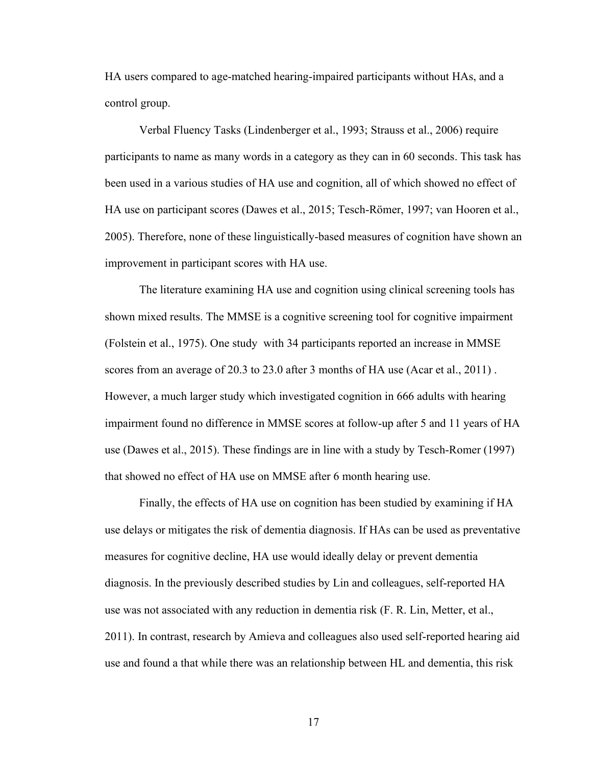HA users compared to age-matched hearing-impaired participants without HAs, and a control group.

Verbal Fluency Tasks (Lindenberger et al., 1993; Strauss et al., 2006) require participants to name as many words in a category as they can in 60 seconds. This task has been used in a various studies of HA use and cognition, all of which showed no effect of HA use on participant scores (Dawes et al., 2015; Tesch-Römer, 1997; van Hooren et al., 2005). Therefore, none of these linguistically-based measures of cognition have shown an improvement in participant scores with HA use.

The literature examining HA use and cognition using clinical screening tools has shown mixed results. The MMSE is a cognitive screening tool for cognitive impairment (Folstein et al., 1975). One study with 34 participants reported an increase in MMSE scores from an average of 20.3 to 23.0 after 3 months of HA use (Acar et al., 2011) . However, a much larger study which investigated cognition in 666 adults with hearing impairment found no difference in MMSE scores at follow-up after 5 and 11 years of HA use (Dawes et al., 2015). These findings are in line with a study by Tesch-Romer (1997) that showed no effect of HA use on MMSE after 6 month hearing use.

Finally, the effects of HA use on cognition has been studied by examining if HA use delays or mitigates the risk of dementia diagnosis. If HAs can be used as preventative measures for cognitive decline, HA use would ideally delay or prevent dementia diagnosis. In the previously described studies by Lin and colleagues, self-reported HA use was not associated with any reduction in dementia risk (F. R. Lin, Metter, et al., 2011). In contrast, research by Amieva and colleagues also used self-reported hearing aid use and found a that while there was an relationship between HL and dementia, this risk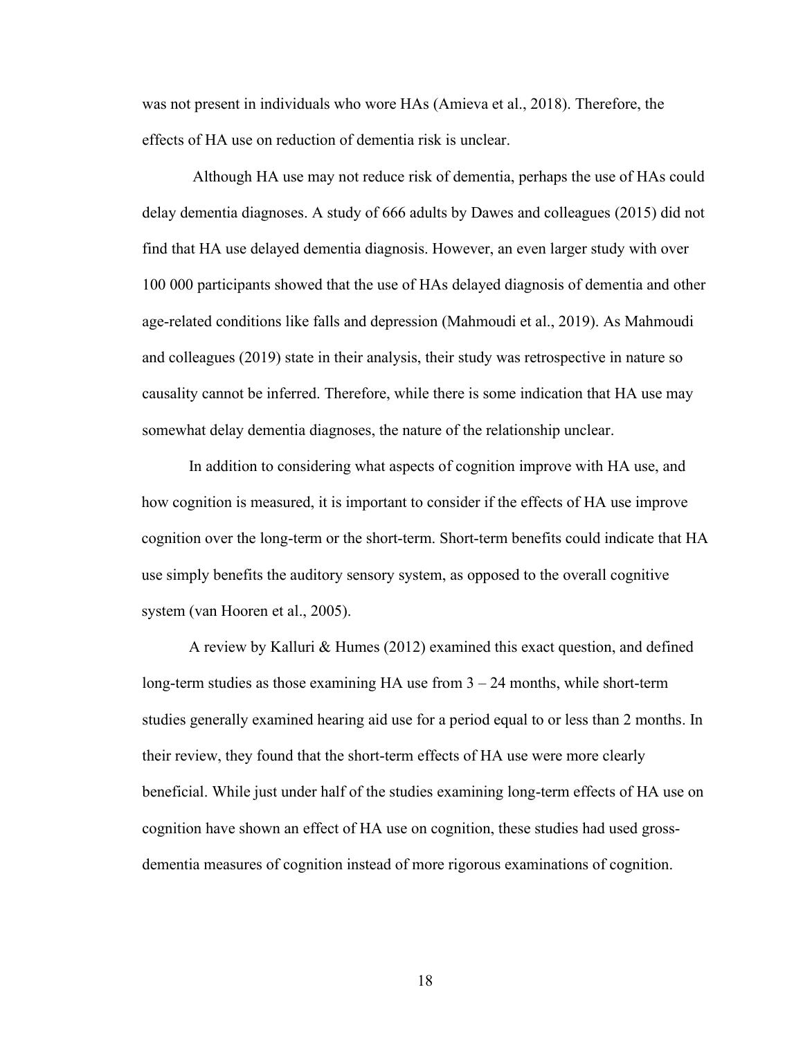was not present in individuals who wore HAs (Amieva et al., 2018). Therefore, the effects of HA use on reduction of dementia risk is unclear.

Although HA use may not reduce risk of dementia, perhaps the use of HAs could delay dementia diagnoses. A study of 666 adults by Dawes and colleagues (2015) did not find that HA use delayed dementia diagnosis. However, an even larger study with over 100 000 participants showed that the use of HAs delayed diagnosis of dementia and other age-related conditions like falls and depression (Mahmoudi et al., 2019). As Mahmoudi and colleagues (2019) state in their analysis, their study was retrospective in nature so causality cannot be inferred. Therefore, while there is some indication that HA use may somewhat delay dementia diagnoses, the nature of the relationship unclear.

In addition to considering what aspects of cognition improve with HA use, and how cognition is measured, it is important to consider if the effects of HA use improve cognition over the long-term or the short-term. Short-term benefits could indicate that HA use simply benefits the auditory sensory system, as opposed to the overall cognitive system (van Hooren et al., 2005).

A review by Kalluri & Humes (2012) examined this exact question, and defined long-term studies as those examining HA use from 3 – 24 months, while short-term studies generally examined hearing aid use for a period equal to or less than 2 months. In their review, they found that the short-term effects of HA use were more clearly beneficial. While just under half of the studies examining long-term effects of HA use on cognition have shown an effect of HA use on cognition, these studies had used gross-dementia measures of cognition instead of more rigorous examinations of cognition.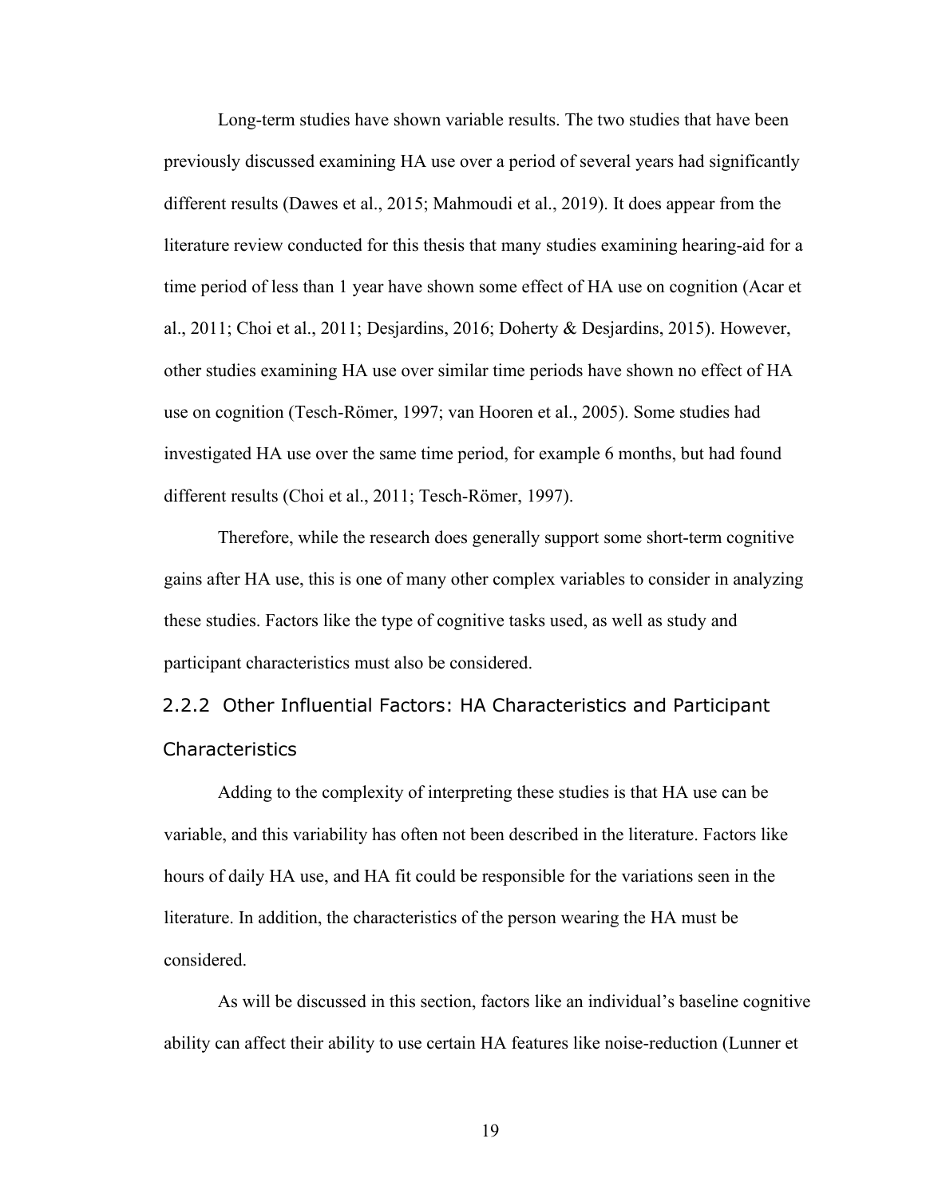Long-term studies have shown variable results. The two studies that have been previously discussed examining HA use over a period of several years had significantly different results (Dawes et al., 2015; Mahmoudi et al., 2019). It does appear from the literature review conducted for this thesis that many studies examining hearing-aid for a time period of less than 1 year have shown some effect of HA use on cognition (Acar et al., 2011; Choi et al., 2011; Desjardins, 2016; Doherty & Desjardins, 2015). However, other studies examining HA use over similar time periods have shown no effect of HA use on cognition (Tesch-Römer, 1997; van Hooren et al., 2005). Some studies had investigated HA use over the same time period, for example 6 months, but had found different results (Choi et al., 2011; Tesch-Römer, 1997).

Therefore, while the research does generally support some short-term cognitive gains after HA use, this is one of many other complex variables to consider in analyzing these studies. Factors like the type of cognitive tasks used, as well as study and participant characteristics must also be considered.

### 2.2.2 Other Influential Factors: HA Characteristics and Participant Characteristics

Adding to the complexity of interpreting these studies is that HA use can be variable, and this variability has often not been described in the literature. Factors like hours of daily HA use, and HA fit could be responsible for the variations seen in the literature. In addition, the characteristics of the person wearing the HA must be considered.

As will be discussed in this section, factors like an individual's baseline cognitive ability can affect their ability to use certain HA features like noise-reduction (Lunner et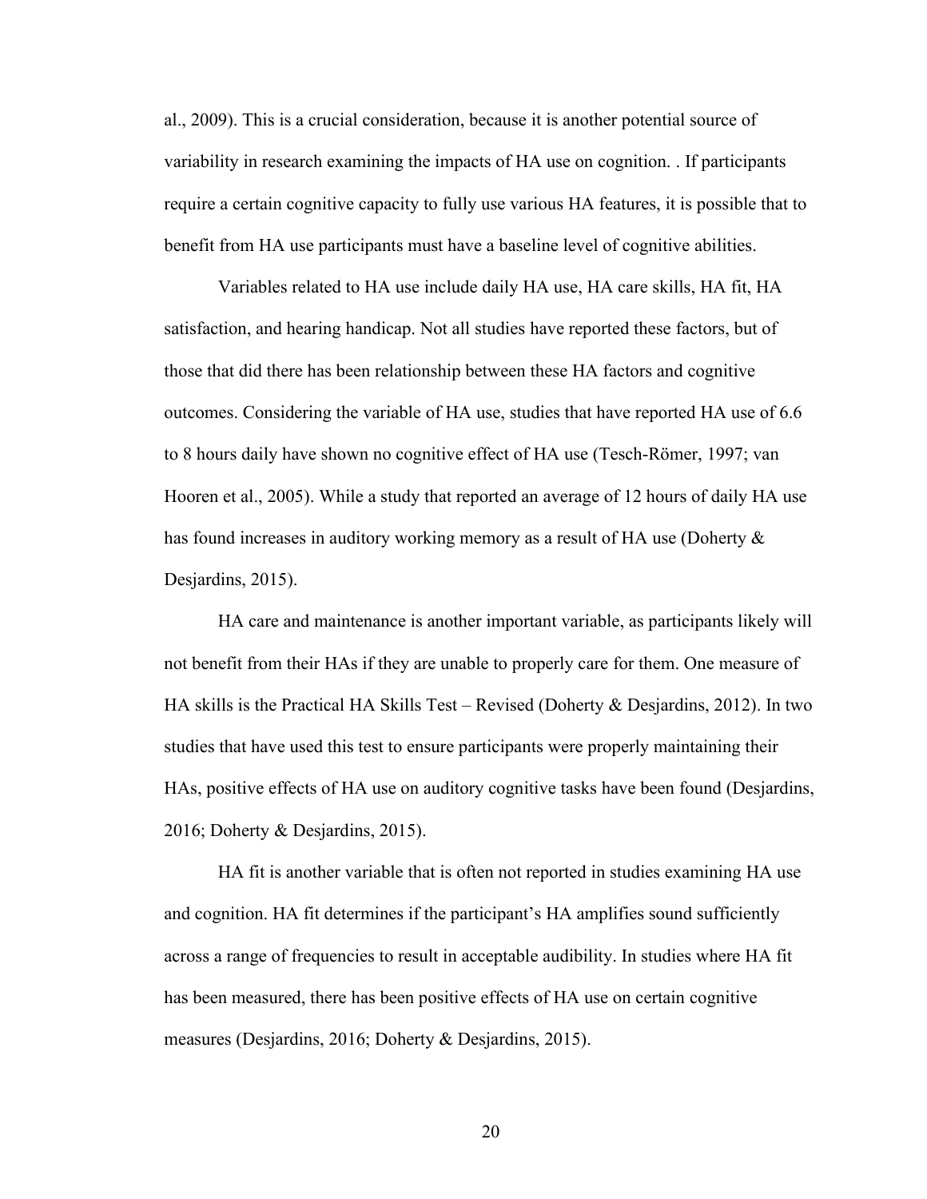al., 2009). This is a crucial consideration, because it is another potential source of variability in research examining the impacts of HA use on cognition. . If participants require a certain cognitive capacity to fully use various HA features, it is possible that to benefit from HA use participants must have a baseline level of cognitive abilities.

Variables related to HA use include daily HA use, HA care skills, HA fit, HA satisfaction, and hearing handicap. Not all studies have reported these factors, but of those that did there has been relationship between these HA factors and cognitive outcomes. Considering the variable of HA use, studies that have reported HA use of 6.6 to 8 hours daily have shown no cognitive effect of HA use (Tesch-Römer, 1997; van Hooren et al., 2005). While a study that reported an average of 12 hours of daily HA use has found increases in auditory working memory as a result of HA use (Doherty & Desjardins, 2015).

HA care and maintenance is another important variable, as participants likely will not benefit from their HAs if they are unable to properly care for them. One measure of HA skills is the Practical HA Skills Test – Revised (Doherty & Desjardins, 2012). In two studies that have used this test to ensure participants were properly maintaining their HAs, positive effects of HA use on auditory cognitive tasks have been found (Desjardins, 2016; Doherty & Desjardins, 2015).

HA fit is another variable that is often not reported in studies examining HA use and cognition. HA fit determines if the participant's HA amplifies sound sufficiently across a range of frequencies to result in acceptable audibility. In studies where HA fit has been measured, there has been positive effects of HA use on certain cognitive measures (Desjardins, 2016; Doherty & Desjardins, 2015).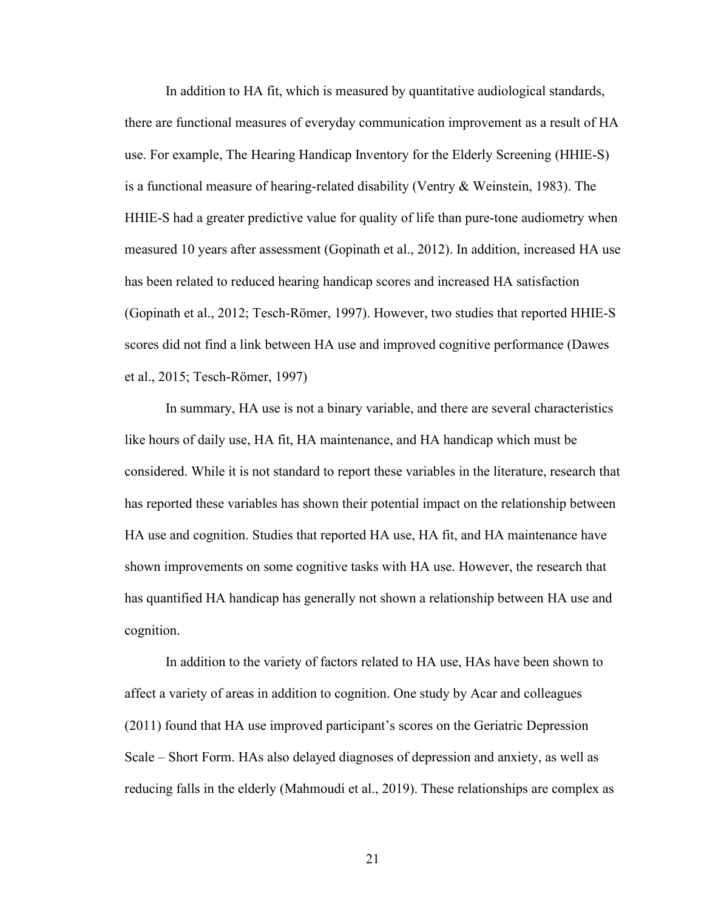In addition to HA fit, which is measured by quantitative audiological standards, there are functional measures of everyday communication improvement as a result of HA use. For example, The Hearing Handicap Inventory for the Elderly Screening (HHIE-S) is a functional measure of hearing-related disability (Ventry & Weinstein, 1983). The HHIE-S had a greater predictive value for quality of life than pure-tone audiometry when measured 10 years after assessment (Gopinath et al., 2012). In addition, increased HA use has been related to reduced hearing handicap scores and increased HA satisfaction (Gopinath et al., 2012; Tesch-Römer, 1997). However, two studies that reported HHIE-S scores did not find a link between HA use and improved cognitive performance (Dawes et al., 2015; Tesch-Römer, 1997)

In summary, HA use is not a binary variable, and there are several characteristics like hours of daily use, HA fit, HA maintenance, and HA handicap which must be considered. While it is not standard to report these variables in the literature, research that has reported these variables has shown their potential impact on the relationship between HA use and cognition. Studies that reported HA use, HA fit, and HA maintenance have shown improvements on some cognitive tasks with HA use. However, the research that has quantified HA handicap has generally not shown a relationship between HA use and cognition.

In addition to the variety of factors related to HA use, HAs have been shown to affect a variety of areas in addition to cognition. One study by Acar and colleagues (2011) found that HA use improved participant's scores on the Geriatric Depression Scale – Short Form. HAs also delayed diagnoses of depression and anxiety, as well as reducing falls in the elderly (Mahmoudi et al., 2019). These relationships are complex as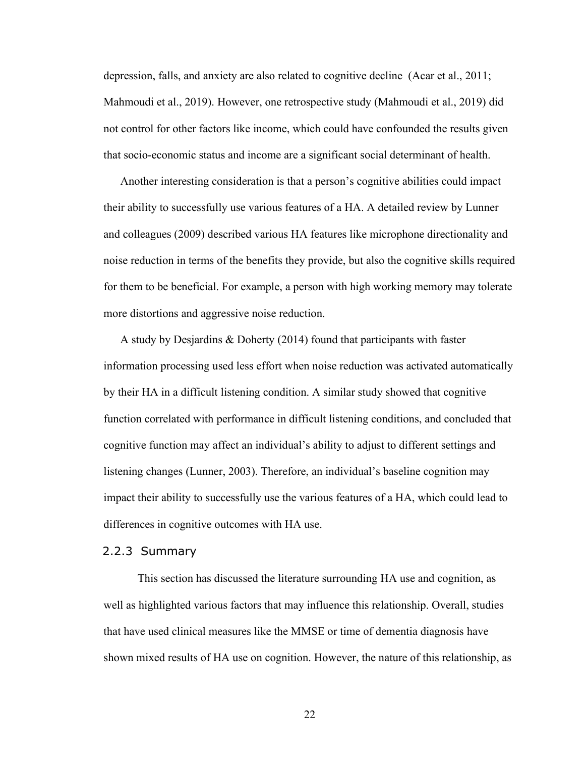depression, falls, and anxiety are also related to cognitive decline (Acar et al., 2011; Mahmoudi et al., 2019). However, one retrospective study (Mahmoudi et al., 2019) did not control for other factors like income, which could have confounded the results given that socio-economic status and income are a significant social determinant of health.

Another interesting consideration is that a person's cognitive abilities could impact their ability to successfully use various features of a HA. A detailed review by Lunner and colleagues (2009) described various HA features like microphone directionality and noise reduction in terms of the benefits they provide, but also the cognitive skills required for them to be beneficial. For example, a person with high working memory may tolerate more distortions and aggressive noise reduction.

A study by Desjardins & Doherty (2014) found that participants with faster information processing used less effort when noise reduction was activated automatically by their HA in a difficult listening condition. A similar study showed that cognitive function correlated with performance in difficult listening conditions, and concluded that cognitive function may affect an individual's ability to adjust to different settings and listening changes (Lunner, 2003). Therefore, an individual's baseline cognition may impact their ability to successfully use the various features of a HA, which could lead to differences in cognitive outcomes with HA use.

### 2.2.3 Summary

This section has discussed the literature surrounding HA use and cognition, as well as highlighted various factors that may influence this relationship. Overall, studies that have used clinical measures like the MMSE or time of dementia diagnosis have shown mixed results of HA use on cognition. However, the nature of this relationship, as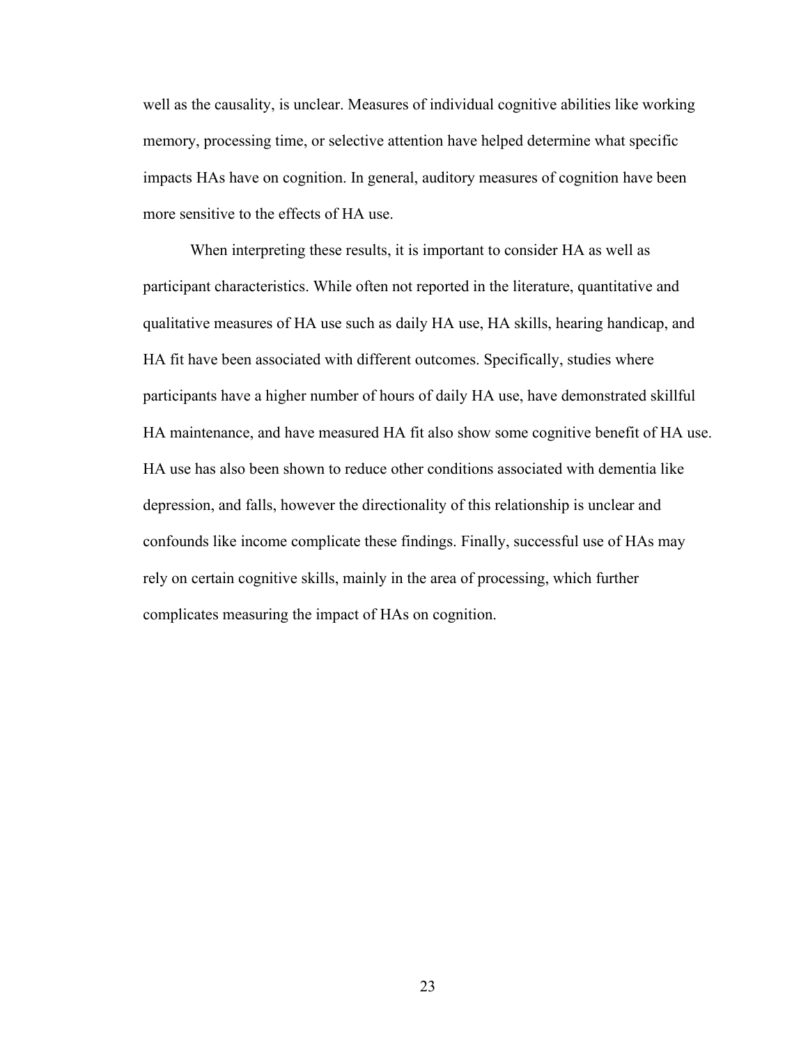well as the causality, is unclear. Measures of individual cognitive abilities like working memory, processing time, or selective attention have helped determine what specific impacts HAs have on cognition. In general, auditory measures of cognition have been more sensitive to the effects of HA use.

When interpreting these results, it is important to consider HA as well as participant characteristics. While often not reported in the literature, quantitative and qualitative measures of HA use such as daily HA use, HA skills, hearing handicap, and HA fit have been associated with different outcomes. Specifically, studies where participants have a higher number of hours of daily HA use, have demonstrated skillful HA maintenance, and have measured HA fit also show some cognitive benefit of HA use. HA use has also been shown to reduce other conditions associated with dementia like depression, and falls, however the directionality of this relationship is unclear and confounds like income complicate these findings. Finally, successful use of HAs may rely on certain cognitive skills, mainly in the area of processing, which further complicates measuring the impact of HAs on cognition.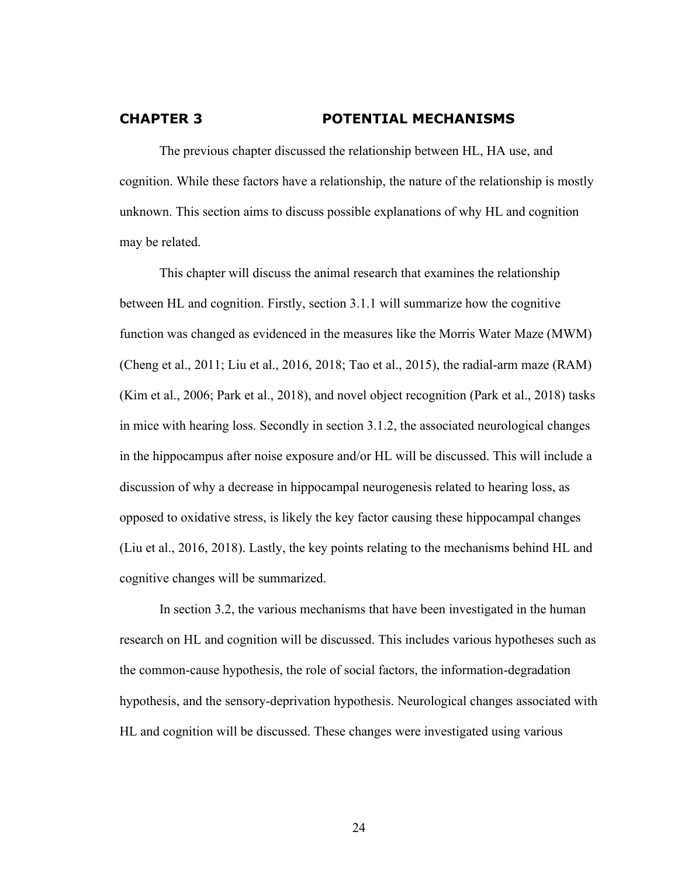# CHAPTER 3 POTENTIAL MECHANISMS

The previous chapter discussed the relationship between HL, HA use, and cognition. While these factors have a relationship, the nature of the relationship is mostly unknown. This section aims to discuss possible explanations of why HL and cognition may be related.

This chapter will discuss the animal research that examines the relationship between HL and cognition. Firstly, section 3.1.1 will summarize how the cognitive function was changed as evidenced in the measures like the Morris Water Maze (MWM) (Cheng et al., 2011; Liu et al., 2016, 2018; Tao et al., 2015), the radial-arm maze (RAM) (Kim et al., 2006; Park et al., 2018), and novel object recognition (Park et al., 2018) tasks in mice with hearing loss. Secondly in section 3.1.2, the associated neurological changes in the hippocampus after noise exposure and/or HL will be discussed. This will include a discussion of why a decrease in hippocampal neurogenesis related to hearing loss, as opposed to oxidative stress, is likely the key factor causing these hippocampal changes (Liu et al., 2016, 2018). Lastly, the key points relating to the mechanisms behind HL and cognitive changes will be summarized.

In section 3.2, the various mechanisms that have been investigated in the human research on HL and cognition will be discussed. This includes various hypotheses such as the common-cause hypothesis, the role of social factors, the information-degradation hypothesis, and the sensory-deprivation hypothesis. Neurological changes associated with HL and cognition will be discussed. These changes were investigated using various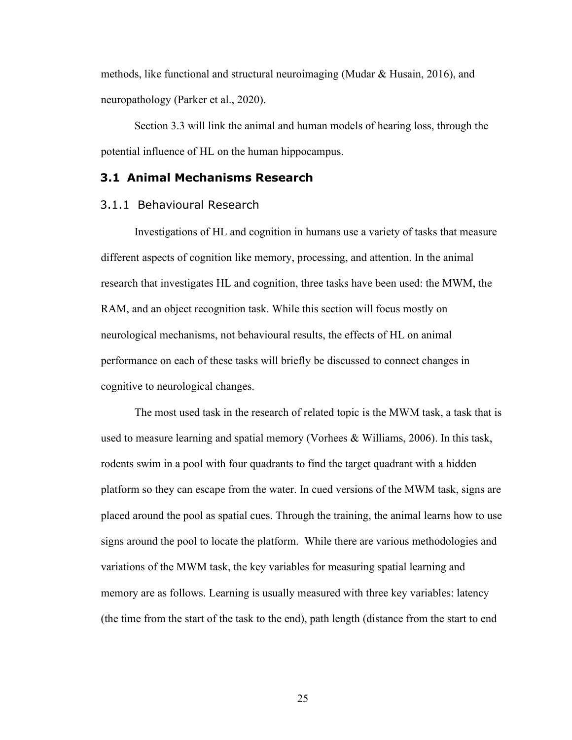methods, like functional and structural neuroimaging (Mudar & Husain, 2016), and neuropathology (Parker et al., 2020).

Section 3.3 will link the animal and human models of hearing loss, through the potential influence of HL on the human hippocampus.

## 3.1 Animal Mechanisms Research

### 3.1.1 Behavioural Research

Investigations of HL and cognition in humans use a variety of tasks that measure different aspects of cognition like memory, processing, and attention. In the animal research that investigates HL and cognition, three tasks have been used: the MWM, the RAM, and an object recognition task. While this section will focus mostly on neurological mechanisms, not behavioural results, the effects of HL on animal performance on each of these tasks will briefly be discussed to connect changes in cognitive to neurological changes.

The most used task in the research of related topic is the MWM task, a task that is used to measure learning and spatial memory (Vorhees & Williams, 2006). In this task, rodents swim in a pool with four quadrants to find the target quadrant with a hidden platform so they can escape from the water. In cued versions of the MWM task, signs are placed around the pool as spatial cues. Through the training, the animal learns how to use signs around the pool to locate the platform. While there are various methodologies and variations of the MWM task, the key variables for measuring spatial learning and memory are as follows. Learning is usually measured with three key variables: latency (the time from the start of the task to the end), path length (distance from the start to end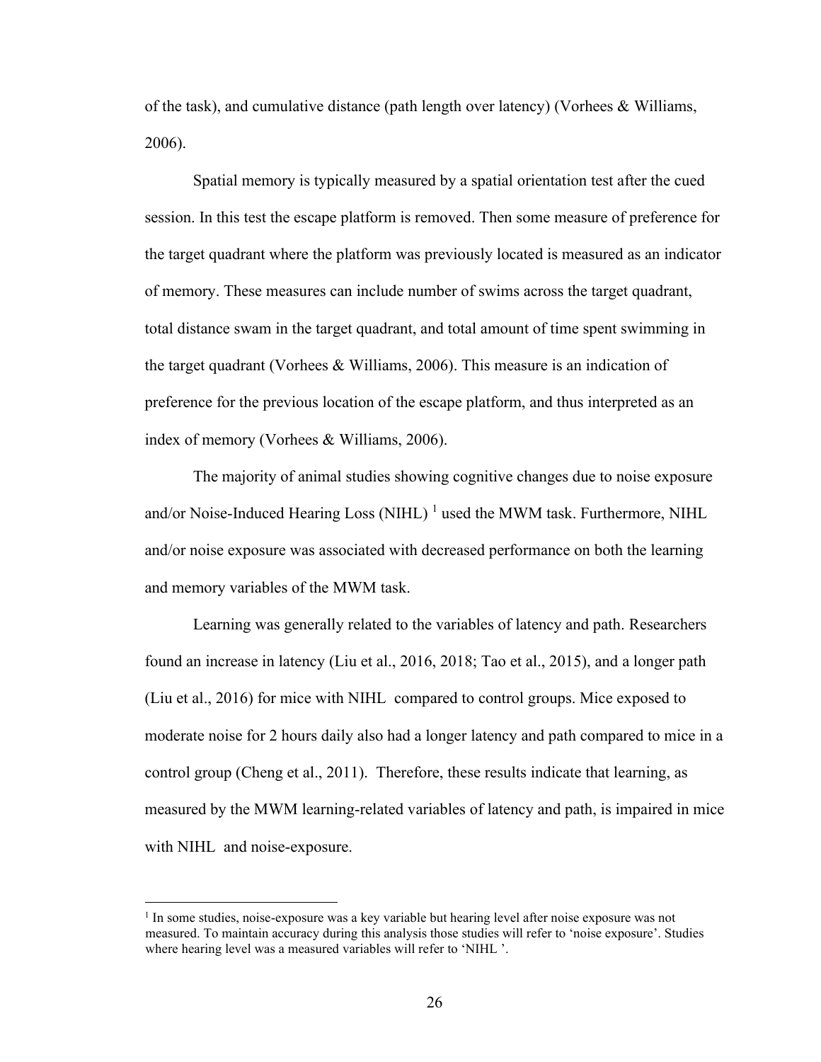of the task), and cumulative distance (path length over latency) (Vorhees & Williams, 2006).

Spatial memory is typically measured by a spatial orientation test after the cued session. In this test the escape platform is removed. Then some measure of preference for the target quadrant where the platform was previously located is measured as an indicator of memory. These measures can include number of swims across the target quadrant, total distance swam in the target quadrant, and total amount of time spent swimming in the target quadrant (Vorhees & Williams, 2006). This measure is an indication of preference for the previous location of the escape platform, and thus interpreted as an index of memory (Vorhees & Williams, 2006).

The majority of animal studies showing cognitive changes due to noise exposure and/or Noise-Induced Hearing Loss (NIHL) [1] used the MWM task. Furthermore, NIHL and/or noise exposure was associated with decreased performance on both the learning and memory variables of the MWM task.

Learning was generally related to the variables of latency and path. Researchers found an increase in latency (Liu et al., 2016, 2018; Tao et al., 2015), and a longer path (Liu et al., 2016) for mice with NIHL compared to control groups. Mice exposed to moderate noise for 2 hours daily also had a longer latency and path compared to mice in a control group (Cheng et al., 2011). Therefore, these results indicate that learning, as measured by the MWM learning-related variables of latency and path, is impaired in mice with NIHL and noise-exposure.

[1] In some studies, noise-exposure was a key variable but hearing level after noise exposure was not measured. To maintain accuracy during this analysis those studies will refer to 'noise exposure'. Studies where hearing level was a measured variables will refer to 'NIHL '.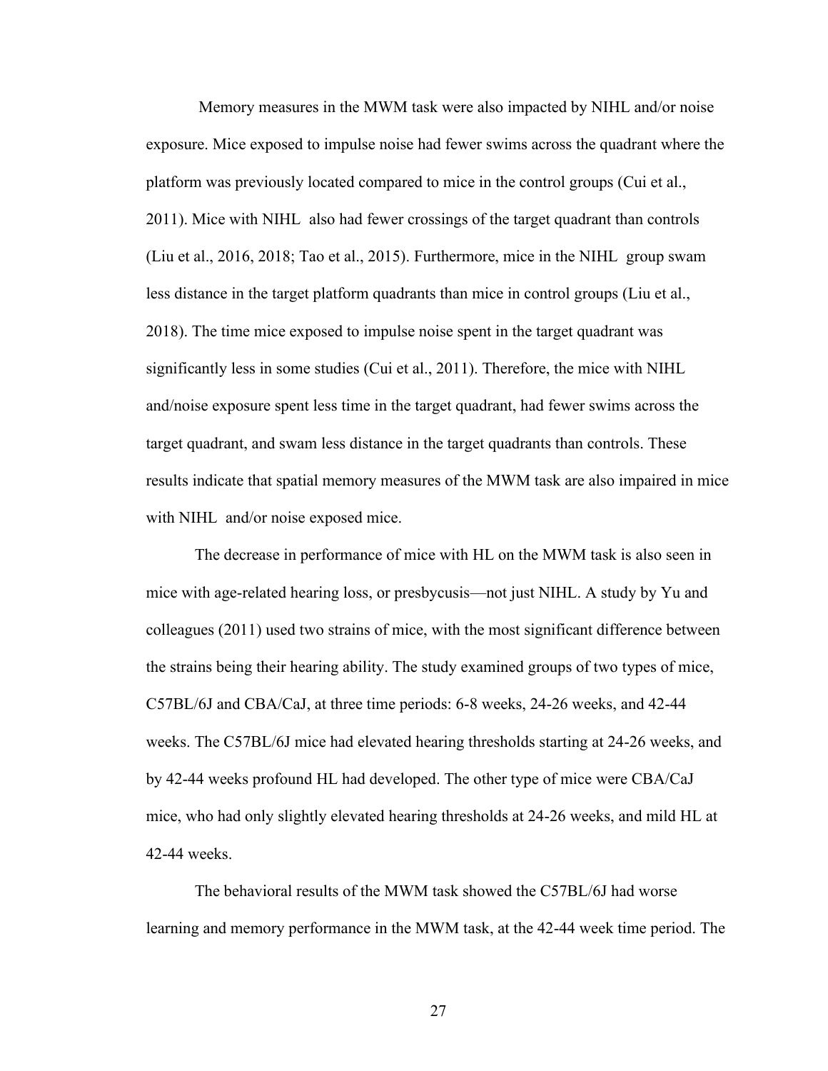Memory measures in the MWM task were also impacted by NIHL and/or noise exposure. Mice exposed to impulse noise had fewer swims across the quadrant where the platform was previously located compared to mice in the control groups (Cui et al., 2011). Mice with NIHL also had fewer crossings of the target quadrant than controls (Liu et al., 2016, 2018; Tao et al., 2015). Furthermore, mice in the NIHL group swam less distance in the target platform quadrants than mice in control groups (Liu et al., 2018). The time mice exposed to impulse noise spent in the target quadrant was significantly less in some studies (Cui et al., 2011). Therefore, the mice with NIHL and/noise exposure spent less time in the target quadrant, had fewer swims across the target quadrant, and swam less distance in the target quadrants than controls. These results indicate that spatial memory measures of the MWM task are also impaired in mice with NIHL and/or noise exposed mice.

The decrease in performance of mice with HL on the MWM task is also seen in mice with age-related hearing loss, or presbycusis—not just NIHL. A study by Yu and colleagues (2011) used two strains of mice, with the most significant difference between the strains being their hearing ability. The study examined groups of two types of mice, C57BL/6J and CBA/CaJ, at three time periods: 6-8 weeks, 24-26 weeks, and 42-44 weeks. The C57BL/6J mice had elevated hearing thresholds starting at 24-26 weeks, and by 42-44 weeks profound HL had developed. The other type of mice were CBA/CaJ mice, who had only slightly elevated hearing thresholds at 24-26 weeks, and mild HL at 42-44 weeks.

The behavioral results of the MWM task showed the C57BL/6J had worse learning and memory performance in the MWM task, at the 42-44 week time period. The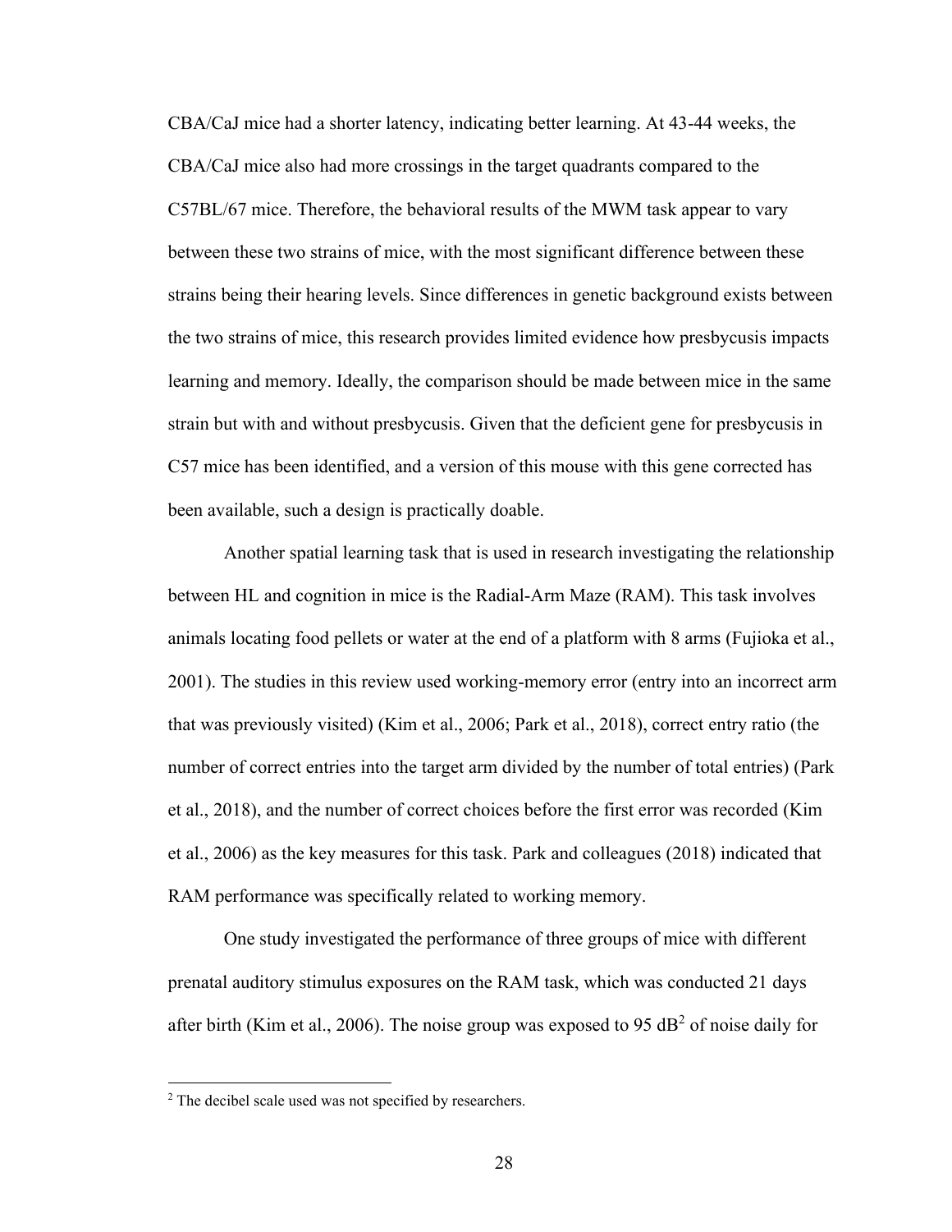CBA/CaJ mice had a shorter latency, indicating better learning. At 43-44 weeks, the CBA/CaJ mice also had more crossings in the target quadrants compared to the C57BL/67 mice. Therefore, the behavioral results of the MWM task appear to vary between these two strains of mice, with the most significant difference between these strains being their hearing levels. Since differences in genetic background exists between the two strains of mice, this research provides limited evidence how presbycusis impacts learning and memory. Ideally, the comparison should be made between mice in the same strain but with and without presbycusis. Given that the deficient gene for presbycusis in C57 mice has been identified, and a version of this mouse with this gene corrected has been available, such a design is practically doable.

Another spatial learning task that is used in research investigating the relationship between HL and cognition in mice is the Radial-Arm Maze (RAM). This task involves animals locating food pellets or water at the end of a platform with 8 arms (Fujioka et al., 2001). The studies in this review used working-memory error (entry into an incorrect arm that was previously visited) (Kim et al., 2006; Park et al., 2018), correct entry ratio (the number of correct entries into the target arm divided by the number of total entries) (Park et al., 2018), and the number of correct choices before the first error was recorded (Kim et al., 2006) as the key measures for this task. Park and colleagues (2018) indicated that RAM performance was specifically related to working memory.

One study investigated the performance of three groups of mice with different prenatal auditory stimulus exposures on the RAM task, which was conducted 21 days after birth (Kim et al., 2006). The noise group was exposed to 95 dB[2] of noise daily for

[2] The decibel scale used was not specified by researchers.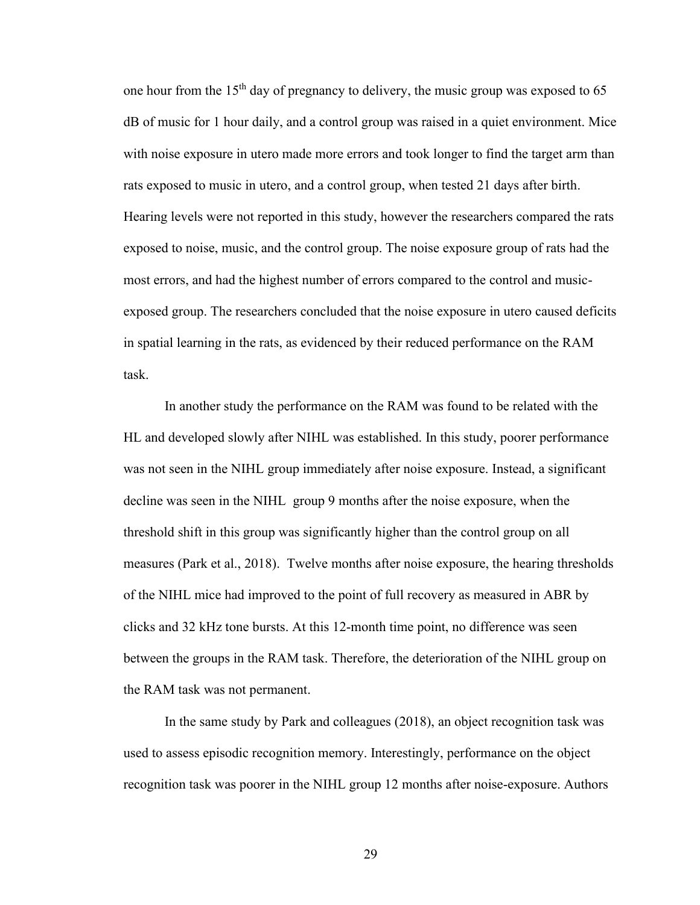one hour from the 15th day of pregnancy to delivery, the music group was exposed to 65 dB of music for 1 hour daily, and a control group was raised in a quiet environment. Mice with noise exposure in utero made more errors and took longer to find the target arm than rats exposed to music in utero, and a control group, when tested 21 days after birth. Hearing levels were not reported in this study, however the researchers compared the rats exposed to noise, music, and the control group. The noise exposure group of rats had the most errors, and had the highest number of errors compared to the control and music-exposed group. The researchers concluded that the noise exposure in utero caused deficits in spatial learning in the rats, as evidenced by their reduced performance on the RAM task.

In another study the performance on the RAM was found to be related with the HL and developed slowly after NIHL was established. In this study, poorer performance was not seen in the NIHL group immediately after noise exposure. Instead, a significant decline was seen in the NIHL group 9 months after the noise exposure, when the threshold shift in this group was significantly higher than the control group on all measures (Park et al., 2018). Twelve months after noise exposure, the hearing thresholds of the NIHL mice had improved to the point of full recovery as measured in ABR by clicks and 32 kHz tone bursts. At this 12-month time point, no difference was seen between the groups in the RAM task. Therefore, the deterioration of the NIHL group on the RAM task was not permanent.

In the same study by Park and colleagues (2018), an object recognition task was used to assess episodic recognition memory. Interestingly, performance on the object recognition task was poorer in the NIHL group 12 months after noise-exposure. Authors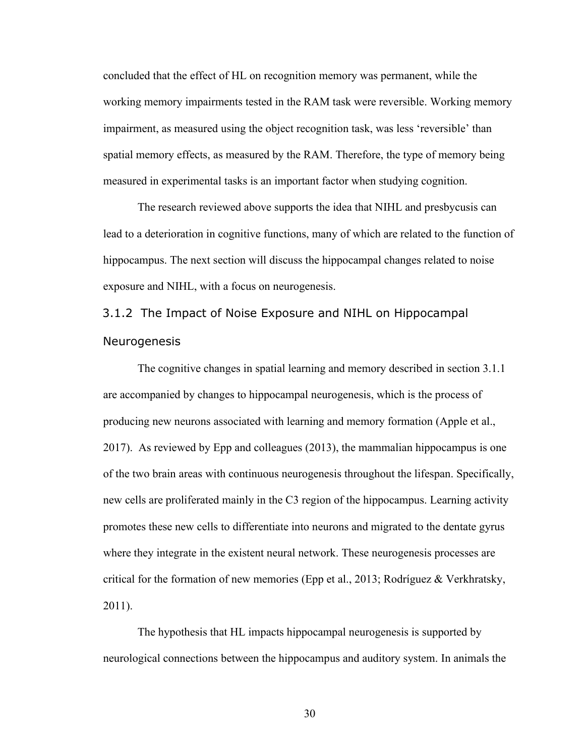concluded that the effect of HL on recognition memory was permanent, while the working memory impairments tested in the RAM task were reversible. Working memory impairment, as measured using the object recognition task, was less 'reversible' than spatial memory effects, as measured by the RAM. Therefore, the type of memory being measured in experimental tasks is an important factor when studying cognition.

The research reviewed above supports the idea that NIHL and presbycusis can lead to a deterioration in cognitive functions, many of which are related to the function of hippocampus. The next section will discuss the hippocampal changes related to noise exposure and NIHL, with a focus on neurogenesis.

### 3.1.2 The Impact of Noise Exposure and NIHL on Hippocampal Neurogenesis

The cognitive changes in spatial learning and memory described in section 3.1.1 are accompanied by changes to hippocampal neurogenesis, which is the process of producing new neurons associated with learning and memory formation (Apple et al., 2017). As reviewed by Epp and colleagues (2013), the mammalian hippocampus is one of the two brain areas with continuous neurogenesis throughout the lifespan. Specifically, new cells are proliferated mainly in the C3 region of the hippocampus. Learning activity promotes these new cells to differentiate into neurons and migrated to the dentate gyrus where they integrate in the existent neural network. These neurogenesis processes are critical for the formation of new memories (Epp et al., 2013; Rodríguez & Verkhratsky, 2011).

The hypothesis that HL impacts hippocampal neurogenesis is supported by neurological connections between the hippocampus and auditory system. In animals the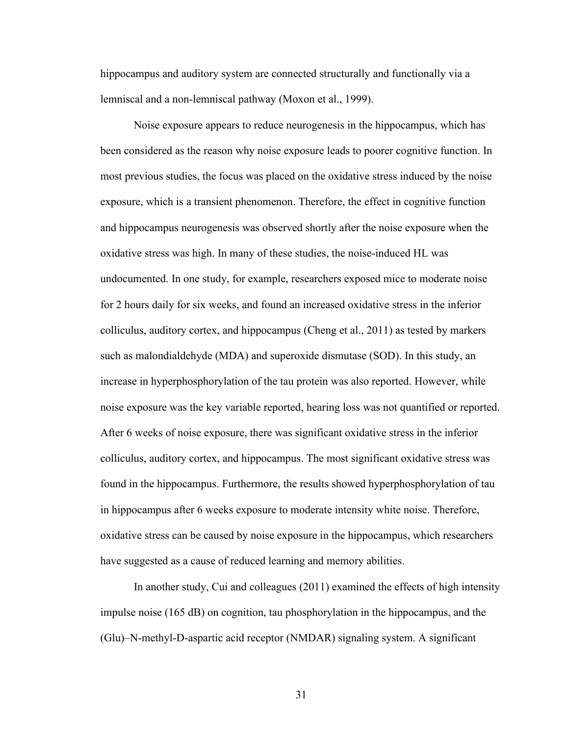hippocampus and auditory system are connected structurally and functionally via a lemniscal and a non-lemniscal pathway (Moxon et al., 1999).

Noise exposure appears to reduce neurogenesis in the hippocampus, which has been considered as the reason why noise exposure leads to poorer cognitive function. In most previous studies, the focus was placed on the oxidative stress induced by the noise exposure, which is a transient phenomenon. Therefore, the effect in cognitive function and hippocampus neurogenesis was observed shortly after the noise exposure when the oxidative stress was high. In many of these studies, the noise-induced HL was undocumented. In one study, for example, researchers exposed mice to moderate noise for 2 hours daily for six weeks, and found an increased oxidative stress in the inferior colliculus, auditory cortex, and hippocampus (Cheng et al., 2011) as tested by markers such as malondialdehyde (MDA) and superoxide dismutase (SOD). In this study, an increase in hyperphosphorylation of the tau protein was also reported. However, while noise exposure was the key variable reported, hearing loss was not quantified or reported. After 6 weeks of noise exposure, there was significant oxidative stress in the inferior colliculus, auditory cortex, and hippocampus. The most significant oxidative stress was found in the hippocampus. Furthermore, the results showed hyperphosphorylation of tau in hippocampus after 6 weeks exposure to moderate intensity white noise. Therefore, oxidative stress can be caused by noise exposure in the hippocampus, which researchers have suggested as a cause of reduced learning and memory abilities.

In another study, Cui and colleagues (2011) examined the effects of high intensity impulse noise (165 dB) on cognition, tau phosphorylation in the hippocampus, and the (Glu)–N-methyl-D-aspartic acid receptor (NMDAR) signaling system. A significant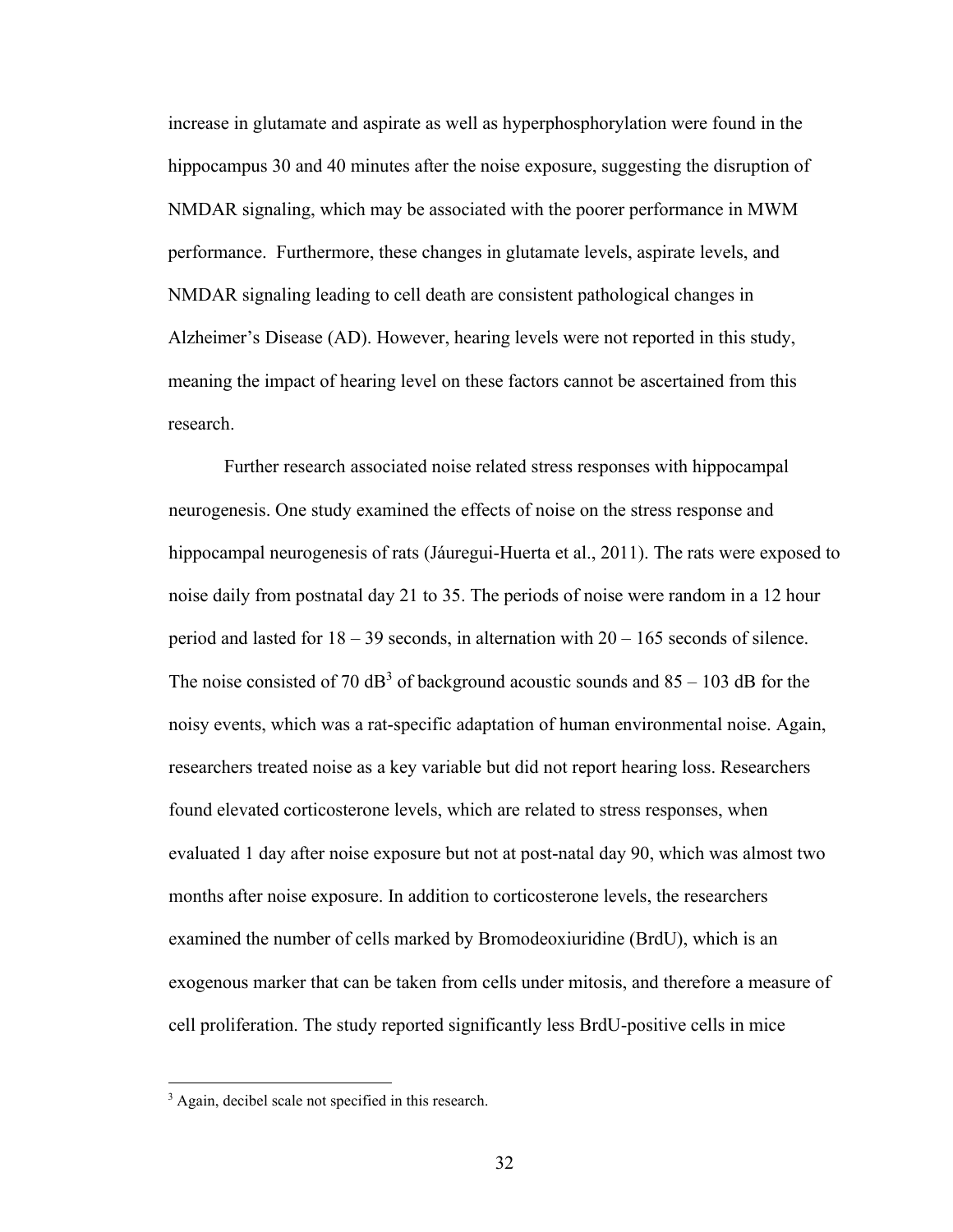increase in glutamate and aspirate as well as hyperphosphorylation were found in the hippocampus 30 and 40 minutes after the noise exposure, suggesting the disruption of NMDAR signaling, which may be associated with the poorer performance in MWM performance. Furthermore, these changes in glutamate levels, aspirate levels, and NMDAR signaling leading to cell death are consistent pathological changes in Alzheimer's Disease (AD). However, hearing levels were not reported in this study, meaning the impact of hearing level on these factors cannot be ascertained from this research.

Further research associated noise related stress responses with hippocampal neurogenesis. One study examined the effects of noise on the stress response and hippocampal neurogenesis of rats (Jáuregui-Huerta et al., 2011). The rats were exposed to noise daily from postnatal day 21 to 35. The periods of noise were random in a 12 hour period and lasted for 18 – 39 seconds, in alternation with 20 – 165 seconds of silence. The noise consisted of 70 dB[3] of background acoustic sounds and 85 – 103 dB for the noisy events, which was a rat-specific adaptation of human environmental noise. Again, researchers treated noise as a key variable but did not report hearing loss. Researchers found elevated corticosterone levels, which are related to stress responses, when evaluated 1 day after noise exposure but not at post-natal day 90, which was almost two months after noise exposure. In addition to corticosterone levels, the researchers examined the number of cells marked by Bromodeoxiuridine (BrdU), which is an exogenous marker that can be taken from cells under mitosis, and therefore a measure of cell proliferation. The study reported significantly less BrdU-positive cells in mice

[3] Again, decibel scale not specified in this research.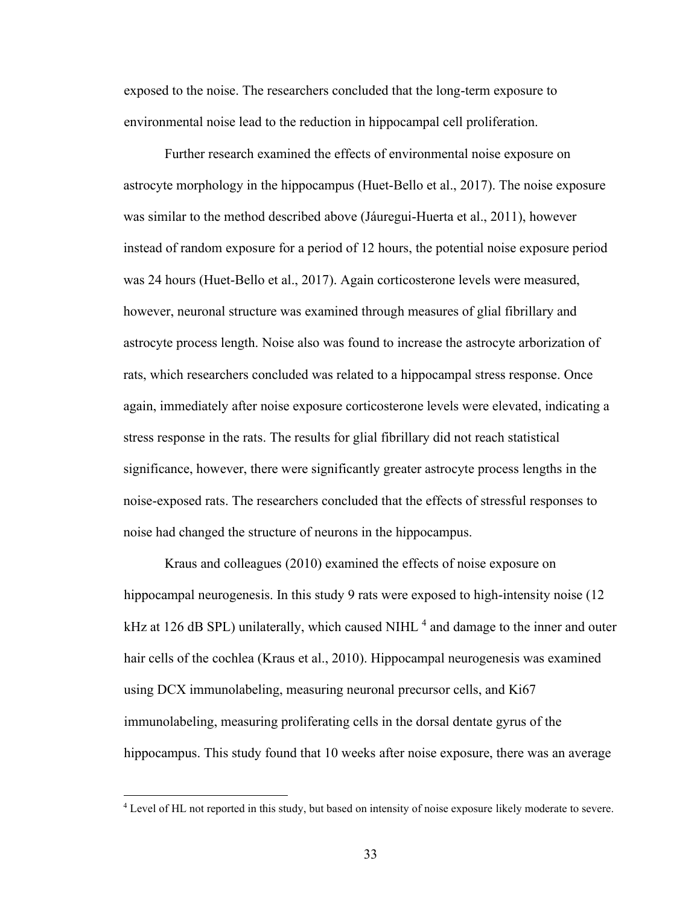exposed to the noise. The researchers concluded that the long-term exposure to environmental noise lead to the reduction in hippocampal cell proliferation.

Further research examined the effects of environmental noise exposure on astrocyte morphology in the hippocampus (Huet-Bello et al., 2017). The noise exposure was similar to the method described above (Jáuregui-Huerta et al., 2011), however instead of random exposure for a period of 12 hours, the potential noise exposure period was 24 hours (Huet-Bello et al., 2017). Again corticosterone levels were measured, however, neuronal structure was examined through measures of glial fibrillary and astrocyte process length. Noise also was found to increase the astrocyte arborization of rats, which researchers concluded was related to a hippocampal stress response. Once again, immediately after noise exposure corticosterone levels were elevated, indicating a stress response in the rats. The results for glial fibrillary did not reach statistical significance, however, there were significantly greater astrocyte process lengths in the noise-exposed rats. The researchers concluded that the effects of stressful responses to noise had changed the structure of neurons in the hippocampus.

Kraus and colleagues (2010) examined the effects of noise exposure on hippocampal neurogenesis. In this study 9 rats were exposed to high-intensity noise (12 kHz at 126 dB SPL) unilaterally, which caused NIHL [4] and damage to the inner and outer hair cells of the cochlea (Kraus et al., 2010). Hippocampal neurogenesis was examined using DCX immunolabeling, measuring neuronal precursor cells, and Ki67 immunolabeling, measuring proliferating cells in the dorsal dentate gyrus of the hippocampus. This study found that 10 weeks after noise exposure, there was an average

[4] Level of HL not reported in this study, but based on intensity of noise exposure likely moderate to severe.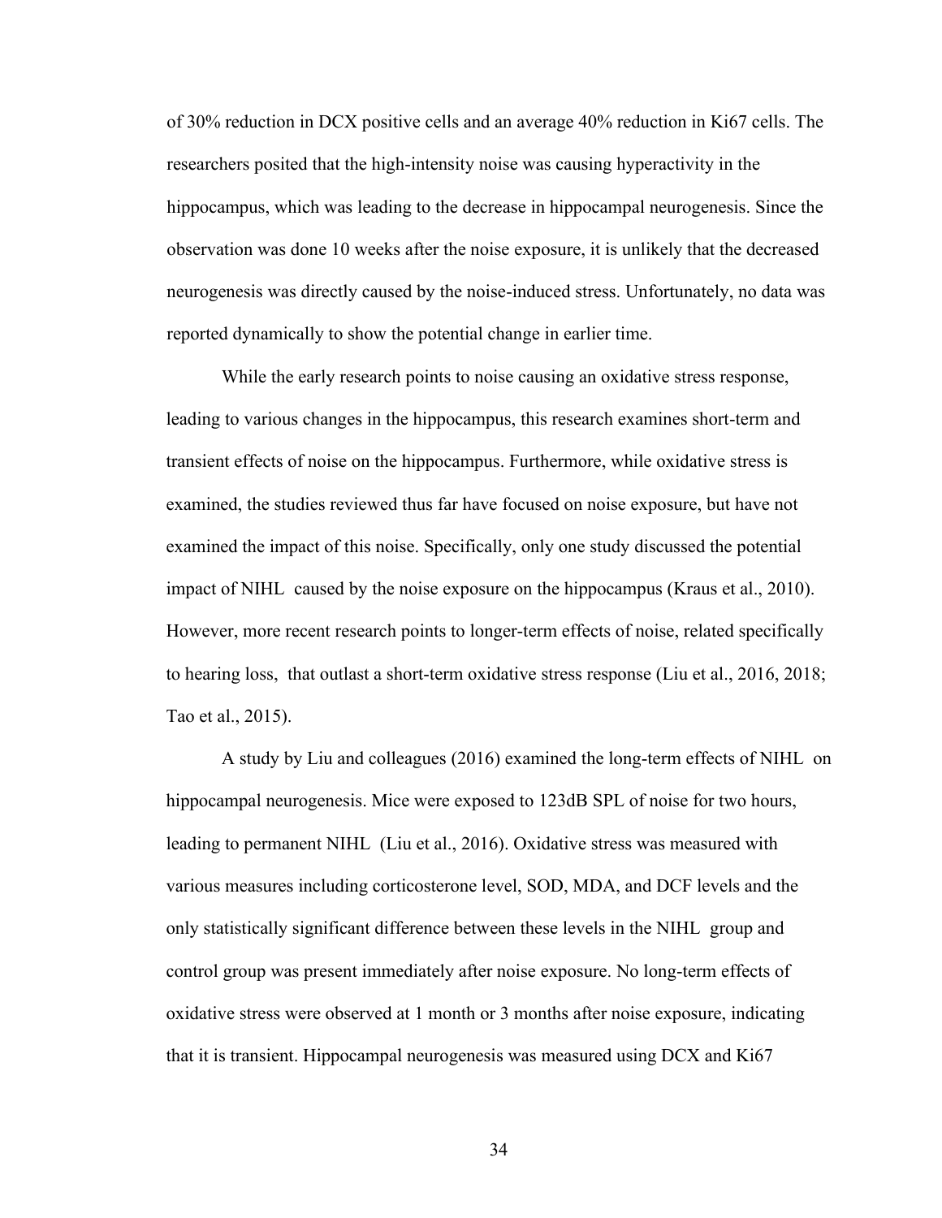of 30% reduction in DCX positive cells and an average 40% reduction in Ki67 cells. The researchers posited that the high-intensity noise was causing hyperactivity in the hippocampus, which was leading to the decrease in hippocampal neurogenesis. Since the observation was done 10 weeks after the noise exposure, it is unlikely that the decreased neurogenesis was directly caused by the noise-induced stress. Unfortunately, no data was reported dynamically to show the potential change in earlier time.

While the early research points to noise causing an oxidative stress response, leading to various changes in the hippocampus, this research examines short-term and transient effects of noise on the hippocampus. Furthermore, while oxidative stress is examined, the studies reviewed thus far have focused on noise exposure, but have not examined the impact of this noise. Specifically, only one study discussed the potential impact of NIHL caused by the noise exposure on the hippocampus (Kraus et al., 2010). However, more recent research points to longer-term effects of noise, related specifically to hearing loss, that outlast a short-term oxidative stress response (Liu et al., 2016, 2018; Tao et al., 2015).

A study by Liu and colleagues (2016) examined the long-term effects of NIHL on hippocampal neurogenesis. Mice were exposed to 123dB SPL of noise for two hours, leading to permanent NIHL (Liu et al., 2016). Oxidative stress was measured with various measures including corticosterone level, SOD, MDA, and DCF levels and the only statistically significant difference between these levels in the NIHL group and control group was present immediately after noise exposure. No long-term effects of oxidative stress were observed at 1 month or 3 months after noise exposure, indicating that it is transient. Hippocampal neurogenesis was measured using DCX and Ki67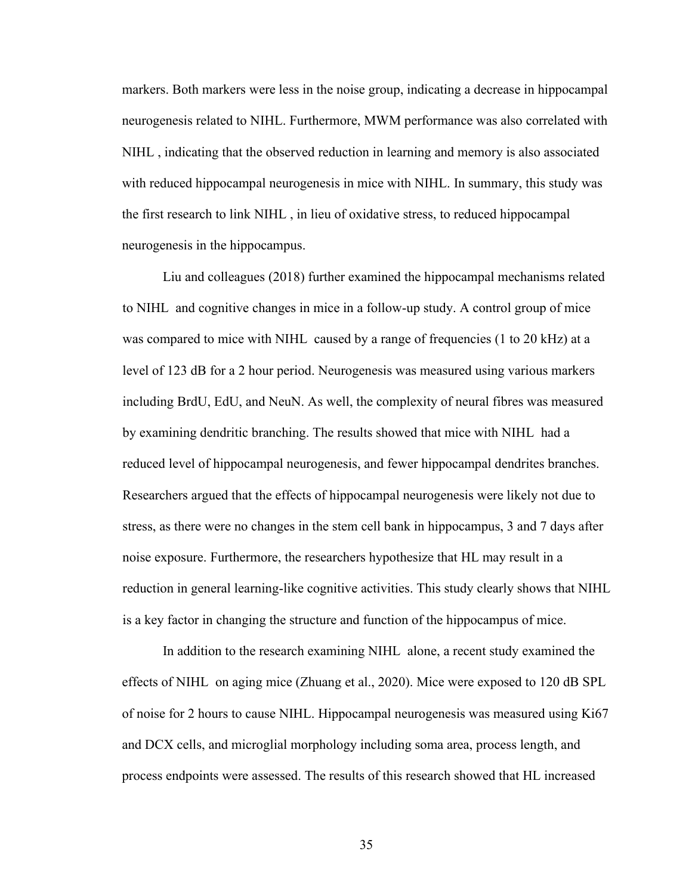markers. Both markers were less in the noise group, indicating a decrease in hippocampal neurogenesis related to NIHL. Furthermore, MWM performance was also correlated with NIHL , indicating that the observed reduction in learning and memory is also associated with reduced hippocampal neurogenesis in mice with NIHL. In summary, this study was the first research to link NIHL , in lieu of oxidative stress, to reduced hippocampal neurogenesis in the hippocampus.

Liu and colleagues (2018) further examined the hippocampal mechanisms related to NIHL and cognitive changes in mice in a follow-up study. A control group of mice was compared to mice with NIHL caused by a range of frequencies (1 to 20 kHz) at a level of 123 dB for a 2 hour period. Neurogenesis was measured using various markers including BrdU, EdU, and NeuN. As well, the complexity of neural fibres was measured by examining dendritic branching. The results showed that mice with NIHL had a reduced level of hippocampal neurogenesis, and fewer hippocampal dendrites branches. Researchers argued that the effects of hippocampal neurogenesis were likely not due to stress, as there were no changes in the stem cell bank in hippocampus, 3 and 7 days after noise exposure. Furthermore, the researchers hypothesize that HL may result in a reduction in general learning-like cognitive activities. This study clearly shows that NIHL is a key factor in changing the structure and function of the hippocampus of mice.

In addition to the research examining NIHL alone, a recent study examined the effects of NIHL on aging mice (Zhuang et al., 2020). Mice were exposed to 120 dB SPL of noise for 2 hours to cause NIHL. Hippocampal neurogenesis was measured using Ki67 and DCX cells, and microglial morphology including soma area, process length, and process endpoints were assessed. The results of this research showed that HL increased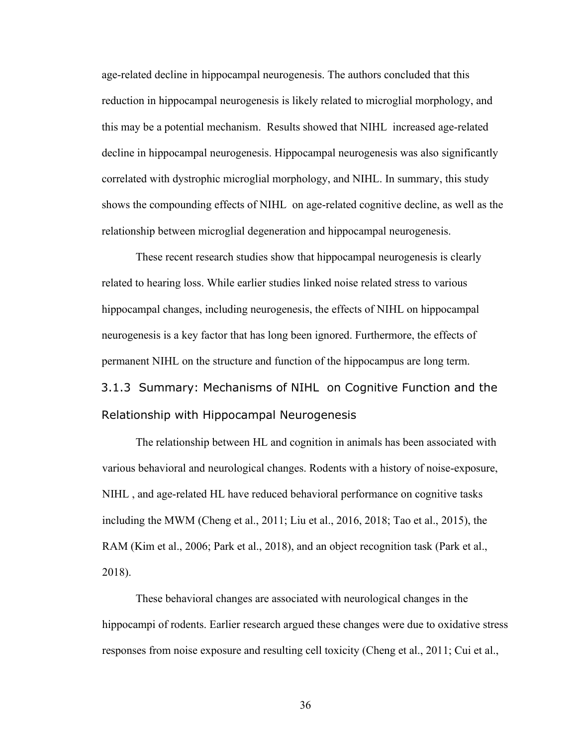age-related decline in hippocampal neurogenesis. The authors concluded that this reduction in hippocampal neurogenesis is likely related to microglial morphology, and this may be a potential mechanism. Results showed that NIHL increased age-related decline in hippocampal neurogenesis. Hippocampal neurogenesis was also significantly correlated with dystrophic microglial morphology, and NIHL. In summary, this study shows the compounding effects of NIHL on age-related cognitive decline, as well as the relationship between microglial degeneration and hippocampal neurogenesis.

These recent research studies show that hippocampal neurogenesis is clearly related to hearing loss. While earlier studies linked noise related stress to various hippocampal changes, including neurogenesis, the effects of NIHL on hippocampal neurogenesis is a key factor that has long been ignored. Furthermore, the effects of permanent NIHL on the structure and function of the hippocampus are long term.

### 3.1.3 Summary: Mechanisms of NIHL on Cognitive Function and the Relationship with Hippocampal Neurogenesis

The relationship between HL and cognition in animals has been associated with various behavioral and neurological changes. Rodents with a history of noise-exposure, NIHL , and age-related HL have reduced behavioral performance on cognitive tasks including the MWM (Cheng et al., 2011; Liu et al., 2016, 2018; Tao et al., 2015), the RAM (Kim et al., 2006; Park et al., 2018), and an object recognition task (Park et al., 2018).

These behavioral changes are associated with neurological changes in the hippocampi of rodents. Earlier research argued these changes were due to oxidative stress responses from noise exposure and resulting cell toxicity (Cheng et al., 2011; Cui et al.,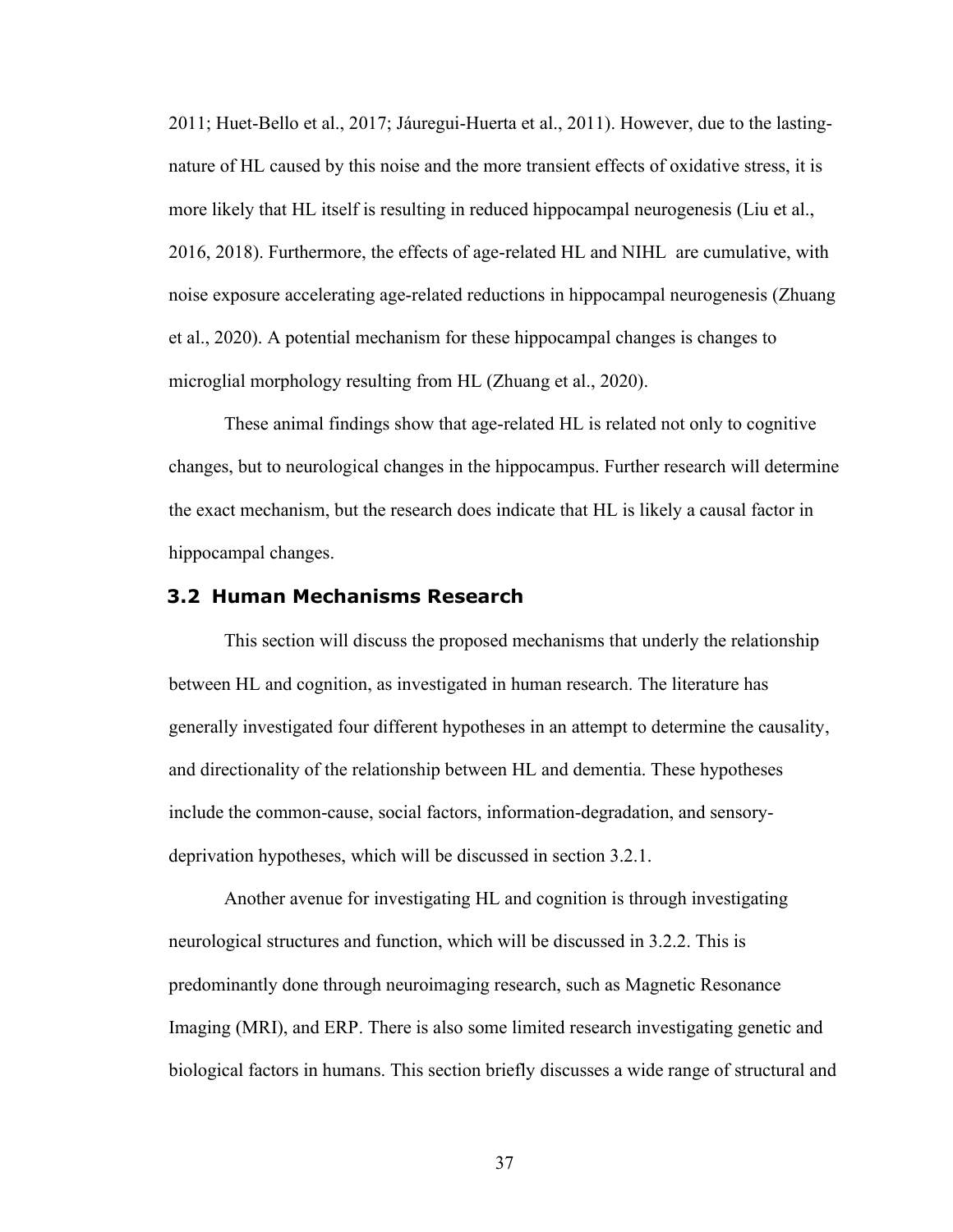2011; Huet-Bello et al., 2017; Jáuregui-Huerta et al., 2011). However, due to the lasting-nature of HL caused by this noise and the more transient effects of oxidative stress, it is more likely that HL itself is resulting in reduced hippocampal neurogenesis (Liu et al., 2016, 2018). Furthermore, the effects of age-related HL and NIHL are cumulative, with noise exposure accelerating age-related reductions in hippocampal neurogenesis (Zhuang et al., 2020). A potential mechanism for these hippocampal changes is changes to microglial morphology resulting from HL (Zhuang et al., 2020).

These animal findings show that age-related HL is related not only to cognitive changes, but to neurological changes in the hippocampus. Further research will determine the exact mechanism, but the research does indicate that HL is likely a causal factor in hippocampal changes.

### 3.2 Human Mechanisms Research

This section will discuss the proposed mechanisms that underly the relationship between HL and cognition, as investigated in human research. The literature has generally investigated four different hypotheses in an attempt to determine the causality, and directionality of the relationship between HL and dementia. These hypotheses include the common-cause, social factors, information-degradation, and sensory-deprivation hypotheses, which will be discussed in section 3.2.1.

Another avenue for investigating HL and cognition is through investigating neurological structures and function, which will be discussed in 3.2.2. This is predominantly done through neuroimaging research, such as Magnetic Resonance Imaging (MRI), and ERP. There is also some limited research investigating genetic and biological factors in humans. This section briefly discusses a wide range of structural and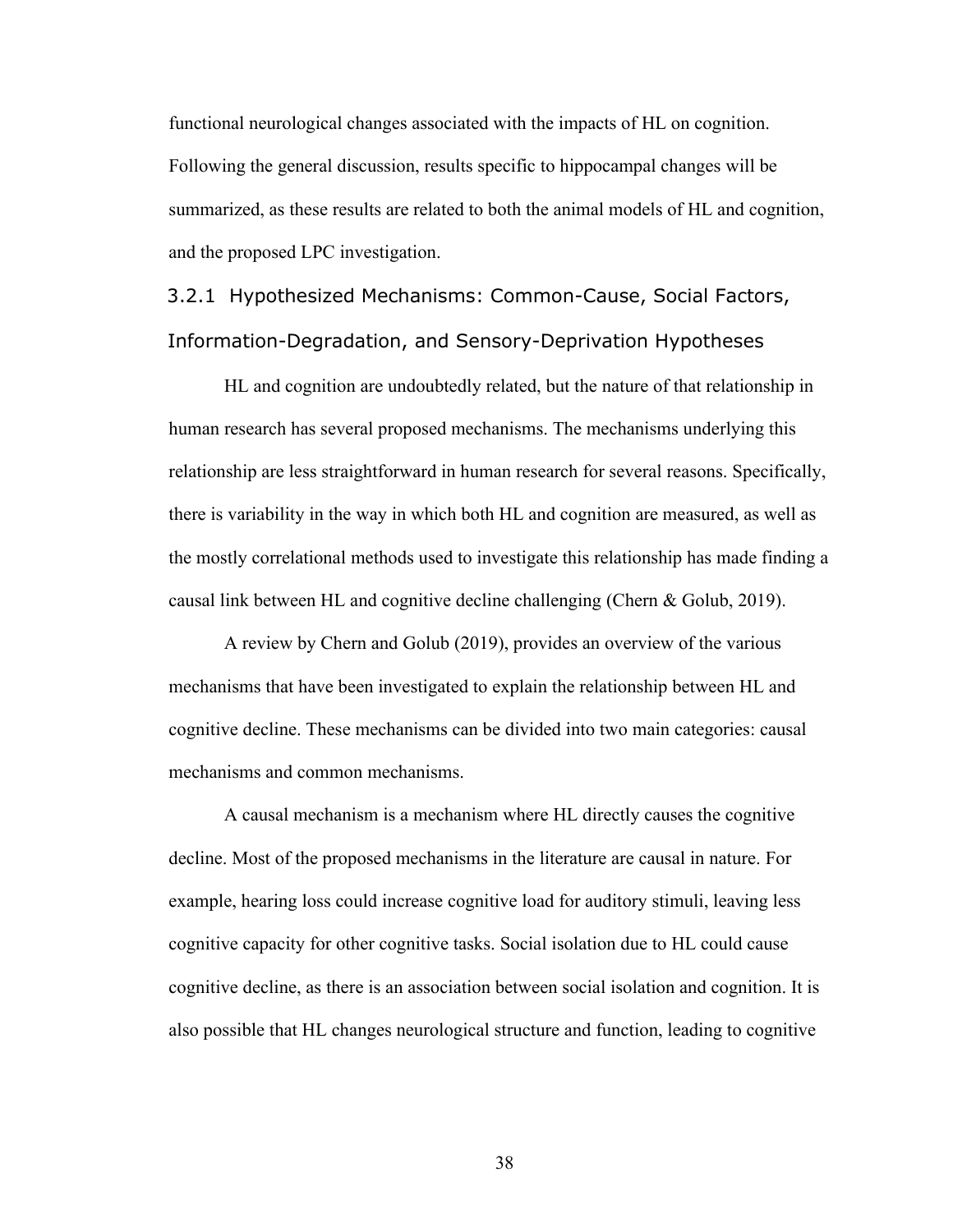functional neurological changes associated with the impacts of HL on cognition. Following the general discussion, results specific to hippocampal changes will be summarized, as these results are related to both the animal models of HL and cognition, and the proposed LPC investigation.

### 3.2.1 Hypothesized Mechanisms: Common-Cause, Social Factors, Information-Degradation, and Sensory-Deprivation Hypotheses

HL and cognition are undoubtedly related, but the nature of that relationship in human research has several proposed mechanisms. The mechanisms underlying this relationship are less straightforward in human research for several reasons. Specifically, there is variability in the way in which both HL and cognition are measured, as well as the mostly correlational methods used to investigate this relationship has made finding a causal link between HL and cognitive decline challenging (Chern & Golub, 2019).

A review by Chern and Golub (2019), provides an overview of the various mechanisms that have been investigated to explain the relationship between HL and cognitive decline. These mechanisms can be divided into two main categories: causal mechanisms and common mechanisms.

A causal mechanism is a mechanism where HL directly causes the cognitive decline. Most of the proposed mechanisms in the literature are causal in nature. For example, hearing loss could increase cognitive load for auditory stimuli, leaving less cognitive capacity for other cognitive tasks. Social isolation due to HL could cause cognitive decline, as there is an association between social isolation and cognition. It is also possible that HL changes neurological structure and function, leading to cognitive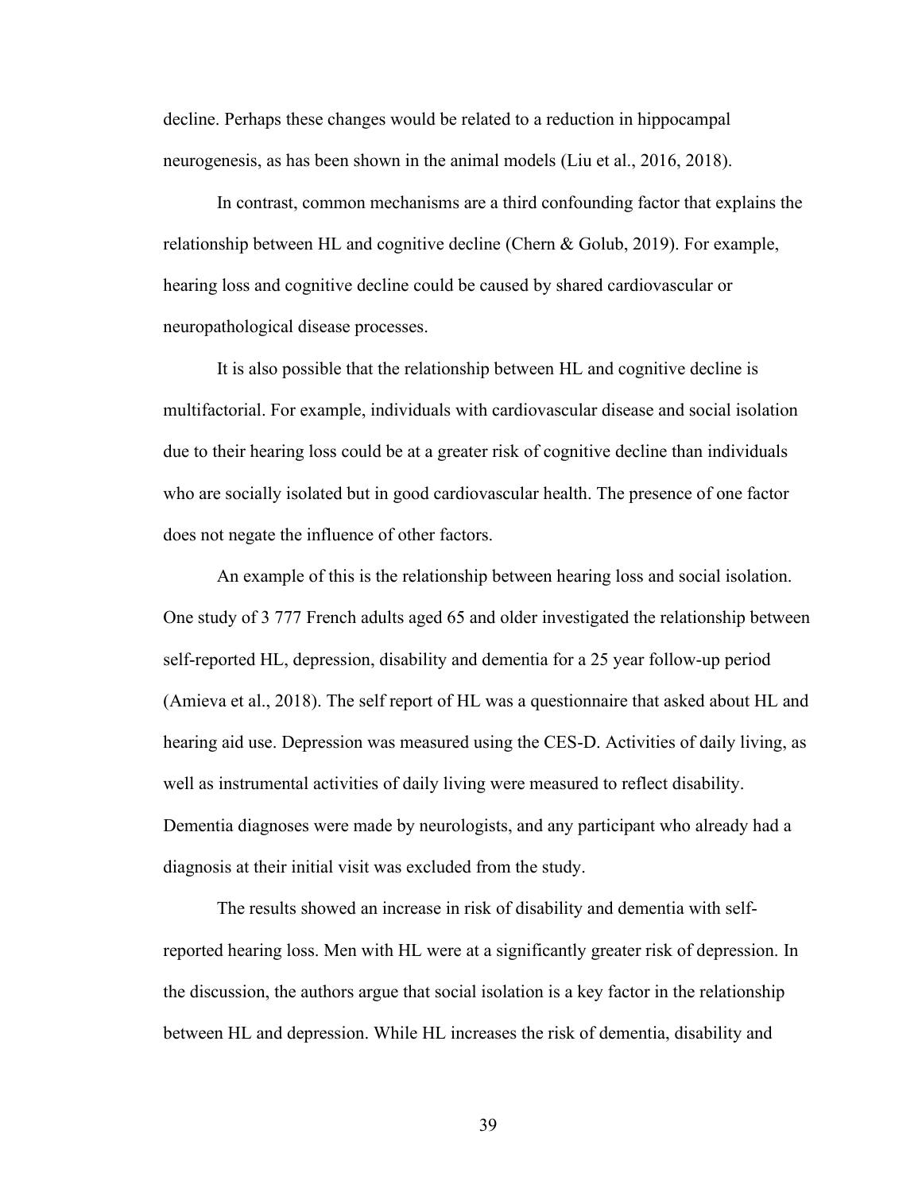decline. Perhaps these changes would be related to a reduction in hippocampal neurogenesis, as has been shown in the animal models (Liu et al., 2016, 2018).

In contrast, common mechanisms are a third confounding factor that explains the relationship between HL and cognitive decline (Chern & Golub, 2019). For example, hearing loss and cognitive decline could be caused by shared cardiovascular or neuropathological disease processes.

It is also possible that the relationship between HL and cognitive decline is multifactorial. For example, individuals with cardiovascular disease and social isolation due to their hearing loss could be at a greater risk of cognitive decline than individuals who are socially isolated but in good cardiovascular health. The presence of one factor does not negate the influence of other factors.

An example of this is the relationship between hearing loss and social isolation. One study of 3 777 French adults aged 65 and older investigated the relationship between self-reported HL, depression, disability and dementia for a 25 year follow-up period (Amieva et al., 2018). The self report of HL was a questionnaire that asked about HL and hearing aid use. Depression was measured using the CES-D. Activities of daily living, as well as instrumental activities of daily living were measured to reflect disability. Dementia diagnoses were made by neurologists, and any participant who already had a diagnosis at their initial visit was excluded from the study.

The results showed an increase in risk of disability and dementia with self-reported hearing loss. Men with HL were at a significantly greater risk of depression. In the discussion, the authors argue that social isolation is a key factor in the relationship between HL and depression. While HL increases the risk of dementia, disability and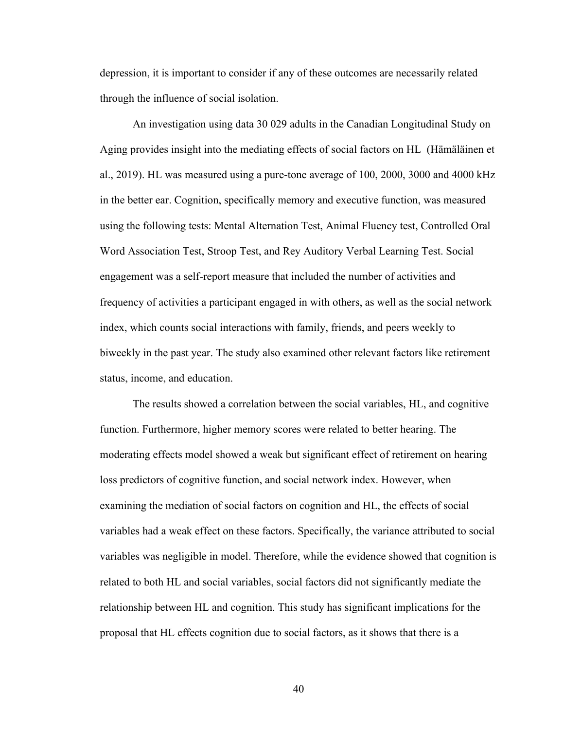depression, it is important to consider if any of these outcomes are necessarily related through the influence of social isolation.

An investigation using data 30 029 adults in the Canadian Longitudinal Study on Aging provides insight into the mediating effects of social factors on HL (Hämäläinen et al., 2019). HL was measured using a pure-tone average of 100, 2000, 3000 and 4000 kHz in the better ear. Cognition, specifically memory and executive function, was measured using the following tests: Mental Alternation Test, Animal Fluency test, Controlled Oral Word Association Test, Stroop Test, and Rey Auditory Verbal Learning Test. Social engagement was a self-report measure that included the number of activities and frequency of activities a participant engaged in with others, as well as the social network index, which counts social interactions with family, friends, and peers weekly to biweekly in the past year. The study also examined other relevant factors like retirement status, income, and education.

The results showed a correlation between the social variables, HL, and cognitive function. Furthermore, higher memory scores were related to better hearing. The moderating effects model showed a weak but significant effect of retirement on hearing loss predictors of cognitive function, and social network index. However, when examining the mediation of social factors on cognition and HL, the effects of social variables had a weak effect on these factors. Specifically, the variance attributed to social variables was negligible in model. Therefore, while the evidence showed that cognition is related to both HL and social variables, social factors did not significantly mediate the relationship between HL and cognition. This study has significant implications for the proposal that HL effects cognition due to social factors, as it shows that there is a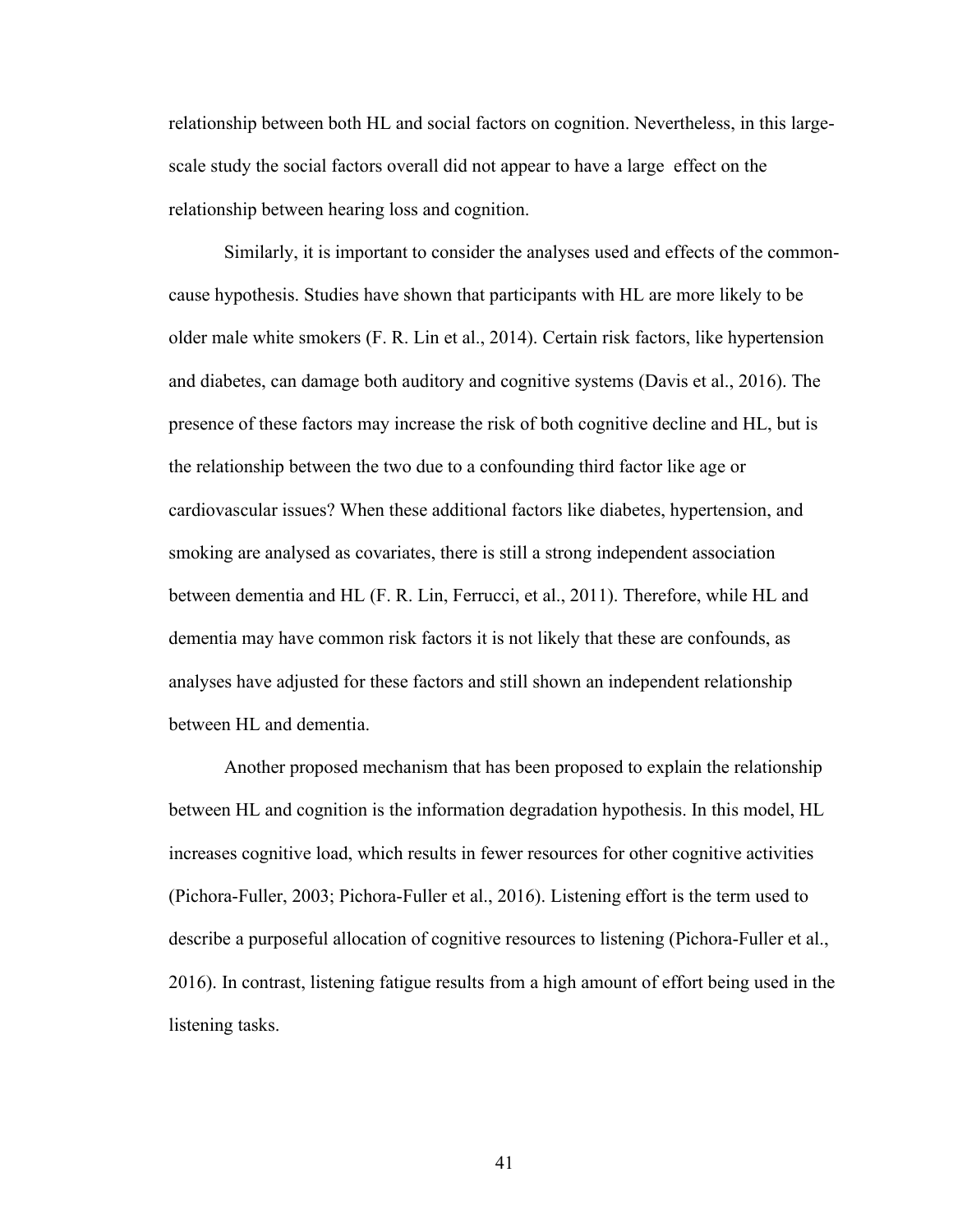relationship between both HL and social factors on cognition. Nevertheless, in this large-scale study the social factors overall did not appear to have a large effect on the relationship between hearing loss and cognition.

Similarly, it is important to consider the analyses used and effects of the common-cause hypothesis. Studies have shown that participants with HL are more likely to be older male white smokers (F. R. Lin et al., 2014). Certain risk factors, like hypertension and diabetes, can damage both auditory and cognitive systems (Davis et al., 2016). The presence of these factors may increase the risk of both cognitive decline and HL, but is the relationship between the two due to a confounding third factor like age or cardiovascular issues? When these additional factors like diabetes, hypertension, and smoking are analysed as covariates, there is still a strong independent association between dementia and HL (F. R. Lin, Ferrucci, et al., 2011). Therefore, while HL and dementia may have common risk factors it is not likely that these are confounds, as analyses have adjusted for these factors and still shown an independent relationship between HL and dementia.

Another proposed mechanism that has been proposed to explain the relationship between HL and cognition is the information degradation hypothesis. In this model, HL increases cognitive load, which results in fewer resources for other cognitive activities (Pichora-Fuller, 2003; Pichora-Fuller et al., 2016). Listening effort is the term used to describe a purposeful allocation of cognitive resources to listening (Pichora-Fuller et al., 2016). In contrast, listening fatigue results from a high amount of effort being used in the listening tasks.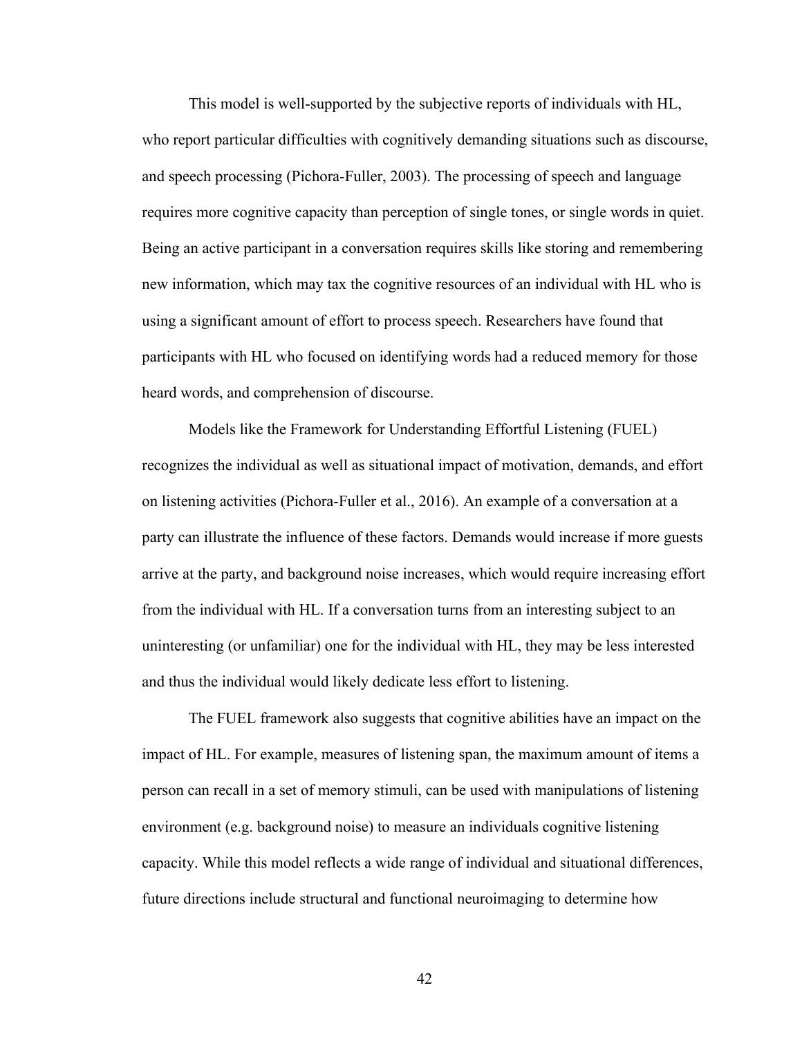This model is well-supported by the subjective reports of individuals with HL, who report particular difficulties with cognitively demanding situations such as discourse, and speech processing (Pichora-Fuller, 2003). The processing of speech and language requires more cognitive capacity than perception of single tones, or single words in quiet. Being an active participant in a conversation requires skills like storing and remembering new information, which may tax the cognitive resources of an individual with HL who is using a significant amount of effort to process speech. Researchers have found that participants with HL who focused on identifying words had a reduced memory for those heard words, and comprehension of discourse.

Models like the Framework for Understanding Effortful Listening (FUEL) recognizes the individual as well as situational impact of motivation, demands, and effort on listening activities (Pichora-Fuller et al., 2016). An example of a conversation at a party can illustrate the influence of these factors. Demands would increase if more guests arrive at the party, and background noise increases, which would require increasing effort from the individual with HL. If a conversation turns from an interesting subject to an uninteresting (or unfamiliar) one for the individual with HL, they may be less interested and thus the individual would likely dedicate less effort to listening.

The FUEL framework also suggests that cognitive abilities have an impact on the impact of HL. For example, measures of listening span, the maximum amount of items a person can recall in a set of memory stimuli, can be used with manipulations of listening environment (e.g. background noise) to measure an individuals cognitive listening capacity. While this model reflects a wide range of individual and situational differences, future directions include structural and functional neuroimaging to determine how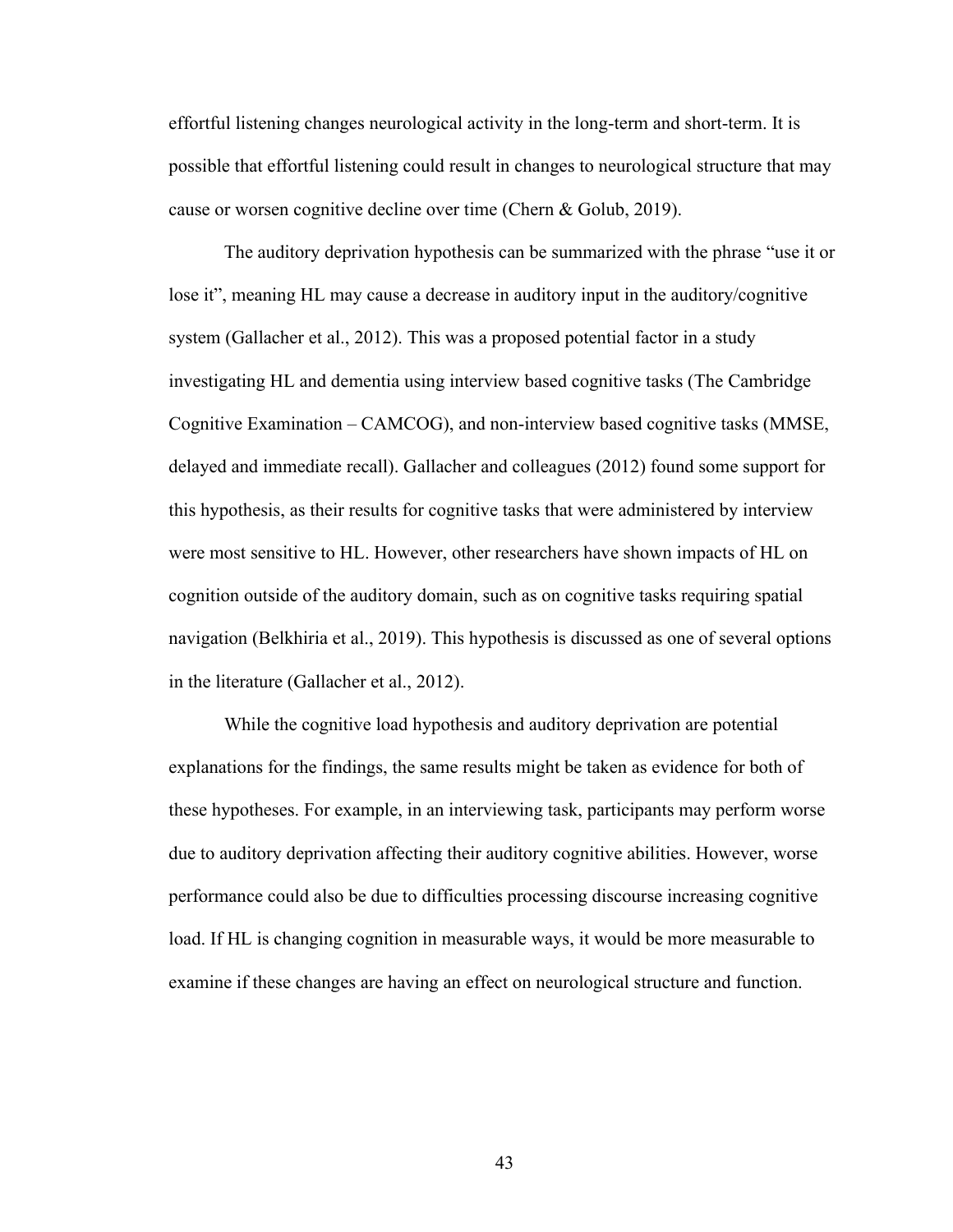effortful listening changes neurological activity in the long-term and short-term. It is possible that effortful listening could result in changes to neurological structure that may cause or worsen cognitive decline over time (Chern & Golub, 2019).

The auditory deprivation hypothesis can be summarized with the phrase "use it or lose it", meaning HL may cause a decrease in auditory input in the auditory/cognitive system (Gallacher et al., 2012). This was a proposed potential factor in a study investigating HL and dementia using interview based cognitive tasks (The Cambridge Cognitive Examination – CAMCOG), and non-interview based cognitive tasks (MMSE, delayed and immediate recall). Gallacher and colleagues (2012) found some support for this hypothesis, as their results for cognitive tasks that were administered by interview were most sensitive to HL. However, other researchers have shown impacts of HL on cognition outside of the auditory domain, such as on cognitive tasks requiring spatial navigation (Belkhiria et al., 2019). This hypothesis is discussed as one of several options in the literature (Gallacher et al., 2012).

While the cognitive load hypothesis and auditory deprivation are potential explanations for the findings, the same results might be taken as evidence for both of these hypotheses. For example, in an interviewing task, participants may perform worse due to auditory deprivation affecting their auditory cognitive abilities. However, worse performance could also be due to difficulties processing discourse increasing cognitive load. If HL is changing cognition in measurable ways, it would be more measurable to examine if these changes are having an effect on neurological structure and function.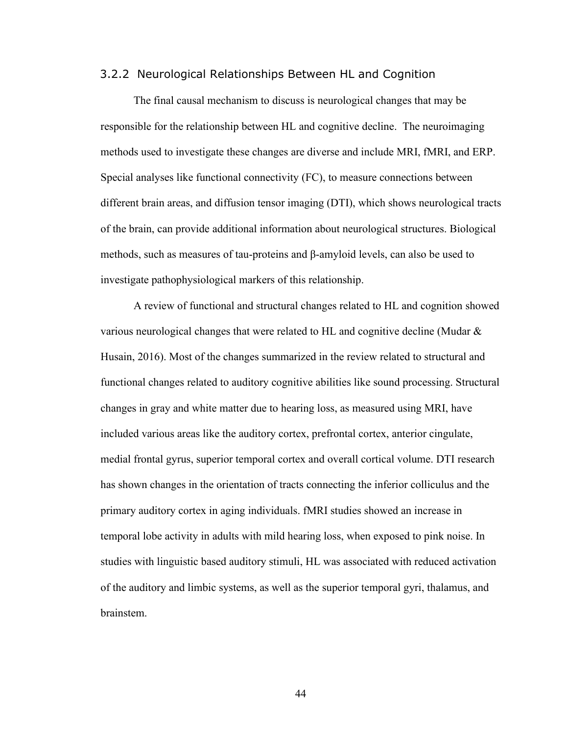### 3.2.2 Neurological Relationships Between HL and Cognition

The final causal mechanism to discuss is neurological changes that may be responsible for the relationship between HL and cognitive decline. The neuroimaging methods used to investigate these changes are diverse and include MRI, fMRI, and ERP. Special analyses like functional connectivity (FC), to measure connections between different brain areas, and diffusion tensor imaging (DTI), which shows neurological tracts of the brain, can provide additional information about neurological structures. Biological methods, such as measures of tau-proteins and β-amyloid levels, can also be used to investigate pathophysiological markers of this relationship.

A review of functional and structural changes related to HL and cognition showed various neurological changes that were related to HL and cognitive decline (Mudar & Husain, 2016). Most of the changes summarized in the review related to structural and functional changes related to auditory cognitive abilities like sound processing. Structural changes in gray and white matter due to hearing loss, as measured using MRI, have included various areas like the auditory cortex, prefrontal cortex, anterior cingulate, medial frontal gyrus, superior temporal cortex and overall cortical volume. DTI research has shown changes in the orientation of tracts connecting the inferior colliculus and the primary auditory cortex in aging individuals. fMRI studies showed an increase in temporal lobe activity in adults with mild hearing loss, when exposed to pink noise. In studies with linguistic based auditory stimuli, HL was associated with reduced activation of the auditory and limbic systems, as well as the superior temporal gyri, thalamus, and brainstem.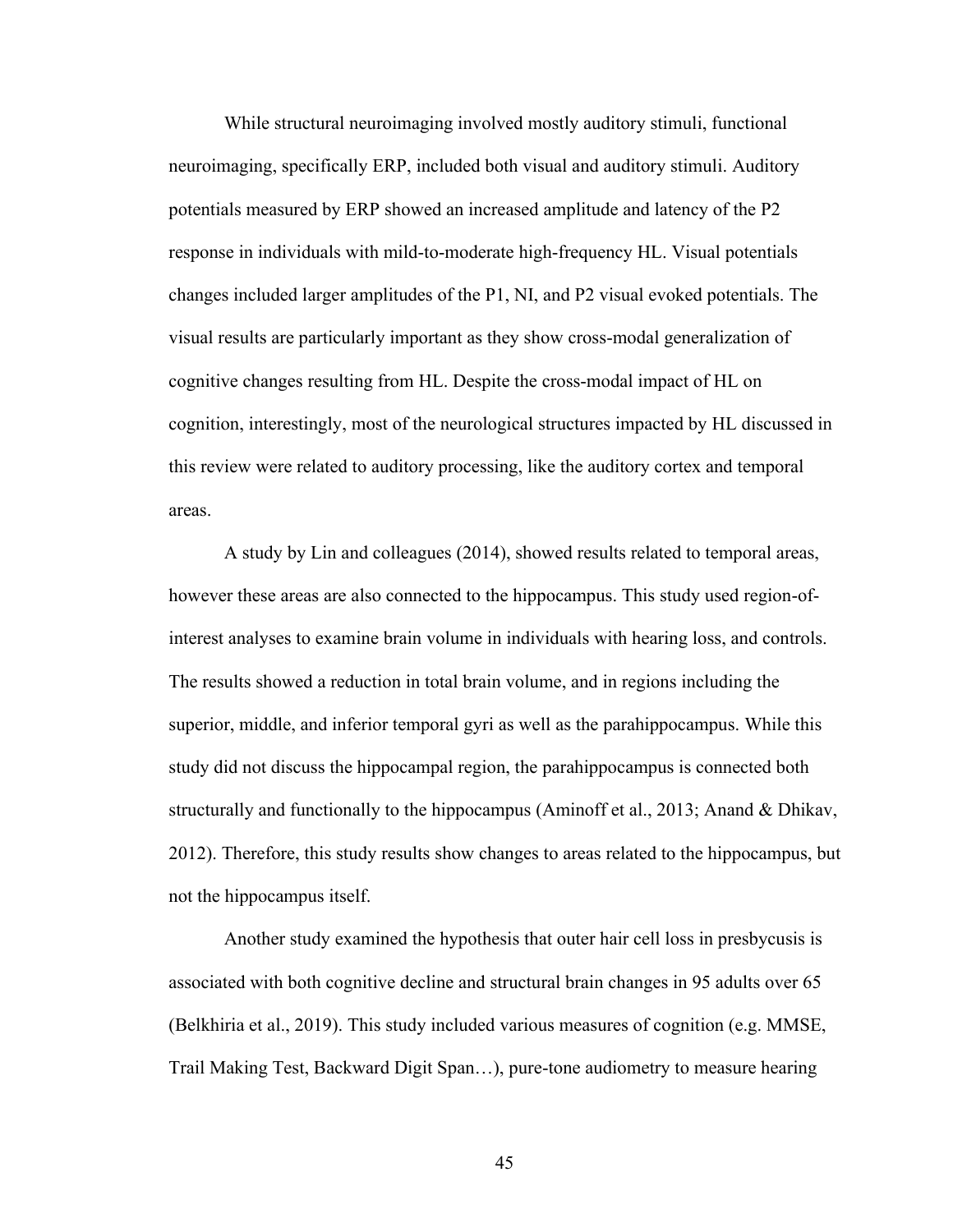While structural neuroimaging involved mostly auditory stimuli, functional neuroimaging, specifically ERP, included both visual and auditory stimuli. Auditory potentials measured by ERP showed an increased amplitude and latency of the P2 response in individuals with mild-to-moderate high-frequency HL. Visual potentials changes included larger amplitudes of the P1, NI, and P2 visual evoked potentials. The visual results are particularly important as they show cross-modal generalization of cognitive changes resulting from HL. Despite the cross-modal impact of HL on cognition, interestingly, most of the neurological structures impacted by HL discussed in this review were related to auditory processing, like the auditory cortex and temporal areas.

A study by Lin and colleagues (2014), showed results related to temporal areas, however these areas are also connected to the hippocampus. This study used region-of-interest analyses to examine brain volume in individuals with hearing loss, and controls. The results showed a reduction in total brain volume, and in regions including the superior, middle, and inferior temporal gyri as well as the parahippocampus. While this study did not discuss the hippocampal region, the parahippocampus is connected both structurally and functionally to the hippocampus (Aminoff et al., 2013; Anand & Dhikav, 2012). Therefore, this study results show changes to areas related to the hippocampus, but not the hippocampus itself.

Another study examined the hypothesis that outer hair cell loss in presbycusis is associated with both cognitive decline and structural brain changes in 95 adults over 65 (Belkhiria et al., 2019). This study included various measures of cognition (e.g. MMSE, Trail Making Test, Backward Digit Span…), pure-tone audiometry to measure hearing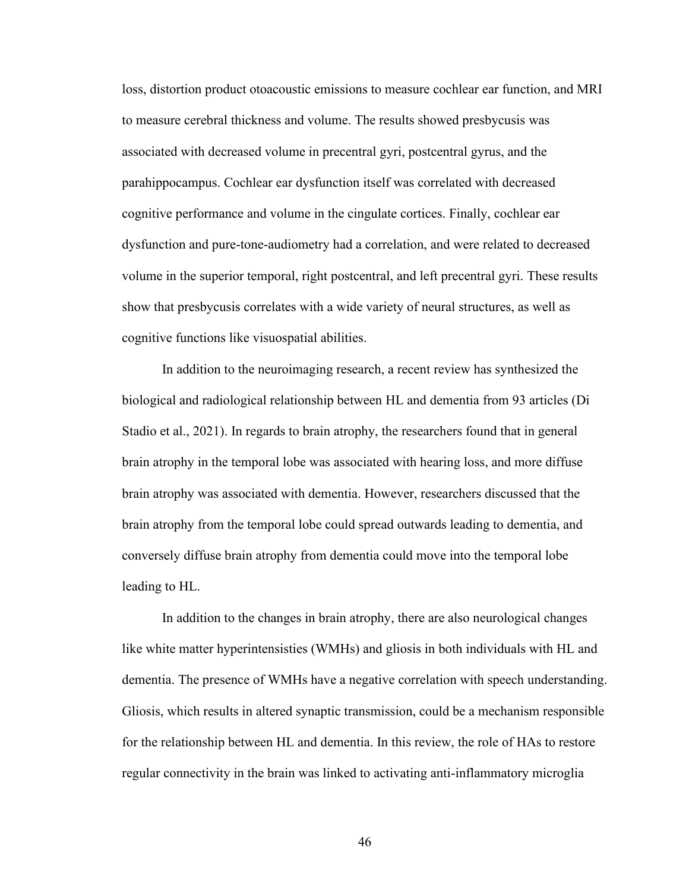loss, distortion product otoacoustic emissions to measure cochlear ear function, and MRI to measure cerebral thickness and volume. The results showed presbycusis was associated with decreased volume in precentral gyri, postcentral gyrus, and the parahippocampus. Cochlear ear dysfunction itself was correlated with decreased cognitive performance and volume in the cingulate cortices. Finally, cochlear ear dysfunction and pure-tone-audiometry had a correlation, and were related to decreased volume in the superior temporal, right postcentral, and left precentral gyri. These results show that presbycusis correlates with a wide variety of neural structures, as well as cognitive functions like visuospatial abilities.

In addition to the neuroimaging research, a recent review has synthesized the biological and radiological relationship between HL and dementia from 93 articles (Di Stadio et al., 2021). In regards to brain atrophy, the researchers found that in general brain atrophy in the temporal lobe was associated with hearing loss, and more diffuse brain atrophy was associated with dementia. However, researchers discussed that the brain atrophy from the temporal lobe could spread outwards leading to dementia, and conversely diffuse brain atrophy from dementia could move into the temporal lobe leading to HL.

In addition to the changes in brain atrophy, there are also neurological changes like white matter hyperintensisties (WMHs) and gliosis in both individuals with HL and dementia. The presence of WMHs have a negative correlation with speech understanding. Gliosis, which results in altered synaptic transmission, could be a mechanism responsible for the relationship between HL and dementia. In this review, the role of HAs to restore regular connectivity in the brain was linked to activating anti-inflammatory microglia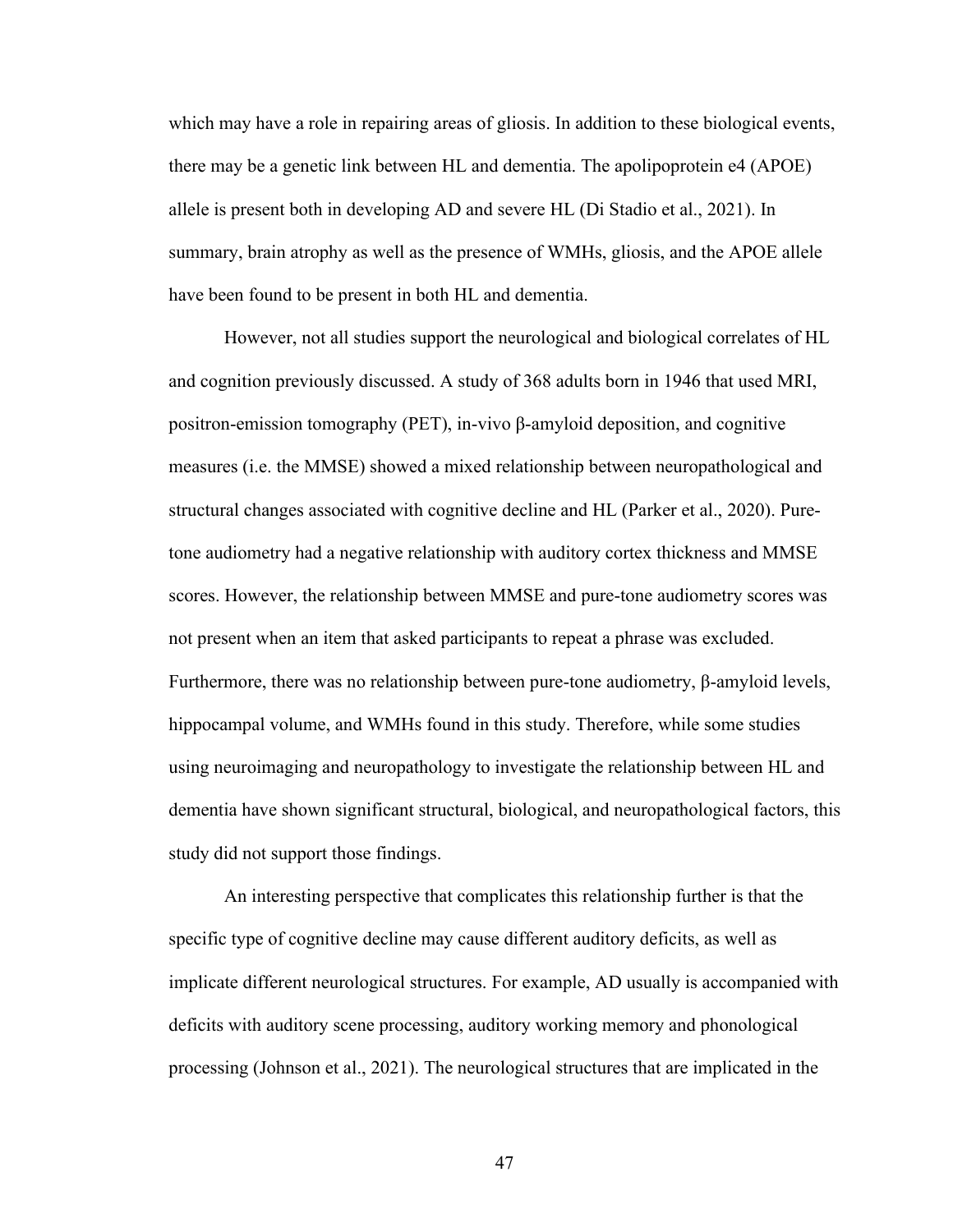which may have a role in repairing areas of gliosis. In addition to these biological events, there may be a genetic link between HL and dementia. The apolipoprotein e4 (APOE) allele is present both in developing AD and severe HL (Di Stadio et al., 2021). In summary, brain atrophy as well as the presence of WMHs, gliosis, and the APOE allele have been found to be present in both HL and dementia.

However, not all studies support the neurological and biological correlates of HL and cognition previously discussed. A study of 368 adults born in 1946 that used MRI, positron-emission tomography (PET), in-vivo β-amyloid deposition, and cognitive measures (i.e. the MMSE) showed a mixed relationship between neuropathological and structural changes associated with cognitive decline and HL (Parker et al., 2020). Pure-tone audiometry had a negative relationship with auditory cortex thickness and MMSE scores. However, the relationship between MMSE and pure-tone audiometry scores was not present when an item that asked participants to repeat a phrase was excluded. Furthermore, there was no relationship between pure-tone audiometry, β-amyloid levels, hippocampal volume, and WMHs found in this study. Therefore, while some studies using neuroimaging and neuropathology to investigate the relationship between HL and dementia have shown significant structural, biological, and neuropathological factors, this study did not support those findings.

An interesting perspective that complicates this relationship further is that the specific type of cognitive decline may cause different auditory deficits, as well as implicate different neurological structures. For example, AD usually is accompanied with deficits with auditory scene processing, auditory working memory and phonological processing (Johnson et al., 2021). The neurological structures that are implicated in the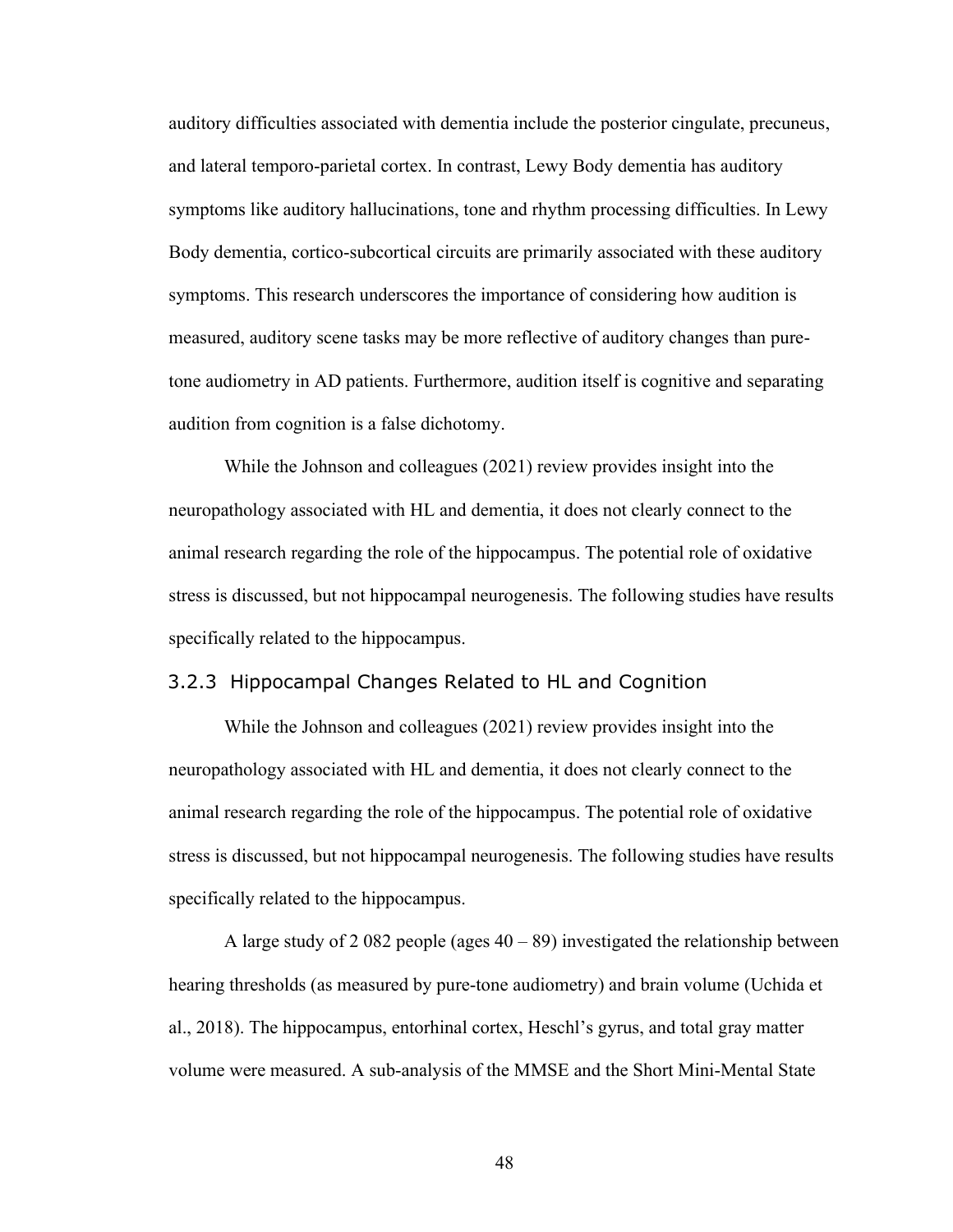auditory difficulties associated with dementia include the posterior cingulate, precuneus, and lateral temporo-parietal cortex. In contrast, Lewy Body dementia has auditory symptoms like auditory hallucinations, tone and rhythm processing difficulties. In Lewy Body dementia, cortico-subcortical circuits are primarily associated with these auditory symptoms. This research underscores the importance of considering how audition is measured, auditory scene tasks may be more reflective of auditory changes than pure-tone audiometry in AD patients. Furthermore, audition itself is cognitive and separating audition from cognition is a false dichotomy.

While the Johnson and colleagues (2021) review provides insight into the neuropathology associated with HL and dementia, it does not clearly connect to the animal research regarding the role of the hippocampus. The potential role of oxidative stress is discussed, but not hippocampal neurogenesis. The following studies have results specifically related to the hippocampus.

### 3.2.3 Hippocampal Changes Related to HL and Cognition

While the Johnson and colleagues (2021) review provides insight into the neuropathology associated with HL and dementia, it does not clearly connect to the animal research regarding the role of the hippocampus. The potential role of oxidative stress is discussed, but not hippocampal neurogenesis. The following studies have results specifically related to the hippocampus.

A large study of 2 082 people (ages 40 – 89) investigated the relationship between hearing thresholds (as measured by pure-tone audiometry) and brain volume (Uchida et al., 2018). The hippocampus, entorhinal cortex, Heschl's gyrus, and total gray matter volume were measured. A sub-analysis of the MMSE and the Short Mini-Mental State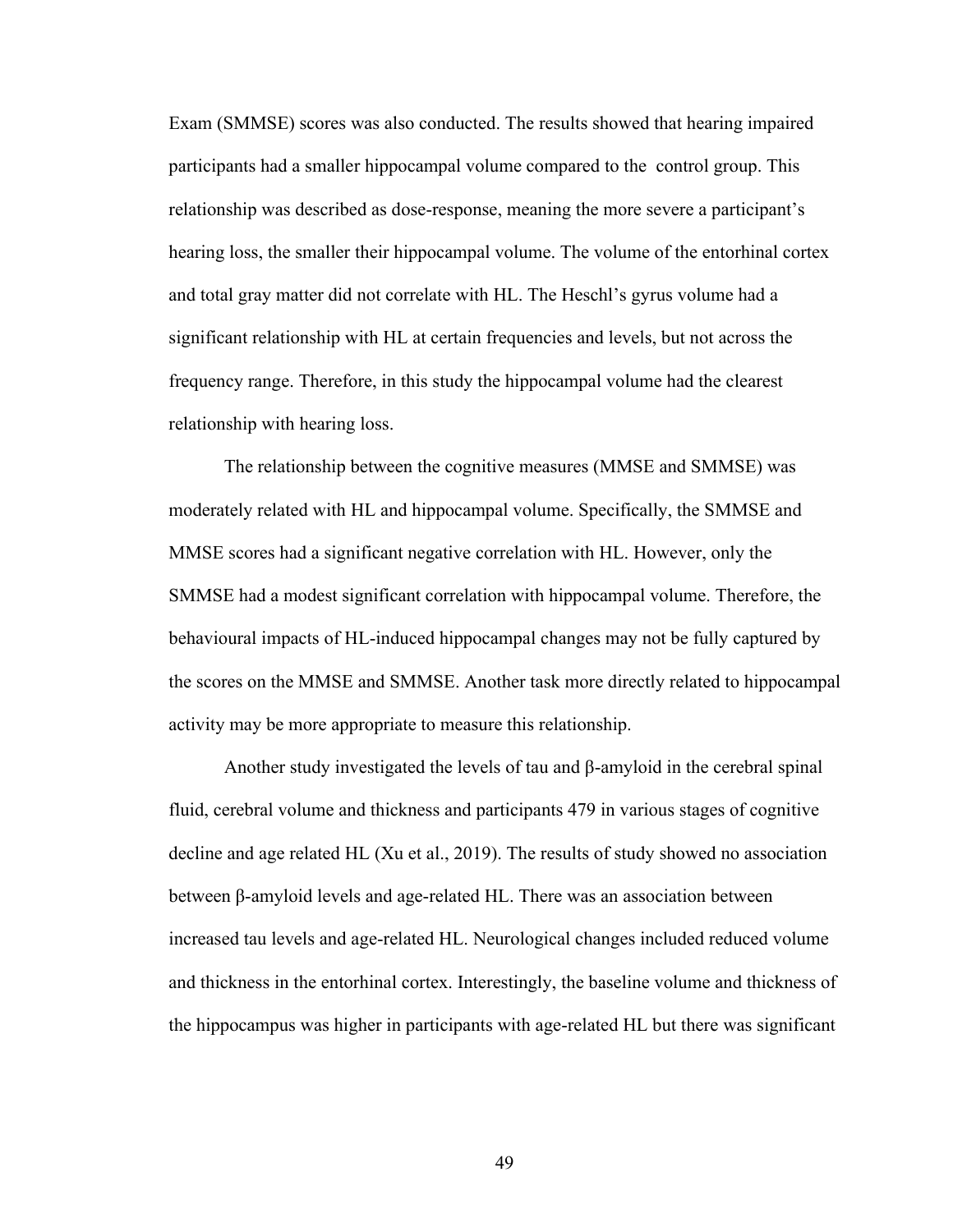Exam (SMMSE) scores was also conducted. The results showed that hearing impaired participants had a smaller hippocampal volume compared to the control group. This relationship was described as dose-response, meaning the more severe a participant's hearing loss, the smaller their hippocampal volume. The volume of the entorhinal cortex and total gray matter did not correlate with HL. The Heschl's gyrus volume had a significant relationship with HL at certain frequencies and levels, but not across the frequency range. Therefore, in this study the hippocampal volume had the clearest relationship with hearing loss.

The relationship between the cognitive measures (MMSE and SMMSE) was moderately related with HL and hippocampal volume. Specifically, the SMMSE and MMSE scores had a significant negative correlation with HL. However, only the SMMSE had a modest significant correlation with hippocampal volume. Therefore, the behavioural impacts of HL-induced hippocampal changes may not be fully captured by the scores on the MMSE and SMMSE. Another task more directly related to hippocampal activity may be more appropriate to measure this relationship.

Another study investigated the levels of tau and β-amyloid in the cerebral spinal fluid, cerebral volume and thickness and participants 479 in various stages of cognitive decline and age related HL (Xu et al., 2019). The results of study showed no association between β-amyloid levels and age-related HL. There was an association between increased tau levels and age-related HL. Neurological changes included reduced volume and thickness in the entorhinal cortex. Interestingly, the baseline volume and thickness of the hippocampus was higher in participants with age-related HL but there was significant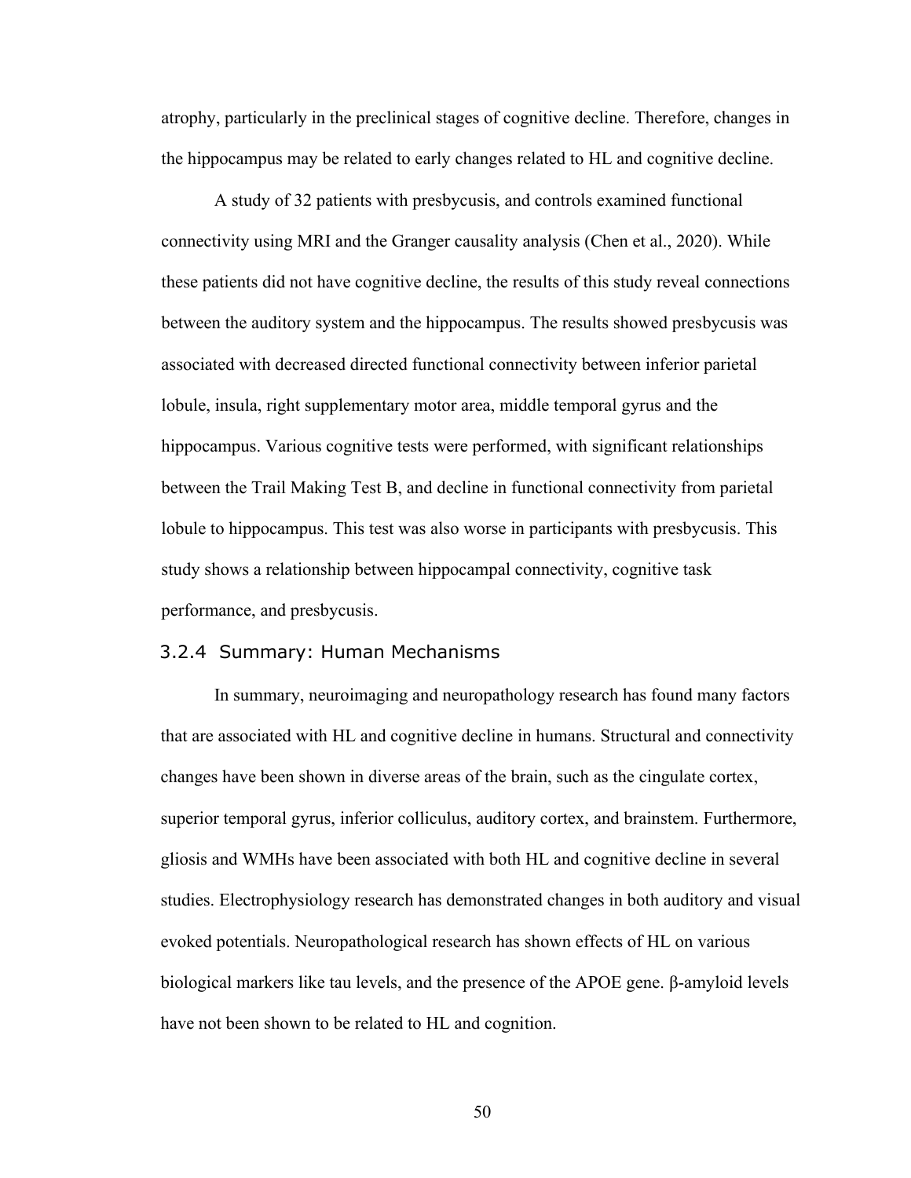atrophy, particularly in the preclinical stages of cognitive decline. Therefore, changes in the hippocampus may be related to early changes related to HL and cognitive decline.

A study of 32 patients with presbycusis, and controls examined functional connectivity using MRI and the Granger causality analysis (Chen et al., 2020). While these patients did not have cognitive decline, the results of this study reveal connections between the auditory system and the hippocampus. The results showed presbycusis was associated with decreased directed functional connectivity between inferior parietal lobule, insula, right supplementary motor area, middle temporal gyrus and the hippocampus. Various cognitive tests were performed, with significant relationships between the Trail Making Test B, and decline in functional connectivity from parietal lobule to hippocampus. This test was also worse in participants with presbycusis. This study shows a relationship between hippocampal connectivity, cognitive task performance, and presbycusis.

### 3.2.4 Summary: Human Mechanisms

In summary, neuroimaging and neuropathology research has found many factors that are associated with HL and cognitive decline in humans. Structural and connectivity changes have been shown in diverse areas of the brain, such as the cingulate cortex, superior temporal gyrus, inferior colliculus, auditory cortex, and brainstem. Furthermore, gliosis and WMHs have been associated with both HL and cognitive decline in several studies. Electrophysiology research has demonstrated changes in both auditory and visual evoked potentials. Neuropathological research has shown effects of HL on various biological markers like tau levels, and the presence of the APOE gene. β-amyloid levels have not been shown to be related to HL and cognition.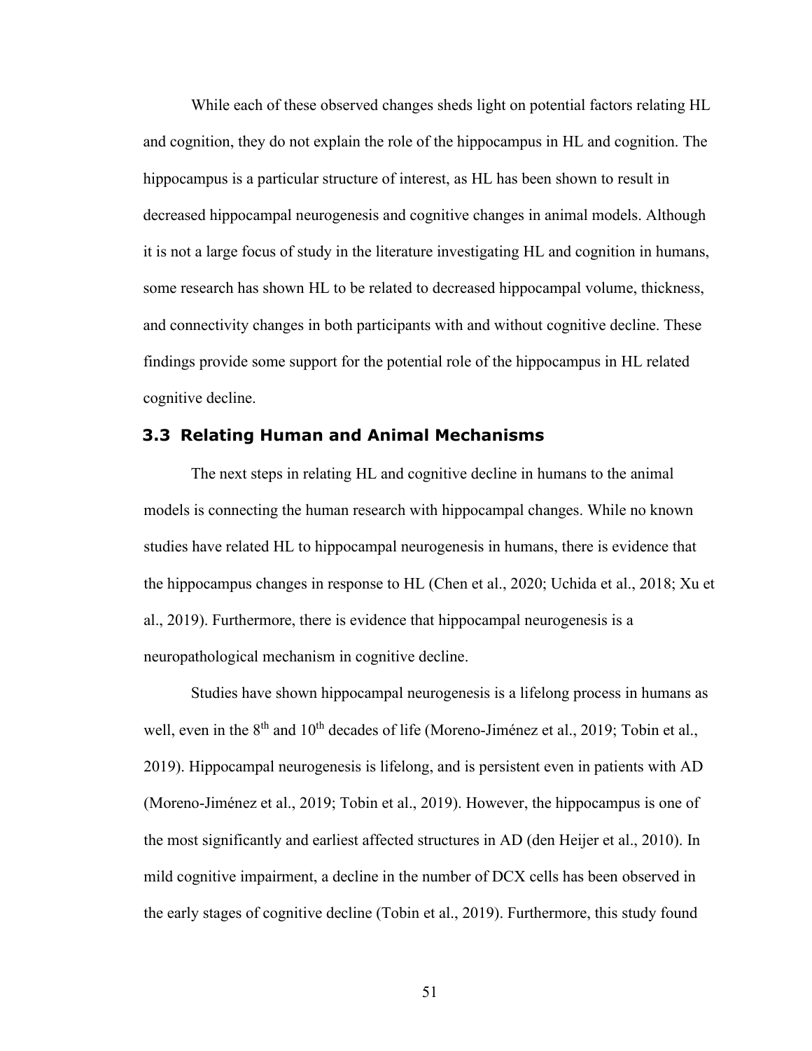While each of these observed changes sheds light on potential factors relating HL and cognition, they do not explain the role of the hippocampus in HL and cognition. The hippocampus is a particular structure of interest, as HL has been shown to result in decreased hippocampal neurogenesis and cognitive changes in animal models. Although it is not a large focus of study in the literature investigating HL and cognition in humans, some research has shown HL to be related to decreased hippocampal volume, thickness, and connectivity changes in both participants with and without cognitive decline. These findings provide some support for the potential role of the hippocampus in HL related cognitive decline.

## 3.3 Relating Human and Animal Mechanisms

The next steps in relating HL and cognitive decline in humans to the animal models is connecting the human research with hippocampal changes. While no known studies have related HL to hippocampal neurogenesis in humans, there is evidence that the hippocampus changes in response to HL (Chen et al., 2020; Uchida et al., 2018; Xu et al., 2019). Furthermore, there is evidence that hippocampal neurogenesis is a neuropathological mechanism in cognitive decline.

Studies have shown hippocampal neurogenesis is a lifelong process in humans as well, even in the 8th and 10th decades of life (Moreno-Jiménez et al., 2019; Tobin et al., 2019). Hippocampal neurogenesis is lifelong, and is persistent even in patients with AD (Moreno-Jiménez et al., 2019; Tobin et al., 2019). However, the hippocampus is one of the most significantly and earliest affected structures in AD (den Heijer et al., 2010). In mild cognitive impairment, a decline in the number of DCX cells has been observed in the early stages of cognitive decline (Tobin et al., 2019). Furthermore, this study found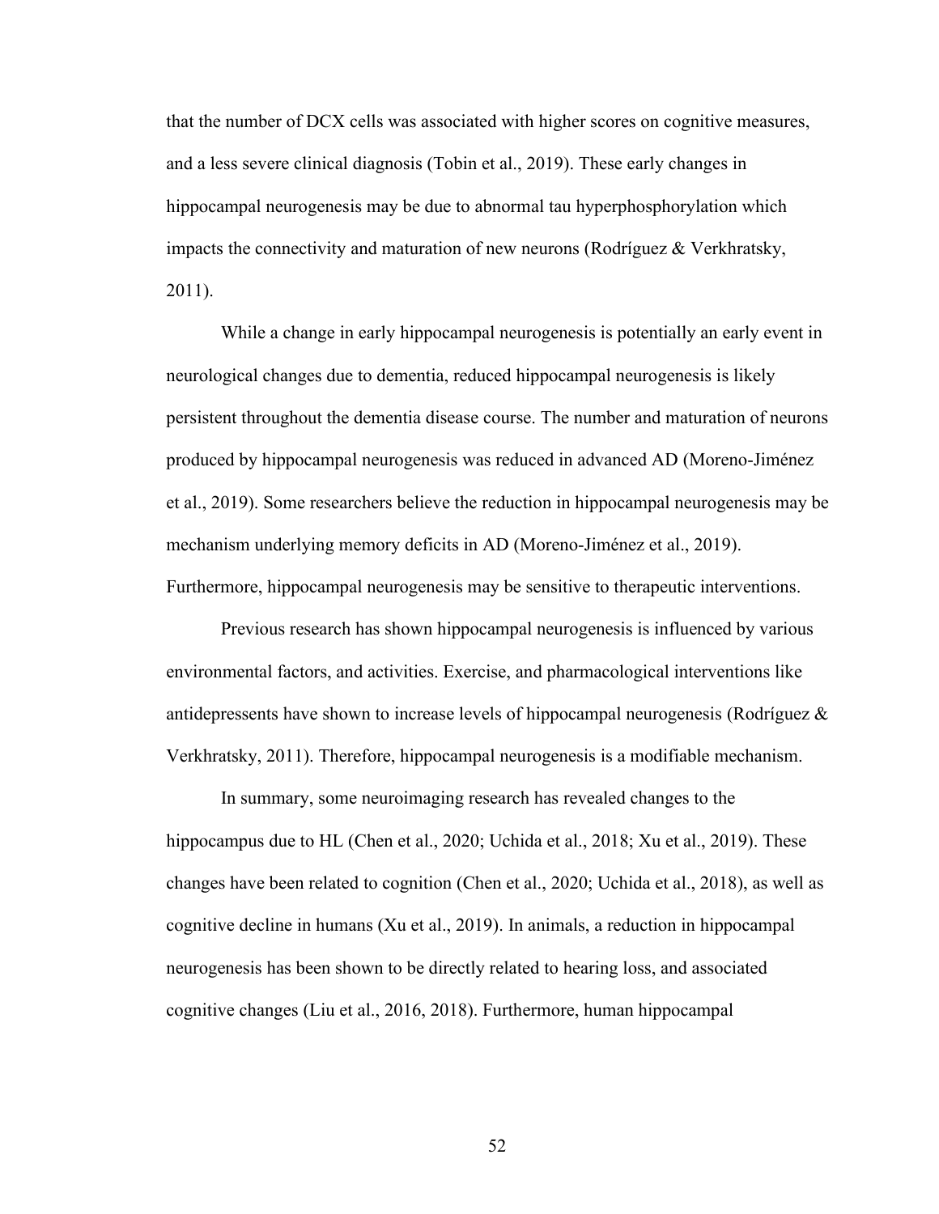that the number of DCX cells was associated with higher scores on cognitive measures, and a less severe clinical diagnosis (Tobin et al., 2019). These early changes in hippocampal neurogenesis may be due to abnormal tau hyperphosphorylation which impacts the connectivity and maturation of new neurons (Rodríguez & Verkhratsky, 2011).

While a change in early hippocampal neurogenesis is potentially an early event in neurological changes due to dementia, reduced hippocampal neurogenesis is likely persistent throughout the dementia disease course. The number and maturation of neurons produced by hippocampal neurogenesis was reduced in advanced AD (Moreno-Jiménez et al., 2019). Some researchers believe the reduction in hippocampal neurogenesis may be mechanism underlying memory deficits in AD (Moreno-Jiménez et al., 2019). Furthermore, hippocampal neurogenesis may be sensitive to therapeutic interventions.

Previous research has shown hippocampal neurogenesis is influenced by various environmental factors, and activities. Exercise, and pharmacological interventions like antidepressents have shown to increase levels of hippocampal neurogenesis (Rodríguez & Verkhratsky, 2011). Therefore, hippocampal neurogenesis is a modifiable mechanism.

In summary, some neuroimaging research has revealed changes to the hippocampus due to HL (Chen et al., 2020; Uchida et al., 2018; Xu et al., 2019). These changes have been related to cognition (Chen et al., 2020; Uchida et al., 2018), as well as cognitive decline in humans (Xu et al., 2019). In animals, a reduction in hippocampal neurogenesis has been shown to be directly related to hearing loss, and associated cognitive changes (Liu et al., 2016, 2018). Furthermore, human hippocampal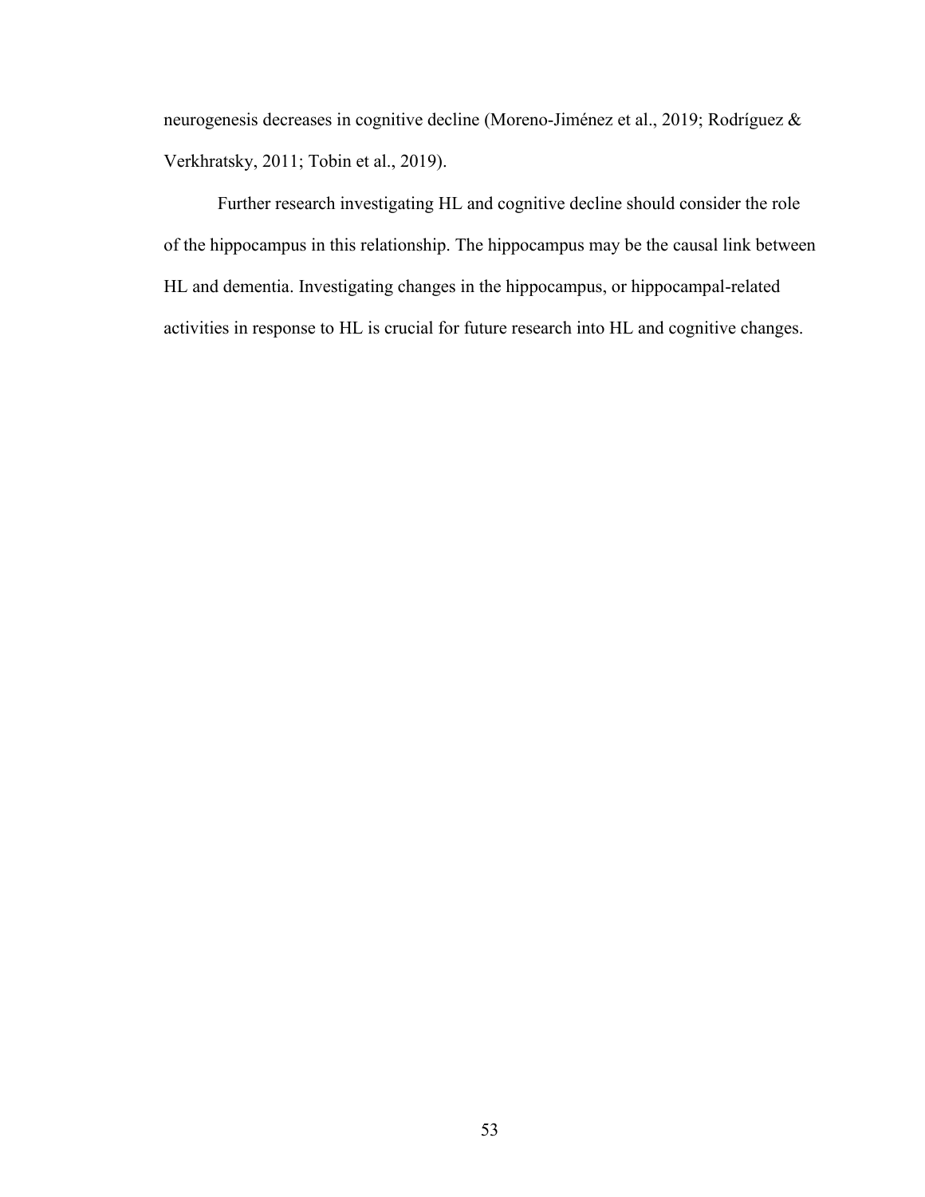neurogenesis decreases in cognitive decline (Moreno-Jiménez et al., 2019; Rodríguez & Verkhratsky, 2011; Tobin et al., 2019).

Further research investigating HL and cognitive decline should consider the role of the hippocampus in this relationship. The hippocampus may be the causal link between HL and dementia. Investigating changes in the hippocampus, or hippocampal-related activities in response to HL is crucial for future research into HL and cognitive changes.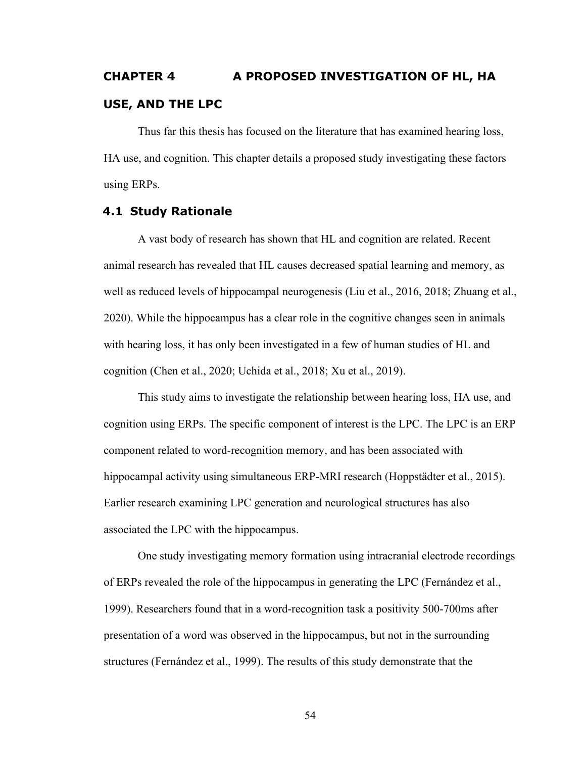# CHAPTER 4 A PROPOSED INVESTIGATION OF HL, HA USE, AND THE LPC

Thus far this thesis has focused on the literature that has examined hearing loss, HA use, and cognition. This chapter details a proposed study investigating these factors using ERPs.

## 4.1 Study Rationale

A vast body of research has shown that HL and cognition are related. Recent animal research has revealed that HL causes decreased spatial learning and memory, as well as reduced levels of hippocampal neurogenesis (Liu et al., 2016, 2018; Zhuang et al., 2020). While the hippocampus has a clear role in the cognitive changes seen in animals with hearing loss, it has only been investigated in a few of human studies of HL and cognition (Chen et al., 2020; Uchida et al., 2018; Xu et al., 2019).

This study aims to investigate the relationship between hearing loss, HA use, and cognition using ERPs. The specific component of interest is the LPC. The LPC is an ERP component related to word-recognition memory, and has been associated with hippocampal activity using simultaneous ERP-MRI research (Hoppstädter et al., 2015). Earlier research examining LPC generation and neurological structures has also associated the LPC with the hippocampus.

One study investigating memory formation using intracranial electrode recordings of ERPs revealed the role of the hippocampus in generating the LPC (Fernández et al., 1999). Researchers found that in a word-recognition task a positivity 500-700ms after presentation of a word was observed in the hippocampus, but not in the surrounding structures (Fernández et al., 1999). The results of this study demonstrate that the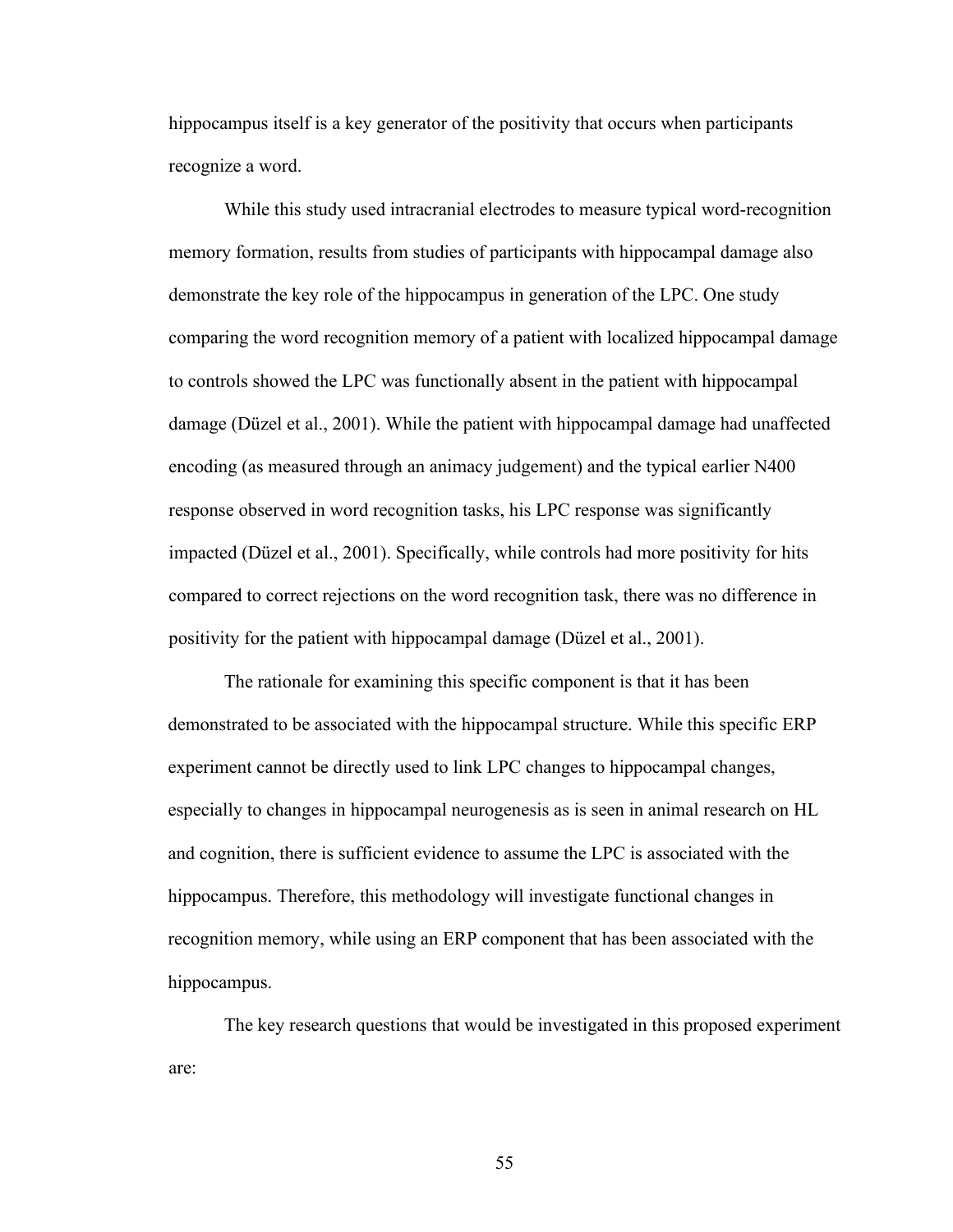hippocampus itself is a key generator of the positivity that occurs when participants recognize a word.

While this study used intracranial electrodes to measure typical word-recognition memory formation, results from studies of participants with hippocampal damage also demonstrate the key role of the hippocampus in generation of the LPC. One study comparing the word recognition memory of a patient with localized hippocampal damage to controls showed the LPC was functionally absent in the patient with hippocampal damage (Düzel et al., 2001). While the patient with hippocampal damage had unaffected encoding (as measured through an animacy judgement) and the typical earlier N400 response observed in word recognition tasks, his LPC response was significantly impacted (Düzel et al., 2001). Specifically, while controls had more positivity for hits compared to correct rejections on the word recognition task, there was no difference in positivity for the patient with hippocampal damage (Düzel et al., 2001).

The rationale for examining this specific component is that it has been demonstrated to be associated with the hippocampal structure. While this specific ERP experiment cannot be directly used to link LPC changes to hippocampal changes, especially to changes in hippocampal neurogenesis as is seen in animal research on HL and cognition, there is sufficient evidence to assume the LPC is associated with the hippocampus. Therefore, this methodology will investigate functional changes in recognition memory, while using an ERP component that has been associated with the hippocampus.

The key research questions that would be investigated in this proposed experiment are: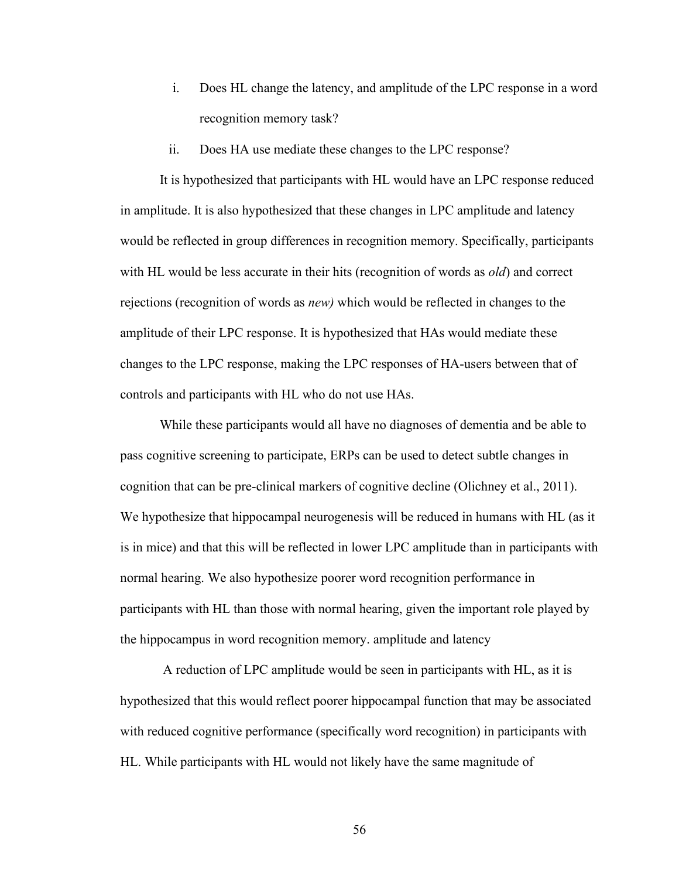i. Does HL change the latency, and amplitude of the LPC response in a word recognition memory task?

ii. Does HA use mediate these changes to the LPC response?

It is hypothesized that participants with HL would have an LPC response reduced in amplitude. It is also hypothesized that these changes in LPC amplitude and latency would be reflected in group differences in recognition memory. Specifically, participants with HL would be less accurate in their hits (recognition of words as *old*) and correct rejections (recognition of words as *new)* which would be reflected in changes to the amplitude of their LPC response. It is hypothesized that HAs would mediate these changes to the LPC response, making the LPC responses of HA-users between that of controls and participants with HL who do not use HAs.

While these participants would all have no diagnoses of dementia and be able to pass cognitive screening to participate, ERPs can be used to detect subtle changes in cognition that can be pre-clinical markers of cognitive decline (Olichney et al., 2011). We hypothesize that hippocampal neurogenesis will be reduced in humans with HL (as it is in mice) and that this will be reflected in lower LPC amplitude than in participants with normal hearing. We also hypothesize poorer word recognition performance in participants with HL than those with normal hearing, given the important role played by the hippocampus in word recognition memory. amplitude and latency

A reduction of LPC amplitude would be seen in participants with HL, as it is hypothesized that this would reflect poorer hippocampal function that may be associated with reduced cognitive performance (specifically word recognition) in participants with HL. While participants with HL would not likely have the same magnitude of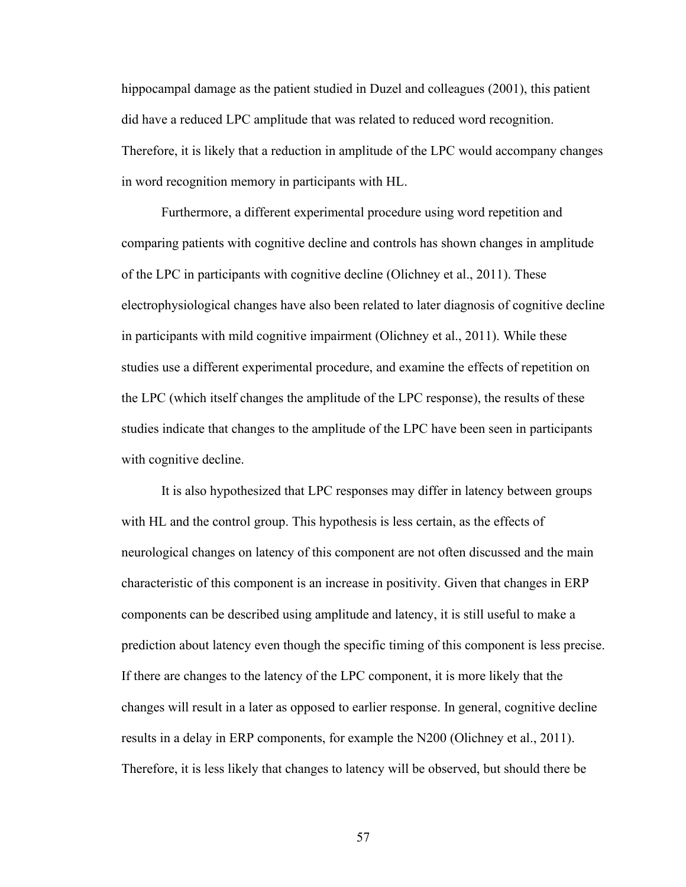hippocampal damage as the patient studied in Duzel and colleagues (2001), this patient did have a reduced LPC amplitude that was related to reduced word recognition. Therefore, it is likely that a reduction in amplitude of the LPC would accompany changes in word recognition memory in participants with HL.

Furthermore, a different experimental procedure using word repetition and comparing patients with cognitive decline and controls has shown changes in amplitude of the LPC in participants with cognitive decline (Olichney et al., 2011). These electrophysiological changes have also been related to later diagnosis of cognitive decline in participants with mild cognitive impairment (Olichney et al., 2011). While these studies use a different experimental procedure, and examine the effects of repetition on the LPC (which itself changes the amplitude of the LPC response), the results of these studies indicate that changes to the amplitude of the LPC have been seen in participants with cognitive decline.

It is also hypothesized that LPC responses may differ in latency between groups with HL and the control group. This hypothesis is less certain, as the effects of neurological changes on latency of this component are not often discussed and the main characteristic of this component is an increase in positivity. Given that changes in ERP components can be described using amplitude and latency, it is still useful to make a prediction about latency even though the specific timing of this component is less precise. If there are changes to the latency of the LPC component, it is more likely that the changes will result in a later as opposed to earlier response. In general, cognitive decline results in a delay in ERP components, for example the N200 (Olichney et al., 2011). Therefore, it is less likely that changes to latency will be observed, but should there be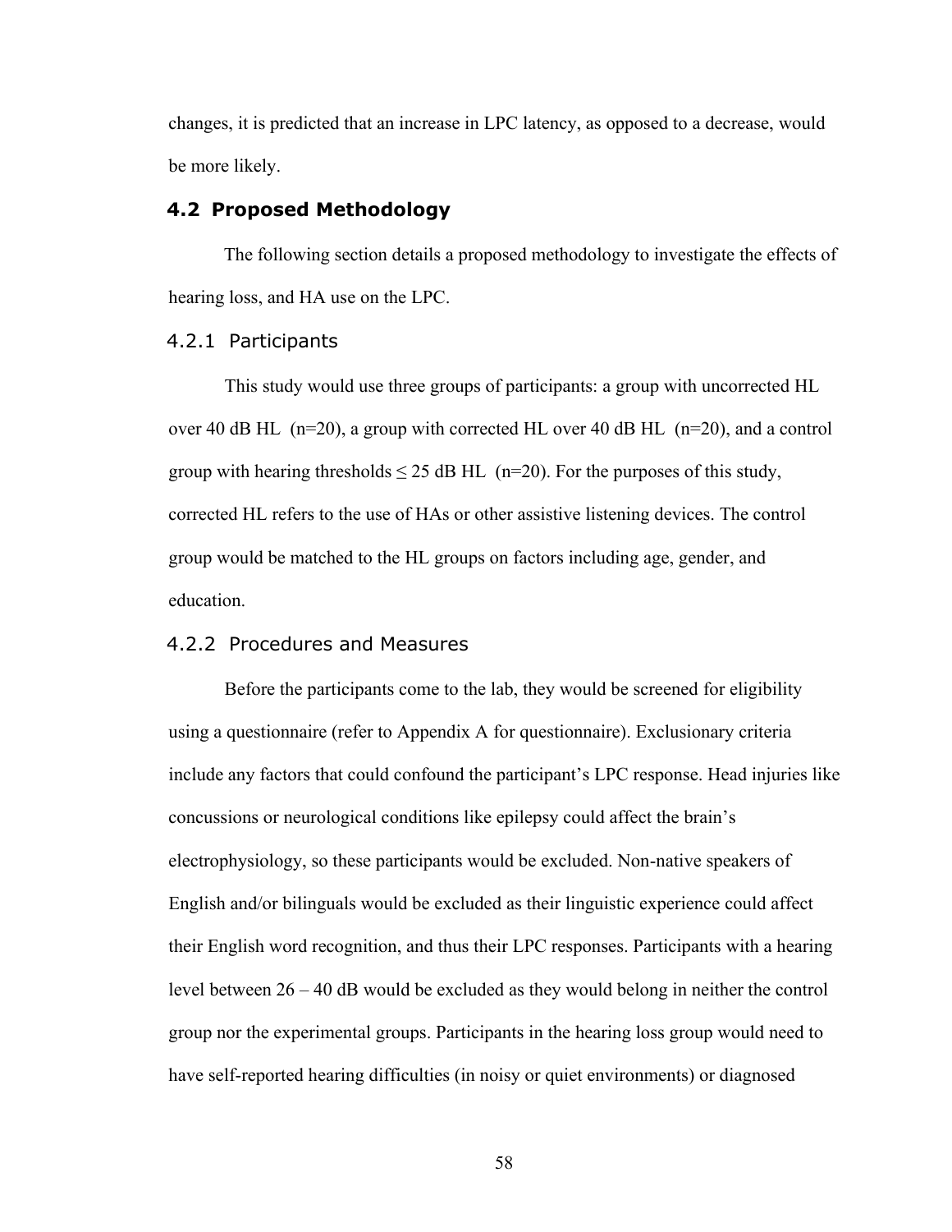changes, it is predicted that an increase in LPC latency, as opposed to a decrease, would be more likely.

## 4.2 Proposed Methodology

The following section details a proposed methodology to investigate the effects of hearing loss, and HA use on the LPC.

### 4.2.1 Participants

This study would use three groups of participants: a group with uncorrected HL over 40 dB HL (n=20), a group with corrected HL over 40 dB HL (n=20), and a control group with hearing thresholds ≤ 25 dB HL (n=20). For the purposes of this study, corrected HL refers to the use of HAs or other assistive listening devices. The control group would be matched to the HL groups on factors including age, gender, and education.

### 4.2.2 Procedures and Measures

Before the participants come to the lab, they would be screened for eligibility using a questionnaire (refer to Appendix A for questionnaire). Exclusionary criteria include any factors that could confound the participant's LPC response. Head injuries like concussions or neurological conditions like epilepsy could affect the brain's electrophysiology, so these participants would be excluded. Non-native speakers of English and/or bilinguals would be excluded as their linguistic experience could affect their English word recognition, and thus their LPC responses. Participants with a hearing level between 26 – 40 dB would be excluded as they would belong in neither the control group nor the experimental groups. Participants in the hearing loss group would need to have self-reported hearing difficulties (in noisy or quiet environments) or diagnosed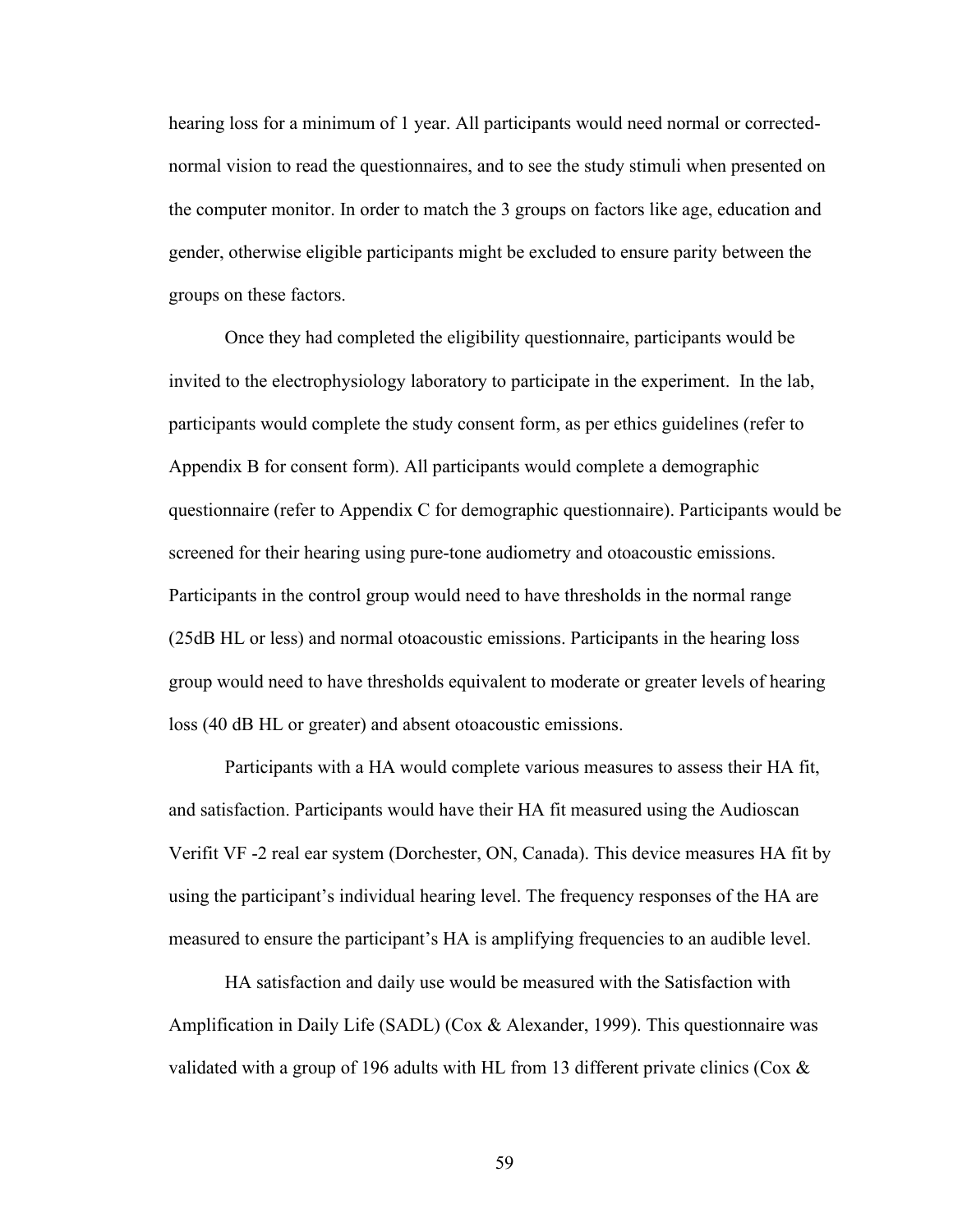hearing loss for a minimum of 1 year. All participants would need normal or corrected-normal vision to read the questionnaires, and to see the study stimuli when presented on the computer monitor. In order to match the 3 groups on factors like age, education and gender, otherwise eligible participants might be excluded to ensure parity between the groups on these factors.

Once they had completed the eligibility questionnaire, participants would be invited to the electrophysiology laboratory to participate in the experiment. In the lab, participants would complete the study consent form, as per ethics guidelines (refer to Appendix B for consent form). All participants would complete a demographic questionnaire (refer to Appendix C for demographic questionnaire). Participants would be screened for their hearing using pure-tone audiometry and otoacoustic emissions. Participants in the control group would need to have thresholds in the normal range (25dB HL or less) and normal otoacoustic emissions. Participants in the hearing loss group would need to have thresholds equivalent to moderate or greater levels of hearing loss (40 dB HL or greater) and absent otoacoustic emissions.

Participants with a HA would complete various measures to assess their HA fit, and satisfaction. Participants would have their HA fit measured using the Audioscan Verifit VF -2 real ear system (Dorchester, ON, Canada). This device measures HA fit by using the participant's individual hearing level. The frequency responses of the HA are measured to ensure the participant's HA is amplifying frequencies to an audible level.

HA satisfaction and daily use would be measured with the Satisfaction with Amplification in Daily Life (SADL) (Cox & Alexander, 1999). This questionnaire was validated with a group of 196 adults with HL from 13 different private clinics (Cox &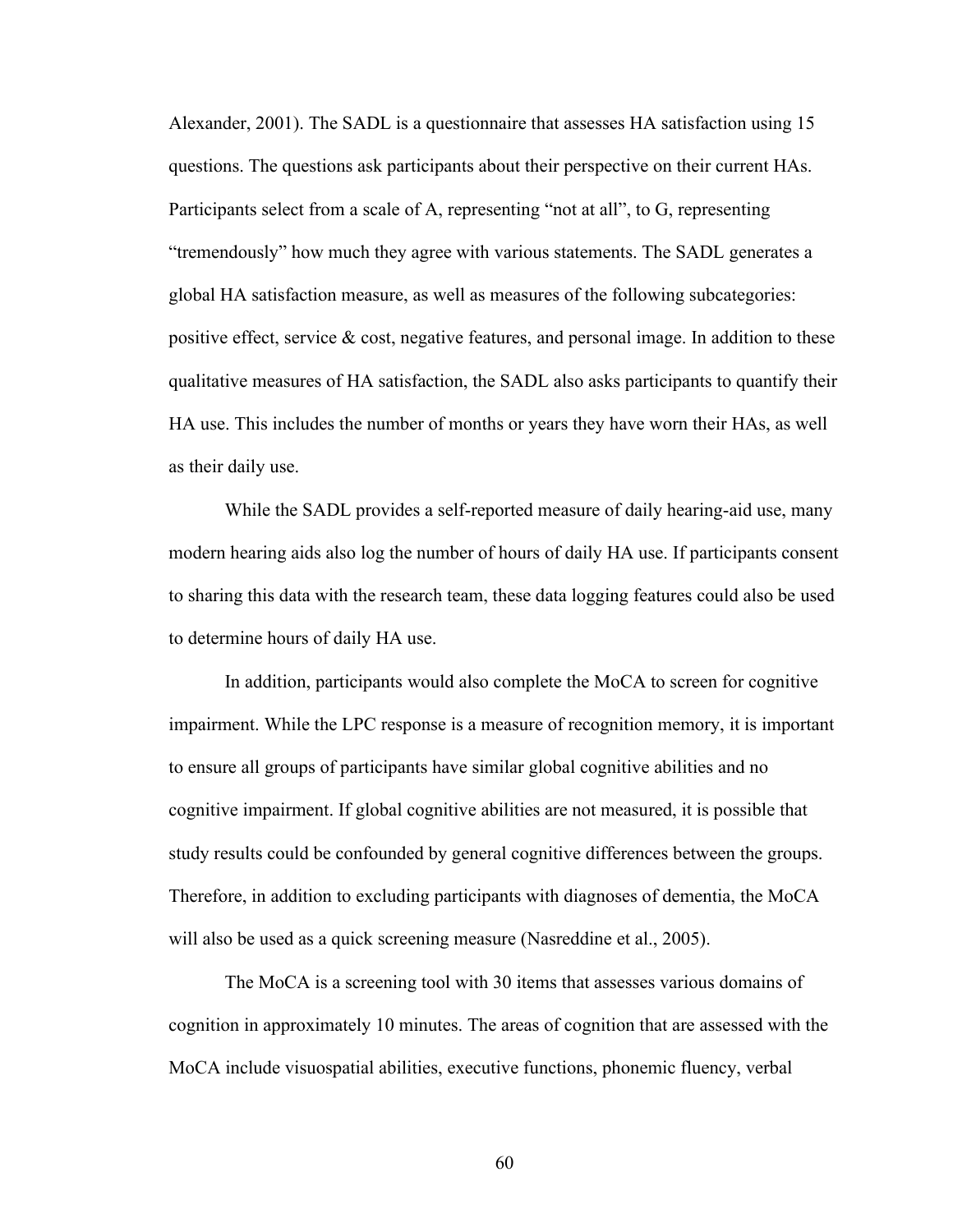Alexander, 2001). The SADL is a questionnaire that assesses HA satisfaction using 15 questions. The questions ask participants about their perspective on their current HAs. Participants select from a scale of A, representing "not at all", to G, representing "tremendously" how much they agree with various statements. The SADL generates a global HA satisfaction measure, as well as measures of the following subcategories: positive effect, service & cost, negative features, and personal image. In addition to these qualitative measures of HA satisfaction, the SADL also asks participants to quantify their HA use. This includes the number of months or years they have worn their HAs, as well as their daily use.

While the SADL provides a self-reported measure of daily hearing-aid use, many modern hearing aids also log the number of hours of daily HA use. If participants consent to sharing this data with the research team, these data logging features could also be used to determine hours of daily HA use.

In addition, participants would also complete the MoCA to screen for cognitive impairment. While the LPC response is a measure of recognition memory, it is important to ensure all groups of participants have similar global cognitive abilities and no cognitive impairment. If global cognitive abilities are not measured, it is possible that study results could be confounded by general cognitive differences between the groups. Therefore, in addition to excluding participants with diagnoses of dementia, the MoCA will also be used as a quick screening measure (Nasreddine et al., 2005).

The MoCA is a screening tool with 30 items that assesses various domains of cognition in approximately 10 minutes. The areas of cognition that are assessed with the MoCA include visuospatial abilities, executive functions, phonemic fluency, verbal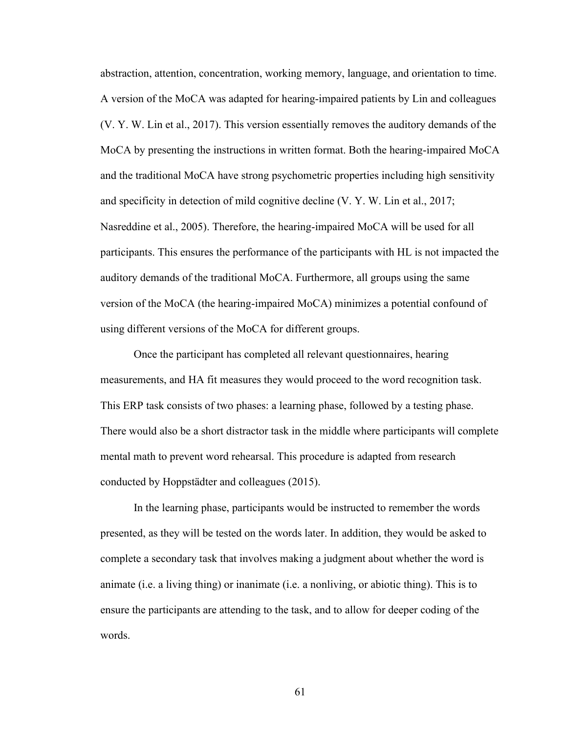abstraction, attention, concentration, working memory, language, and orientation to time. A version of the MoCA was adapted for hearing-impaired patients by Lin and colleagues (V. Y. W. Lin et al., 2017). This version essentially removes the auditory demands of the MoCA by presenting the instructions in written format. Both the hearing-impaired MoCA and the traditional MoCA have strong psychometric properties including high sensitivity and specificity in detection of mild cognitive decline (V. Y. W. Lin et al., 2017; Nasreddine et al., 2005). Therefore, the hearing-impaired MoCA will be used for all participants. This ensures the performance of the participants with HL is not impacted the auditory demands of the traditional MoCA. Furthermore, all groups using the same version of the MoCA (the hearing-impaired MoCA) minimizes a potential confound of using different versions of the MoCA for different groups.

Once the participant has completed all relevant questionnaires, hearing measurements, and HA fit measures they would proceed to the word recognition task. This ERP task consists of two phases: a learning phase, followed by a testing phase. There would also be a short distractor task in the middle where participants will complete mental math to prevent word rehearsal. This procedure is adapted from research conducted by Hoppstädter and colleagues (2015).

In the learning phase, participants would be instructed to remember the words presented, as they will be tested on the words later. In addition, they would be asked to complete a secondary task that involves making a judgment about whether the word is animate (i.e. a living thing) or inanimate (i.e. a nonliving, or abiotic thing). This is to ensure the participants are attending to the task, and to allow for deeper coding of the words.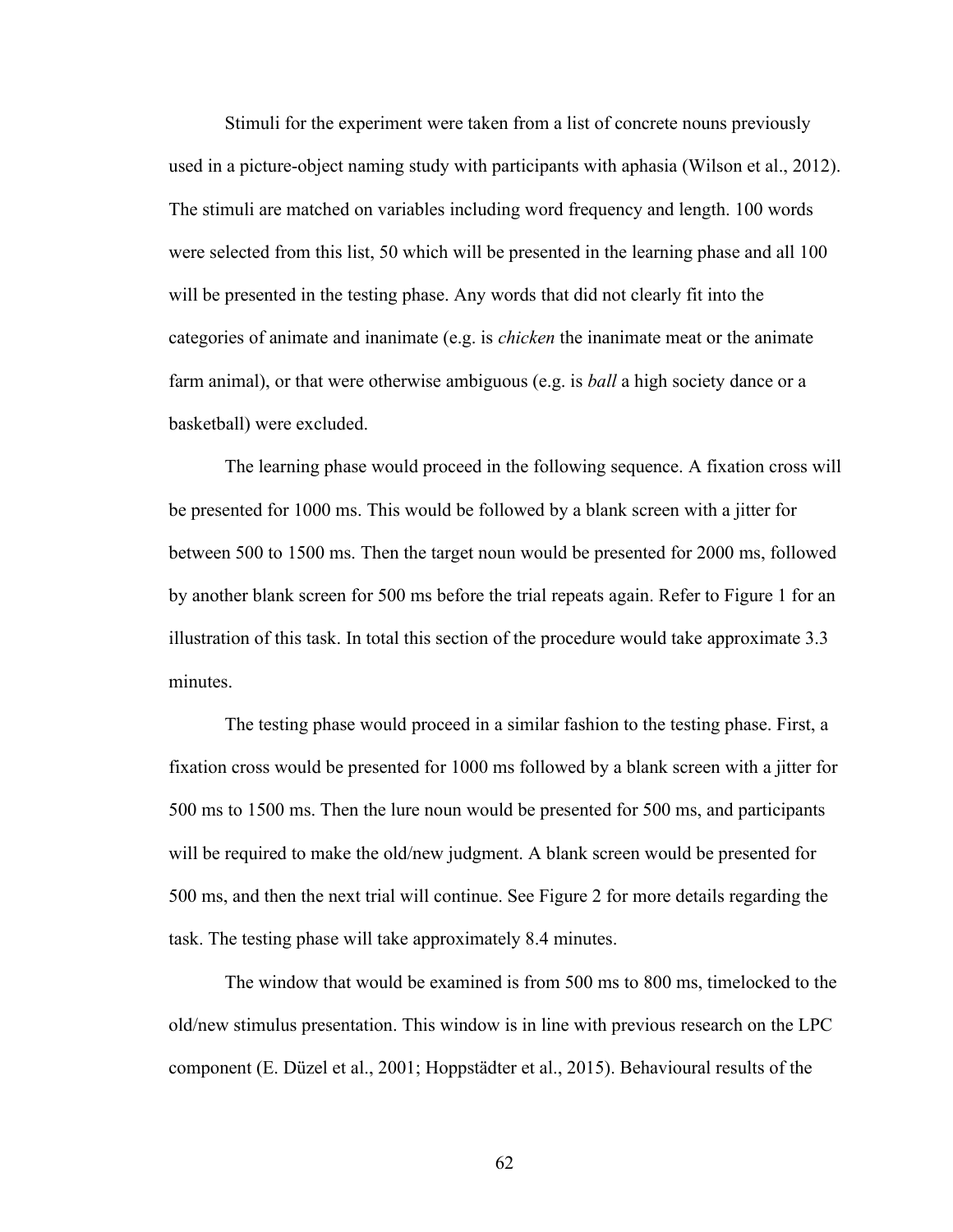Stimuli for the experiment were taken from a list of concrete nouns previously used in a picture-object naming study with participants with aphasia (Wilson et al., 2012). The stimuli are matched on variables including word frequency and length. 100 words were selected from this list, 50 which will be presented in the learning phase and all 100 will be presented in the testing phase. Any words that did not clearly fit into the categories of animate and inanimate (e.g. is *chicken* the inanimate meat or the animate farm animal), or that were otherwise ambiguous (e.g. is *ball* a high society dance or a basketball) were excluded.

The learning phase would proceed in the following sequence. A fixation cross will be presented for 1000 ms. This would be followed by a blank screen with a jitter for between 500 to 1500 ms. Then the target noun would be presented for 2000 ms, followed by another blank screen for 500 ms before the trial repeats again. Refer to Figure 1 for an illustration of this task. In total this section of the procedure would take approximate 3.3 minutes.

The testing phase would proceed in a similar fashion to the testing phase. First, a fixation cross would be presented for 1000 ms followed by a blank screen with a jitter for 500 ms to 1500 ms. Then the lure noun would be presented for 500 ms, and participants will be required to make the old/new judgment. A blank screen would be presented for 500 ms, and then the next trial will continue. See Figure 2 for more details regarding the task. The testing phase will take approximately 8.4 minutes.

The window that would be examined is from 500 ms to 800 ms, timelocked to the old/new stimulus presentation. This window is in line with previous research on the LPC component (E. Düzel et al., 2001; Hoppstädter et al., 2015). Behavioural results of the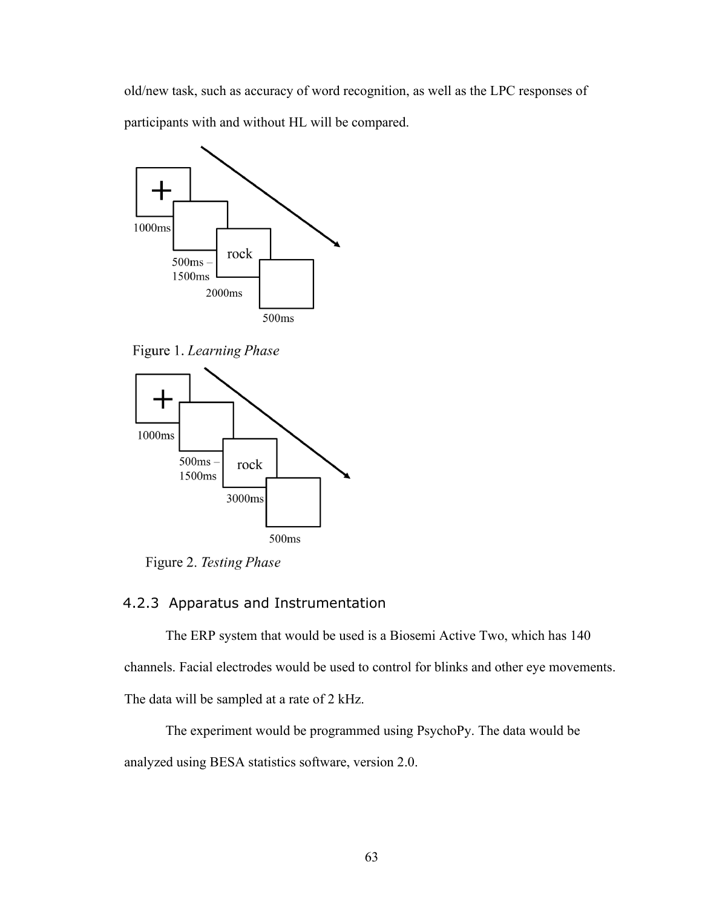old/new task, such as accuracy of word recognition, as well as the LPC responses of participants with and without HL will be compared.

1000ms

500ms – 1500ms

rock

2000ms

500ms

Figure 1. *Learning Phase*

1000ms

500ms – 1500ms

rock

3000ms

500ms

Figure 2. *Testing Phase*

### 4.2.3 Apparatus and Instrumentation

The ERP system that would be used is a Biosemi Active Two, which has 140 channels. Facial electrodes would be used to control for blinks and other eye movements. The data will be sampled at a rate of 2 kHz.

The experiment would be programmed using PsychoPy. The data would be analyzed using BESA statistics software, version 2.0.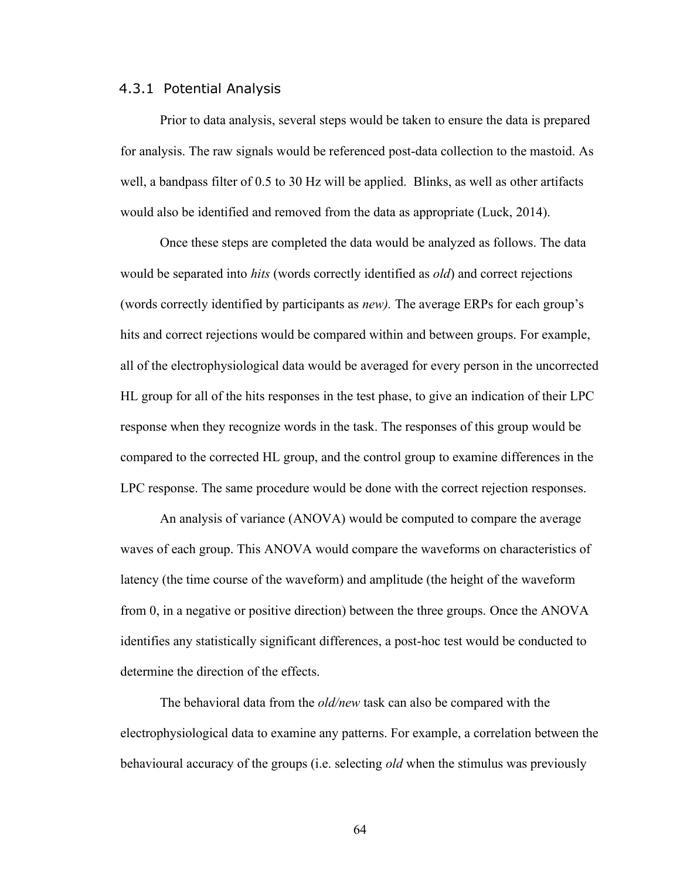### 4.3.1 Potential Analysis

Prior to data analysis, several steps would be taken to ensure the data is prepared for analysis. The raw signals would be referenced post-data collection to the mastoid. As well, a bandpass filter of 0.5 to 30 Hz will be applied. Blinks, as well as other artifacts would also be identified and removed from the data as appropriate (Luck, 2014).

Once these steps are completed the data would be analyzed as follows. The data would be separated into *hits* (words correctly identified as *old*) and correct rejections (words correctly identified by participants as *new).* The average ERPs for each group's hits and correct rejections would be compared within and between groups. For example, all of the electrophysiological data would be averaged for every person in the uncorrected HL group for all of the hits responses in the test phase, to give an indication of their LPC response when they recognize words in the task. The responses of this group would be compared to the corrected HL group, and the control group to examine differences in the LPC response. The same procedure would be done with the correct rejection responses.

An analysis of variance (ANOVA) would be computed to compare the average waves of each group. This ANOVA would compare the waveforms on characteristics of latency (the time course of the waveform) and amplitude (the height of the waveform from 0, in a negative or positive direction) between the three groups. Once the ANOVA identifies any statistically significant differences, a post-hoc test would be conducted to determine the direction of the effects.

The behavioral data from the *old/new* task can also be compared with the electrophysiological data to examine any patterns. For example, a correlation between the behavioural accuracy of the groups (i.e. selecting *old* when the stimulus was previously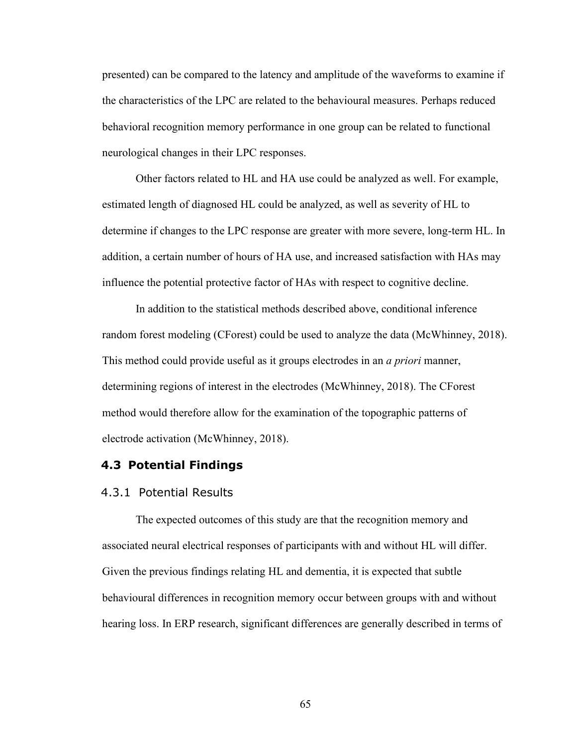presented) can be compared to the latency and amplitude of the waveforms to examine if the characteristics of the LPC are related to the behavioural measures. Perhaps reduced behavioral recognition memory performance in one group can be related to functional neurological changes in their LPC responses.

Other factors related to HL and HA use could be analyzed as well. For example, estimated length of diagnosed HL could be analyzed, as well as severity of HL to determine if changes to the LPC response are greater with more severe, long-term HL. In addition, a certain number of hours of HA use, and increased satisfaction with HAs may influence the potential protective factor of HAs with respect to cognitive decline.

In addition to the statistical methods described above, conditional inference random forest modeling (CForest) could be used to analyze the data (McWhinney, 2018). This method could provide useful as it groups electrodes in an *a priori* manner, determining regions of interest in the electrodes (McWhinney, 2018). The CForest method would therefore allow for the examination of the topographic patterns of electrode activation (McWhinney, 2018).

## 4.3 Potential Findings

### 4.3.1 Potential Results

The expected outcomes of this study are that the recognition memory and associated neural electrical responses of participants with and without HL will differ. Given the previous findings relating HL and dementia, it is expected that subtle behavioural differences in recognition memory occur between groups with and without hearing loss. In ERP research, significant differences are generally described in terms of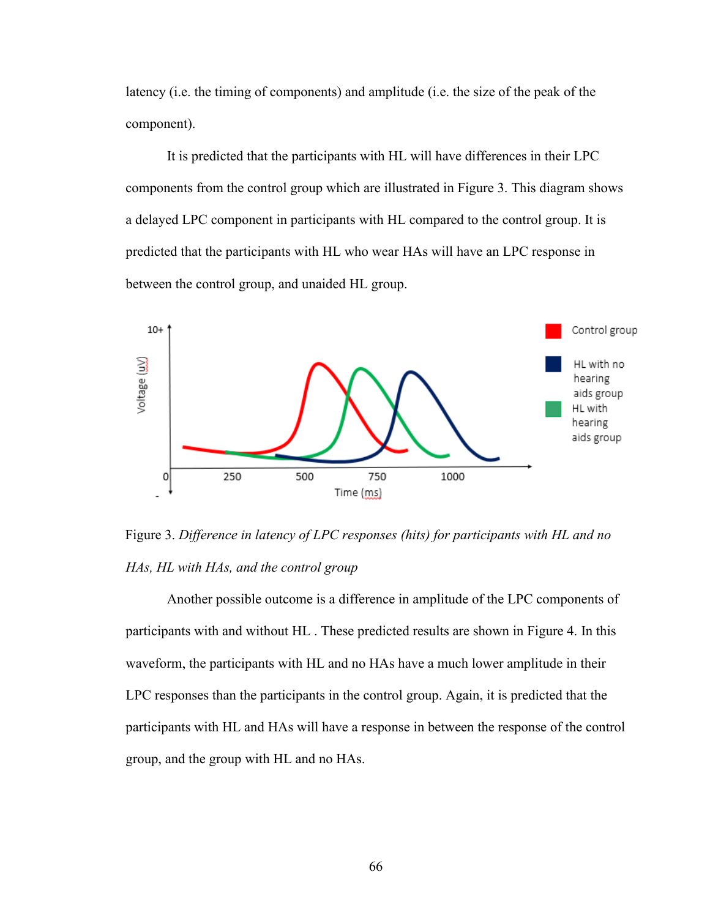latency (i.e. the timing of components) and amplitude (i.e. the size of the peak of the component).

It is predicted that the participants with HL will have differences in their LPC components from the control group which are illustrated in Figure 3. This diagram shows a delayed LPC component in participants with HL compared to the control group. It is predicted that the participants with HL who wear HAs will have an LPC response in between the control group, and unaided HL group.

Figure 3. *Difference in latency of LPC responses (hits) for participants with HL and no HAs, HL with HAs, and the control group*

Another possible outcome is a difference in amplitude of the LPC components of participants with and without HL . These predicted results are shown in Figure 4. In this waveform, the participants with HL and no HAs have a much lower amplitude in their LPC responses than the participants in the control group. Again, it is predicted that the participants with HL and HAs will have a response in between the response of the control group, and the group with HL and no HAs.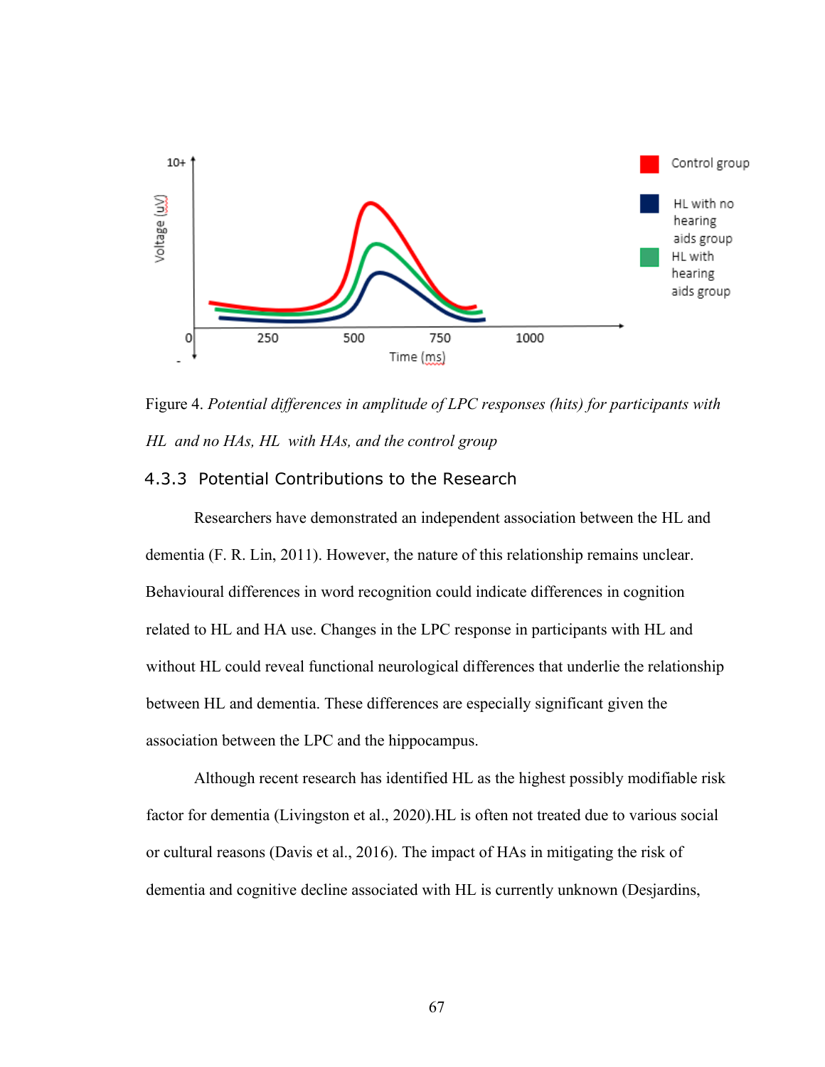Figure 4. *Potential differences in amplitude of LPC responses (hits) for participants with HL and no HAs, HL with HAs, and the control group*

### 4.3.3 Potential Contributions to the Research

Researchers have demonstrated an independent association between the HL and dementia (F. R. Lin, 2011). However, the nature of this relationship remains unclear. Behavioural differences in word recognition could indicate differences in cognition related to HL and HA use. Changes in the LPC response in participants with HL and without HL could reveal functional neurological differences that underlie the relationship between HL and dementia. These differences are especially significant given the association between the LPC and the hippocampus.

Although recent research has identified HL as the highest possibly modifiable risk factor for dementia (Livingston et al., 2020).HL is often not treated due to various social or cultural reasons (Davis et al., 2016). The impact of HAs in mitigating the risk of dementia and cognitive decline associated with HL is currently unknown (Desjardins,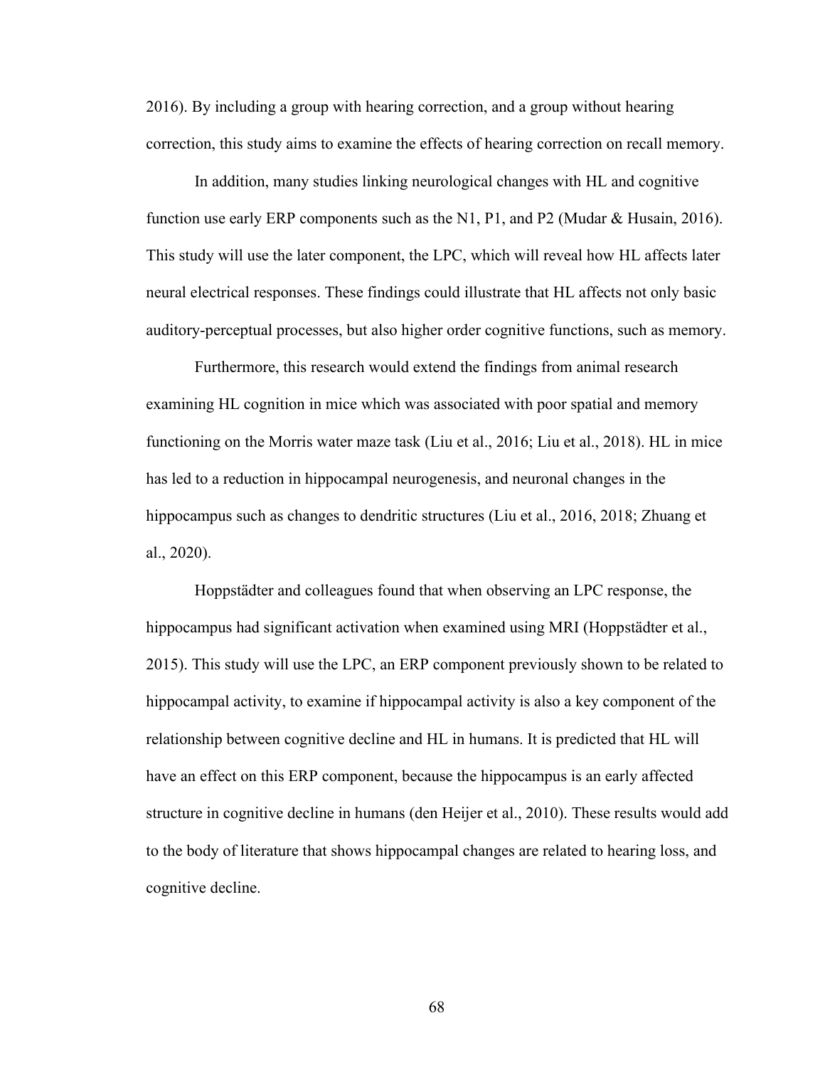2016). By including a group with hearing correction, and a group without hearing correction, this study aims to examine the effects of hearing correction on recall memory.

In addition, many studies linking neurological changes with HL and cognitive function use early ERP components such as the N1, P1, and P2 (Mudar & Husain, 2016). This study will use the later component, the LPC, which will reveal how HL affects later neural electrical responses. These findings could illustrate that HL affects not only basic auditory-perceptual processes, but also higher order cognitive functions, such as memory.

Furthermore, this research would extend the findings from animal research examining HL cognition in mice which was associated with poor spatial and memory functioning on the Morris water maze task (Liu et al., 2016; Liu et al., 2018). HL in mice has led to a reduction in hippocampal neurogenesis, and neuronal changes in the hippocampus such as changes to dendritic structures (Liu et al., 2016, 2018; Zhuang et al., 2020).

Hoppstädter and colleagues found that when observing an LPC response, the hippocampus had significant activation when examined using MRI (Hoppstädter et al., 2015). This study will use the LPC, an ERP component previously shown to be related to hippocampal activity, to examine if hippocampal activity is also a key component of the relationship between cognitive decline and HL in humans. It is predicted that HL will have an effect on this ERP component, because the hippocampus is an early affected structure in cognitive decline in humans (den Heijer et al., 2010). These results would add to the body of literature that shows hippocampal changes are related to hearing loss, and cognitive decline.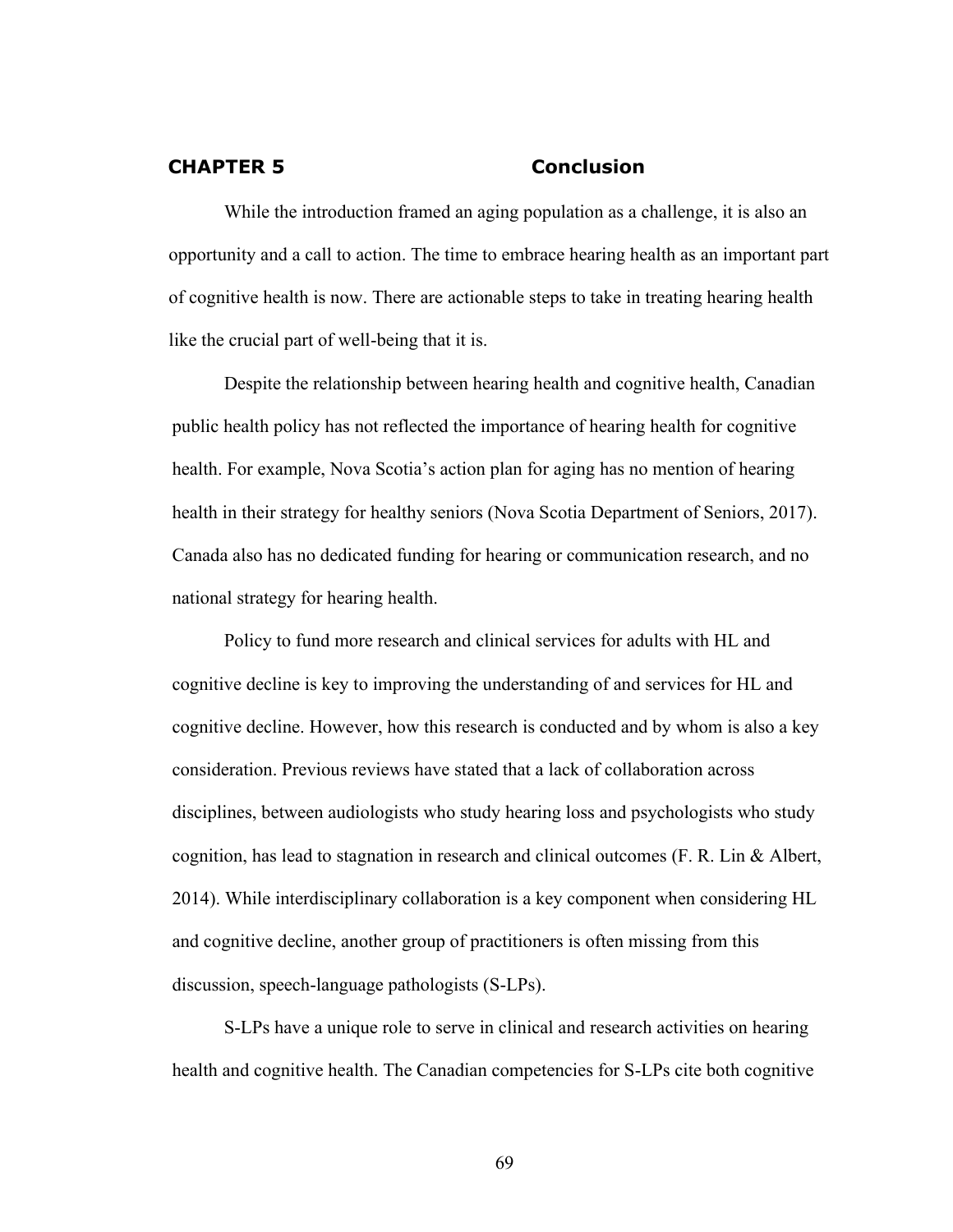# CHAPTER 5 Conclusion

While the introduction framed an aging population as a challenge, it is also an opportunity and a call to action. The time to embrace hearing health as an important part of cognitive health is now. There are actionable steps to take in treating hearing health like the crucial part of well-being that it is.

Despite the relationship between hearing health and cognitive health, Canadian public health policy has not reflected the importance of hearing health for cognitive health. For example, Nova Scotia's action plan for aging has no mention of hearing health in their strategy for healthy seniors (Nova Scotia Department of Seniors, 2017). Canada also has no dedicated funding for hearing or communication research, and no national strategy for hearing health.

Policy to fund more research and clinical services for adults with HL and cognitive decline is key to improving the understanding of and services for HL and cognitive decline. However, how this research is conducted and by whom is also a key consideration. Previous reviews have stated that a lack of collaboration across disciplines, between audiologists who study hearing loss and psychologists who study cognition, has lead to stagnation in research and clinical outcomes (F. R. Lin & Albert, 2014). While interdisciplinary collaboration is a key component when considering HL and cognitive decline, another group of practitioners is often missing from this discussion, speech-language pathologists (S-LPs).

S-LPs have a unique role to serve in clinical and research activities on hearing health and cognitive health. The Canadian competencies for S-LPs cite both cognitive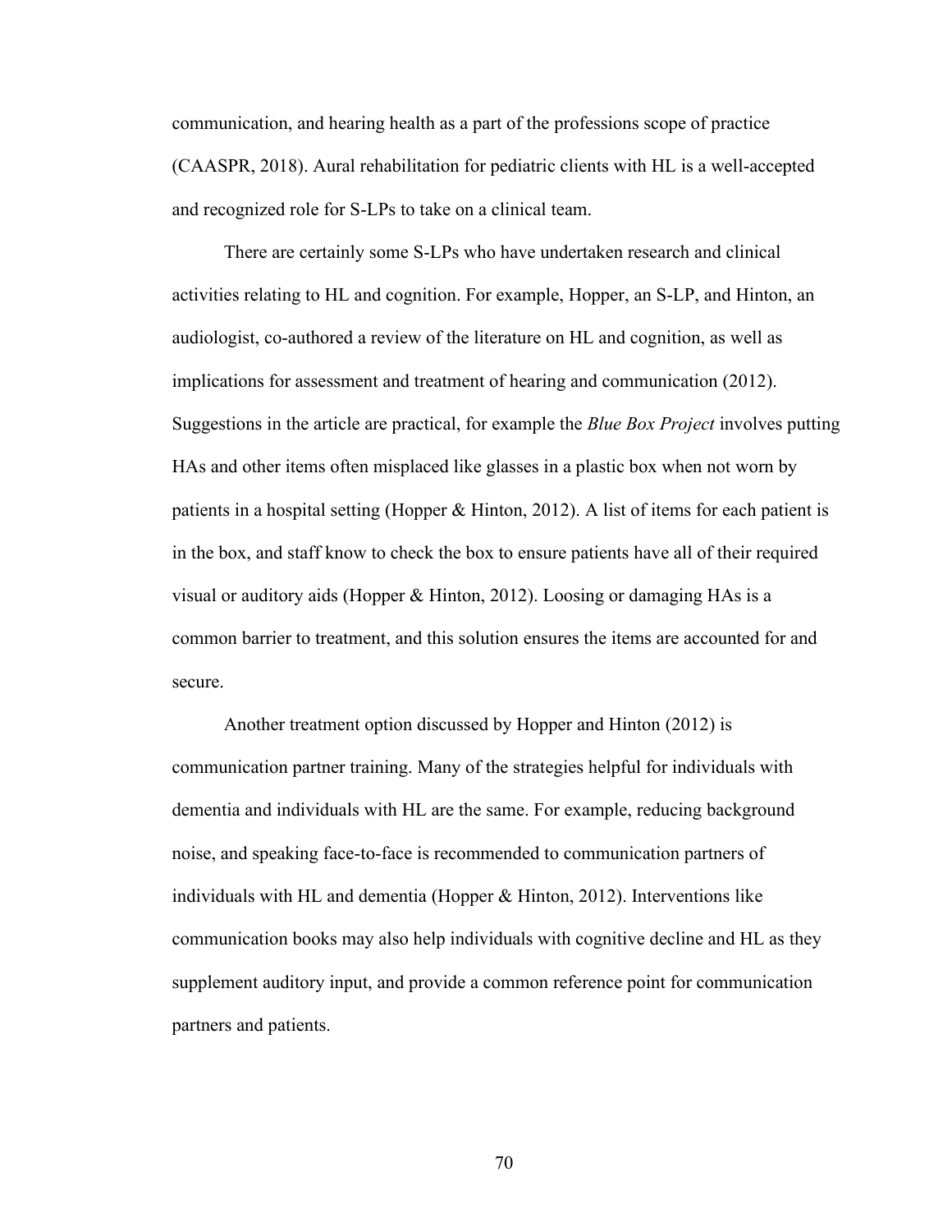communication, and hearing health as a part of the professions scope of practice (CAASPR, 2018). Aural rehabilitation for pediatric clients with HL is a well-accepted and recognized role for S-LPs to take on a clinical team.

There are certainly some S-LPs who have undertaken research and clinical activities relating to HL and cognition. For example, Hopper, an S-LP, and Hinton, an audiologist, co-authored a review of the literature on HL and cognition, as well as implications for assessment and treatment of hearing and communication (2012). Suggestions in the article are practical, for example the *Blue Box Project* involves putting HAs and other items often misplaced like glasses in a plastic box when not worn by patients in a hospital setting (Hopper & Hinton, 2012). A list of items for each patient is in the box, and staff know to check the box to ensure patients have all of their required visual or auditory aids (Hopper & Hinton, 2012). Loosing or damaging HAs is a common barrier to treatment, and this solution ensures the items are accounted for and secure.

Another treatment option discussed by Hopper and Hinton (2012) is communication partner training. Many of the strategies helpful for individuals with dementia and individuals with HL are the same. For example, reducing background noise, and speaking face-to-face is recommended to communication partners of individuals with HL and dementia (Hopper & Hinton, 2012). Interventions like communication books may also help individuals with cognitive decline and HL as they supplement auditory input, and provide a common reference point for communication partners and patients.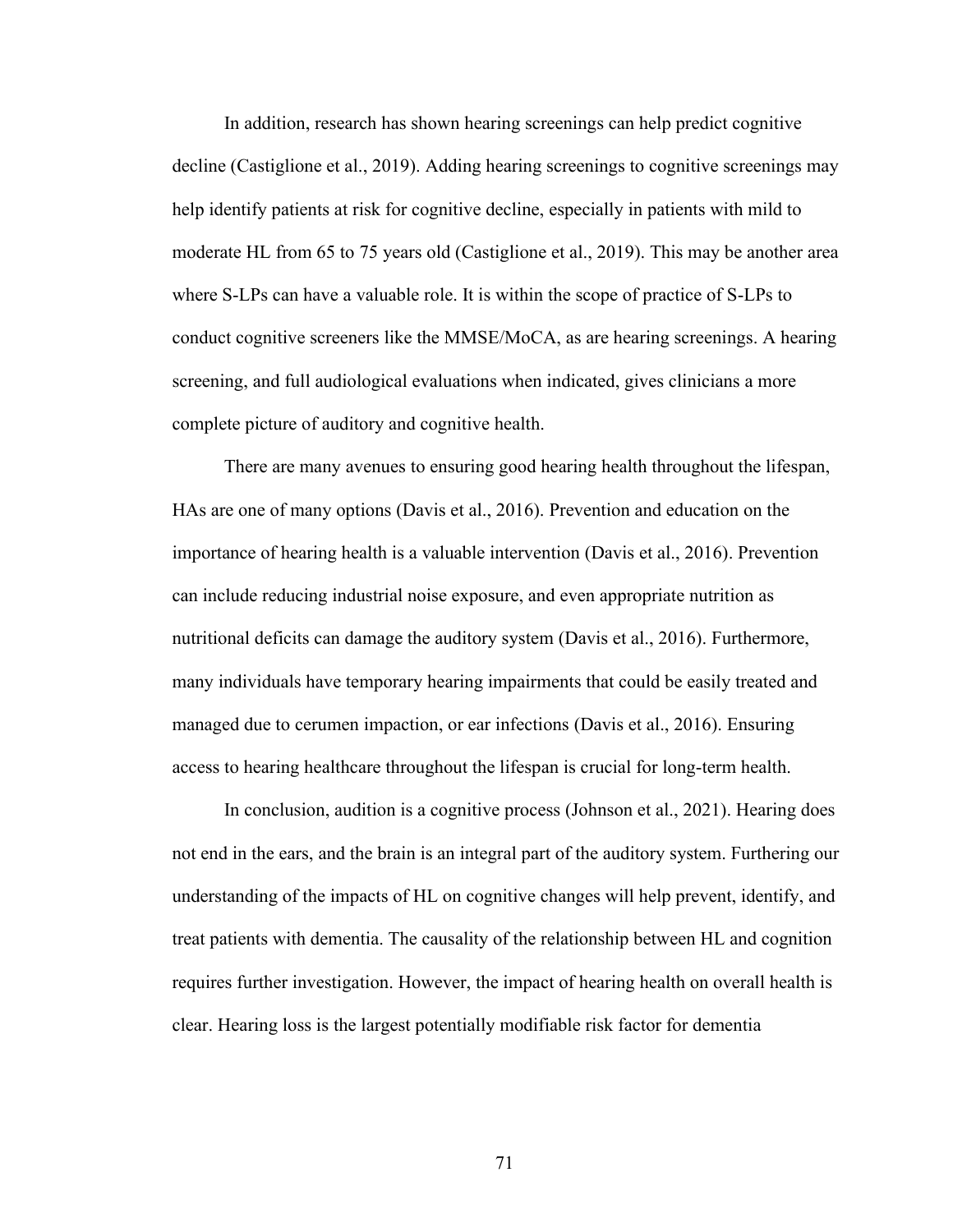In addition, research has shown hearing screenings can help predict cognitive decline (Castiglione et al., 2019). Adding hearing screenings to cognitive screenings may help identify patients at risk for cognitive decline, especially in patients with mild to moderate HL from 65 to 75 years old (Castiglione et al., 2019). This may be another area where S-LPs can have a valuable role. It is within the scope of practice of S-LPs to conduct cognitive screeners like the MMSE/MoCA, as are hearing screenings. A hearing screening, and full audiological evaluations when indicated, gives clinicians a more complete picture of auditory and cognitive health.

There are many avenues to ensuring good hearing health throughout the lifespan, HAs are one of many options (Davis et al., 2016). Prevention and education on the importance of hearing health is a valuable intervention (Davis et al., 2016). Prevention can include reducing industrial noise exposure, and even appropriate nutrition as nutritional deficits can damage the auditory system (Davis et al., 2016). Furthermore, many individuals have temporary hearing impairments that could be easily treated and managed due to cerumen impaction, or ear infections (Davis et al., 2016). Ensuring access to hearing healthcare throughout the lifespan is crucial for long-term health.

In conclusion, audition is a cognitive process (Johnson et al., 2021). Hearing does not end in the ears, and the brain is an integral part of the auditory system. Furthering our understanding of the impacts of HL on cognitive changes will help prevent, identify, and treat patients with dementia. The causality of the relationship between HL and cognition requires further investigation. However, the impact of hearing health on overall health is clear. Hearing loss is the largest potentially modifiable risk factor for dementia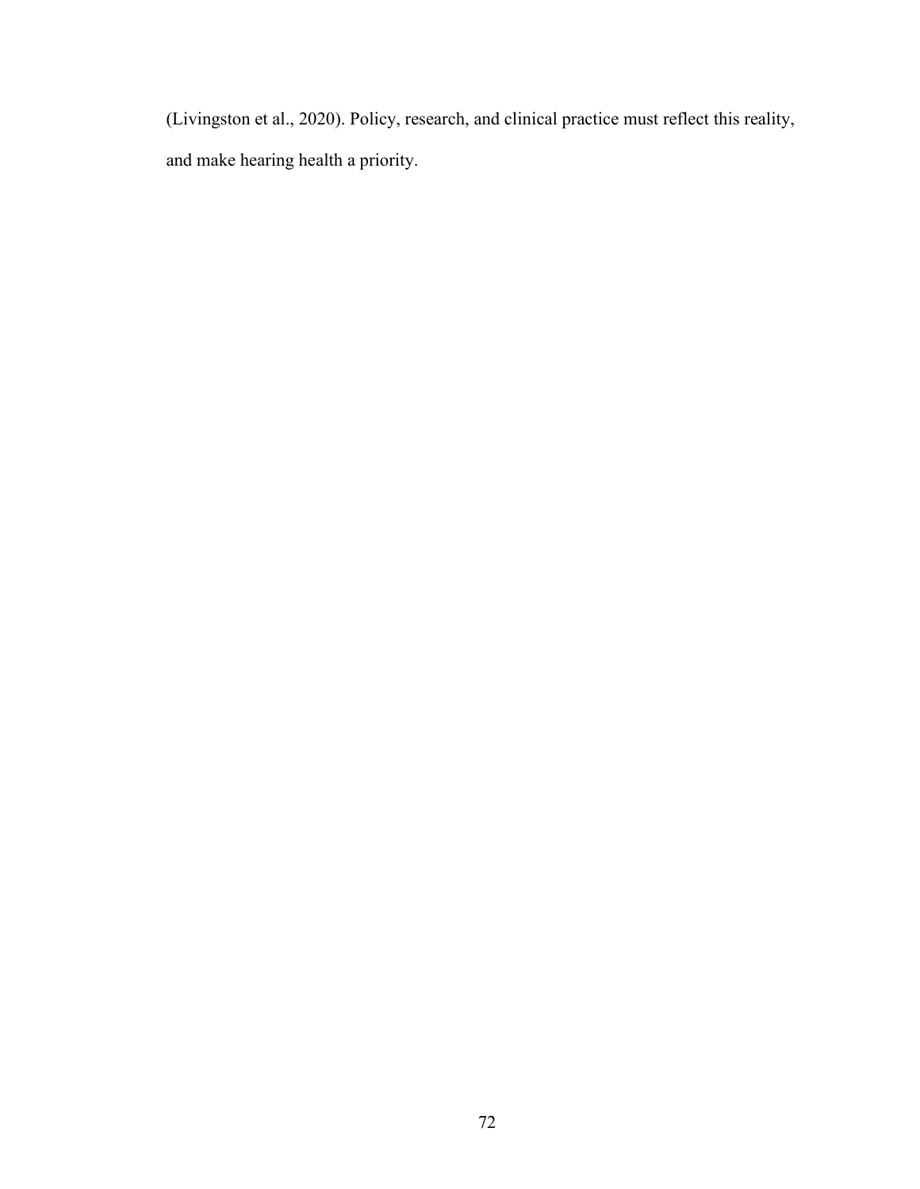(Livingston et al., 2020). Policy, research, and clinical practice must reflect this reality, and make hearing health a priority.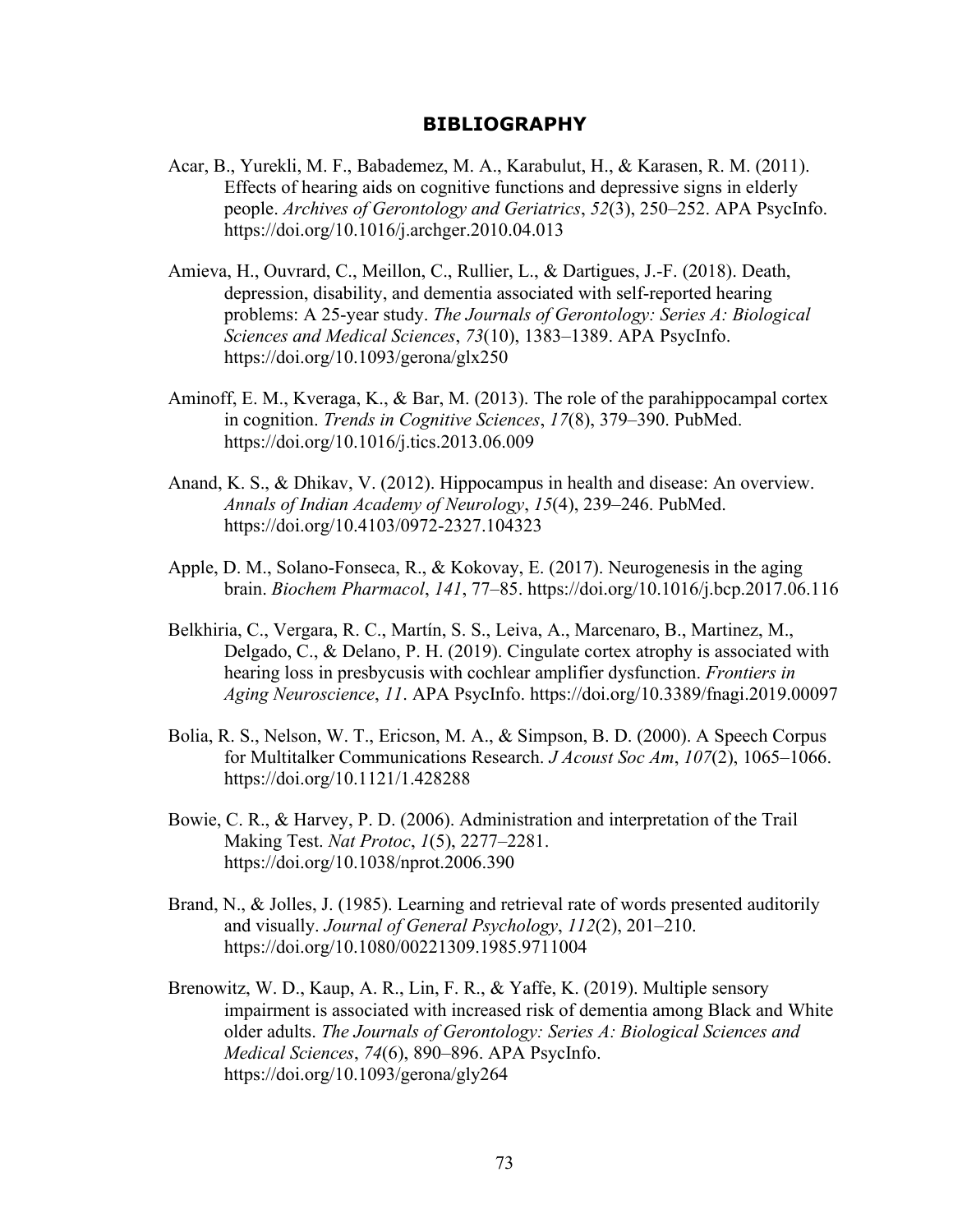# BIBLIOGRAPHY

Acar, B., Yurekli, M. F., Babademez, M. A., Karabulut, H., & Karasen, R. M. (2011). Effects of hearing aids on cognitive functions and depressive signs in elderly people. *Archives of Gerontology and Geriatrics*, *52*(3), 250–252. APA PsycInfo. https://doi.org/10.1016/j.archger.2010.04.013

Amieva, H., Ouvrard, C., Meillon, C., Rullier, L., & Dartigues, J.-F. (2018). Death, depression, disability, and dementia associated with self-reported hearing problems: A 25-year study. *The Journals of Gerontology: Series A: Biological Sciences and Medical Sciences*, *73*(10), 1383–1389. APA PsycInfo. https://doi.org/10.1093/gerona/glx250

Aminoff, E. M., Kveraga, K., & Bar, M. (2013). The role of the parahippocampal cortex in cognition. *Trends in Cognitive Sciences*, *17*(8), 379–390. PubMed. https://doi.org/10.1016/j.tics.2013.06.009

Anand, K. S., & Dhikav, V. (2012). Hippocampus in health and disease: An overview. *Annals of Indian Academy of Neurology*, *15*(4), 239–246. PubMed. https://doi.org/10.4103/0972-2327.104323

Apple, D. M., Solano-Fonseca, R., & Kokovay, E. (2017). Neurogenesis in the aging brain. *Biochem Pharmacol*, *141*, 77–85. https://doi.org/10.1016/j.bcp.2017.06.116

Belkhiria, C., Vergara, R. C., Martín, S. S., Leiva, A., Marcenaro, B., Martinez, M., Delgado, C., & Delano, P. H. (2019). Cingulate cortex atrophy is associated with hearing loss in presbycusis with cochlear amplifier dysfunction. *Frontiers in Aging Neuroscience*, *11*. APA PsycInfo. https://doi.org/10.3389/fnagi.2019.00097

Bolia, R. S., Nelson, W. T., Ericson, M. A., & Simpson, B. D. (2000). A Speech Corpus for Multitalker Communications Research. *J Acoust Soc Am*, *107*(2), 1065–1066. https://doi.org/10.1121/1.428288

Bowie, C. R., & Harvey, P. D. (2006). Administration and interpretation of the Trail Making Test. *Nat Protoc*, *1*(5), 2277–2281. https://doi.org/10.1038/nprot.2006.390

Brand, N., & Jolles, J. (1985). Learning and retrieval rate of words presented auditorily and visually. *Journal of General Psychology*, *112*(2), 201–210. https://doi.org/10.1080/00221309.1985.9711004

Brenowitz, W. D., Kaup, A. R., Lin, F. R., & Yaffe, K. (2019). Multiple sensory impairment is associated with increased risk of dementia among Black and White older adults. *The Journals of Gerontology: Series A: Biological Sciences and Medical Sciences*, *74*(6), 890–896. APA PsycInfo. https://doi.org/10.1093/gerona/gly264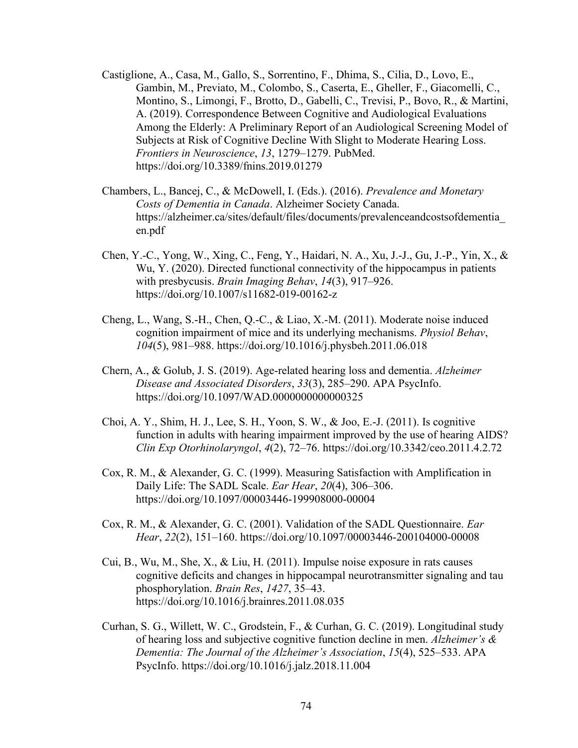Castiglione, A., Casa, M., Gallo, S., Sorrentino, F., Dhima, S., Cilia, D., Lovo, E., Gambin, M., Previato, M., Colombo, S., Caserta, E., Gheller, F., Giacomelli, C., Montino, S., Limongi, F., Brotto, D., Gabelli, C., Trevisi, P., Bovo, R., & Martini, A. (2019). Correspondence Between Cognitive and Audiological Evaluations Among the Elderly: A Preliminary Report of an Audiological Screening Model of Subjects at Risk of Cognitive Decline With Slight to Moderate Hearing Loss. *Frontiers in Neuroscience*, *13*, 1279–1279. PubMed. https://doi.org/10.3389/fnins.2019.01279

Chambers, L., Bancej, C., & McDowell, I. (Eds.). (2016). *Prevalence and Monetary Costs of Dementia in Canada*. Alzheimer Society Canada. https://alzheimer.ca/sites/default/files/documents/prevalenceandcostsofdementia_en.pdf

Chen, Y.-C., Yong, W., Xing, C., Feng, Y., Haidari, N. A., Xu, J.-J., Gu, J.-P., Yin, X., & Wu, Y. (2020). Directed functional connectivity of the hippocampus in patients with presbycusis. *Brain Imaging Behav*, *14*(3), 917–926. https://doi.org/10.1007/s11682-019-00162-z

Cheng, L., Wang, S.-H., Chen, Q.-C., & Liao, X.-M. (2011). Moderate noise induced cognition impairment of mice and its underlying mechanisms. *Physiol Behav*, *104*(5), 981–988. https://doi.org/10.1016/j.physbeh.2011.06.018

Chern, A., & Golub, J. S. (2019). Age-related hearing loss and dementia. *Alzheimer Disease and Associated Disorders*, *33*(3), 285–290. APA PsycInfo. https://doi.org/10.1097/WAD.0000000000000325

Choi, A. Y., Shim, H. J., Lee, S. H., Yoon, S. W., & Joo, E.-J. (2011). Is cognitive function in adults with hearing impairment improved by the use of hearing AIDS? *Clin Exp Otorhinolaryngol*, *4*(2), 72–76. https://doi.org/10.3342/ceo.2011.4.2.72

Cox, R. M., & Alexander, G. C. (1999). Measuring Satisfaction with Amplification in Daily Life: The SADL Scale. *Ear Hear*, *20*(4), 306–306. https://doi.org/10.1097/00003446-199908000-00004

Cox, R. M., & Alexander, G. C. (2001). Validation of the SADL Questionnaire. *Ear Hear*, *22*(2), 151–160. https://doi.org/10.1097/00003446-200104000-00008

Cui, B., Wu, M., She, X., & Liu, H. (2011). Impulse noise exposure in rats causes cognitive deficits and changes in hippocampal neurotransmitter signaling and tau phosphorylation. *Brain Res*, *1427*, 35–43. https://doi.org/10.1016/j.brainres.2011.08.035

Curhan, S. G., Willett, W. C., Grodstein, F., & Curhan, G. C. (2019). Longitudinal study of hearing loss and subjective cognitive function decline in men. *Alzheimer's & Dementia: The Journal of the Alzheimer's Association*, *15*(4), 525–533. APA PsycInfo. https://doi.org/10.1016/j.jalz.2018.11.004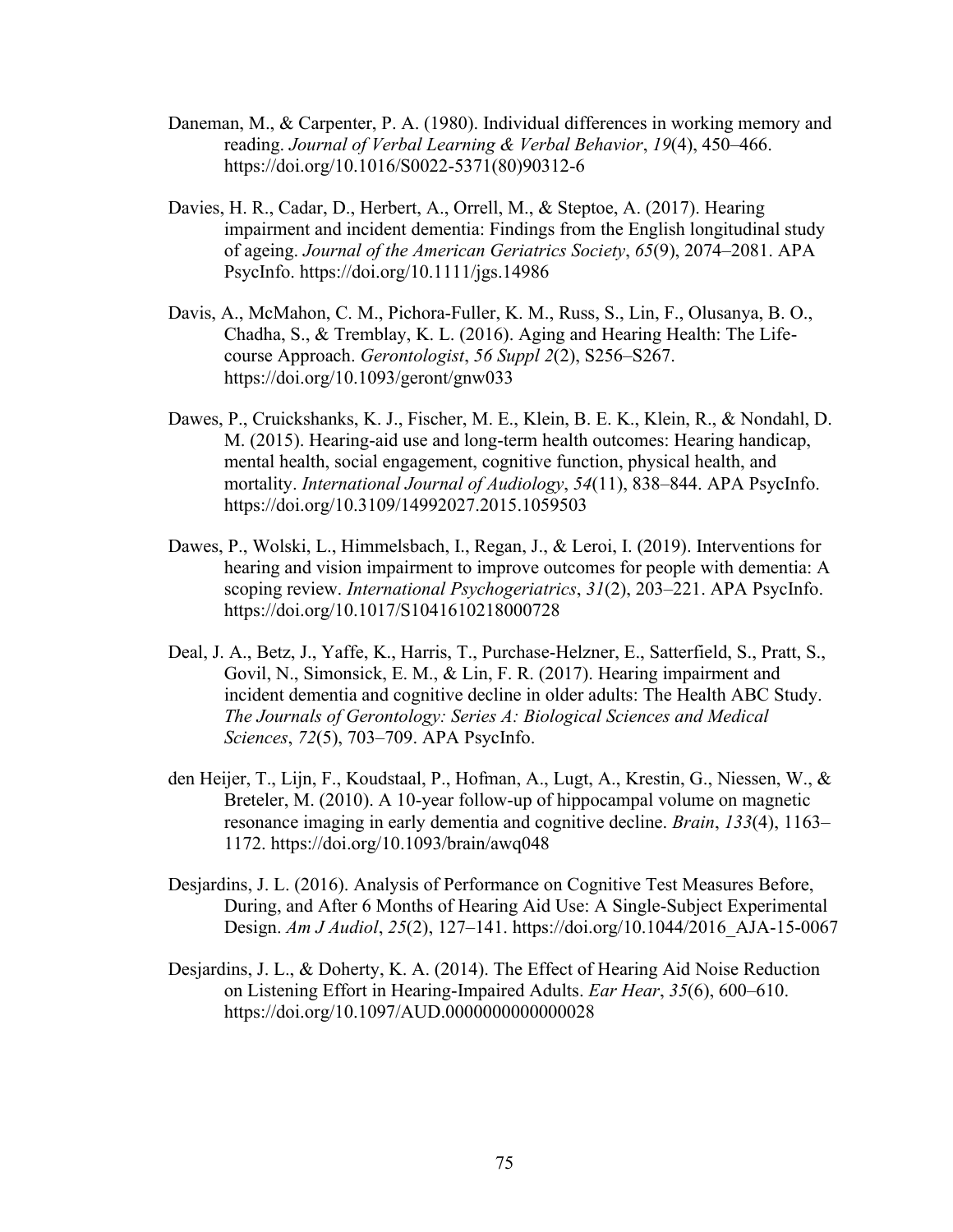Daneman, M., & Carpenter, P. A. (1980). Individual differences in working memory and reading. *Journal of Verbal Learning & Verbal Behavior*, *19*(4), 450–466. https://doi.org/10.1016/S0022-5371(80)90312-6

Davies, H. R., Cadar, D., Herbert, A., Orrell, M., & Steptoe, A. (2017). Hearing impairment and incident dementia: Findings from the English longitudinal study of ageing. *Journal of the American Geriatrics Society*, *65*(9), 2074–2081. APA PsycInfo. https://doi.org/10.1111/jgs.14986

Davis, A., McMahon, C. M., Pichora-Fuller, K. M., Russ, S., Lin, F., Olusanya, B. O., Chadha, S., & Tremblay, K. L. (2016). Aging and Hearing Health: The Life-course Approach. *Gerontologist*, *56 Suppl 2*(2), S256–S267. https://doi.org/10.1093/geront/gnw033

Dawes, P., Cruickshanks, K. J., Fischer, M. E., Klein, B. E. K., Klein, R., & Nondahl, D. M. (2015). Hearing-aid use and long-term health outcomes: Hearing handicap, mental health, social engagement, cognitive function, physical health, and mortality. *International Journal of Audiology*, *54*(11), 838–844. APA PsycInfo. https://doi.org/10.3109/14992027.2015.1059503

Dawes, P., Wolski, L., Himmelsbach, I., Regan, J., & Leroi, I. (2019). Interventions for hearing and vision impairment to improve outcomes for people with dementia: A scoping review. *International Psychogeriatrics*, *31*(2), 203–221. APA PsycInfo. https://doi.org/10.1017/S1041610218000728

Deal, J. A., Betz, J., Yaffe, K., Harris, T., Purchase-Helzner, E., Satterfield, S., Pratt, S., Govil, N., Simonsick, E. M., & Lin, F. R. (2017). Hearing impairment and incident dementia and cognitive decline in older adults: The Health ABC Study. *The Journals of Gerontology: Series A: Biological Sciences and Medical Sciences*, *72*(5), 703–709. APA PsycInfo.

den Heijer, T., Lijn, F., Koudstaal, P., Hofman, A., Lugt, A., Krestin, G., Niessen, W., & Breteler, M. (2010). A 10-year follow-up of hippocampal volume on magnetic resonance imaging in early dementia and cognitive decline. *Brain*, *133*(4), 1163–1172. https://doi.org/10.1093/brain/awq048

Desjardins, J. L. (2016). Analysis of Performance on Cognitive Test Measures Before, During, and After 6 Months of Hearing Aid Use: A Single-Subject Experimental Design. *Am J Audiol*, *25*(2), 127–141. https://doi.org/10.1044/2016_AJA-15-0067

Desjardins, J. L., & Doherty, K. A. (2014). The Effect of Hearing Aid Noise Reduction on Listening Effort in Hearing-Impaired Adults. *Ear Hear*, *35*(6), 600–610. https://doi.org/10.1097/AUD.0000000000000028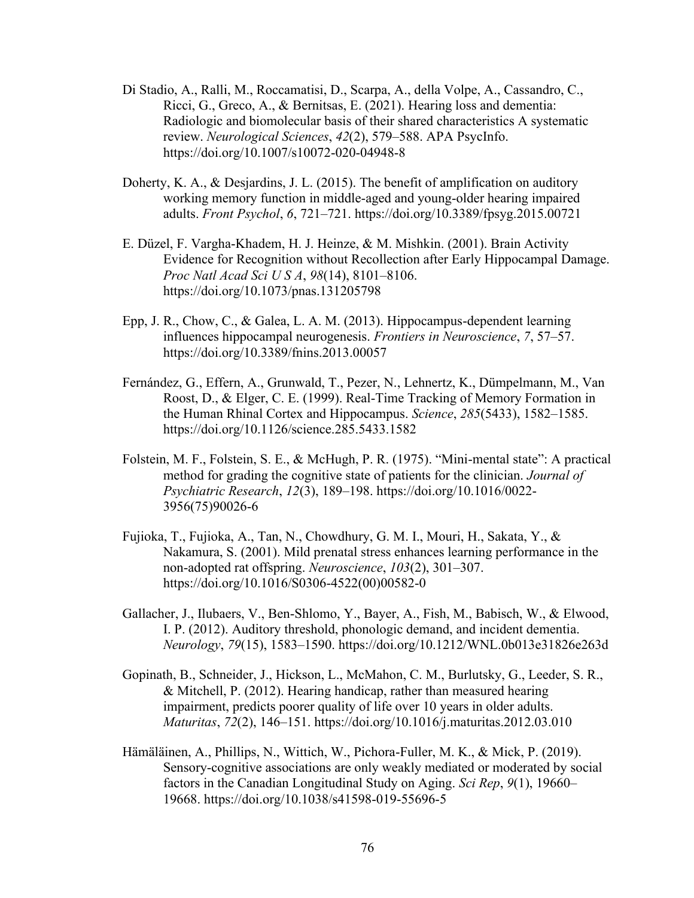Di Stadio, A., Ralli, M., Roccamatisi, D., Scarpa, A., della Volpe, A., Cassandro, C., Ricci, G., Greco, A., & Bernitsas, E. (2021). Hearing loss and dementia: Radiologic and biomolecular basis of their shared characteristics A systematic review. *Neurological Sciences*, *42*(2), 579–588. APA PsycInfo. https://doi.org/10.1007/s10072-020-04948-8

Doherty, K. A., & Desjardins, J. L. (2015). The benefit of amplification on auditory working memory function in middle-aged and young-older hearing impaired adults. *Front Psychol*, *6*, 721–721. https://doi.org/10.3389/fpsyg.2015.00721

E. Düzel, F. Vargha-Khadem, H. J. Heinze, & M. Mishkin. (2001). Brain Activity Evidence for Recognition without Recollection after Early Hippocampal Damage. *Proc Natl Acad Sci U S A*, *98*(14), 8101–8106. https://doi.org/10.1073/pnas.131205798

Epp, J. R., Chow, C., & Galea, L. A. M. (2013). Hippocampus-dependent learning influences hippocampal neurogenesis. *Frontiers in Neuroscience*, *7*, 57–57. https://doi.org/10.3389/fnins.2013.00057

Fernández, G., Effern, A., Grunwald, T., Pezer, N., Lehnertz, K., Dümpelmann, M., Van Roost, D., & Elger, C. E. (1999). Real-Time Tracking of Memory Formation in the Human Rhinal Cortex and Hippocampus. *Science*, *285*(5433), 1582–1585. https://doi.org/10.1126/science.285.5433.1582

Folstein, M. F., Folstein, S. E., & McHugh, P. R. (1975). "Mini-mental state": A practical method for grading the cognitive state of patients for the clinician. *Journal of Psychiatric Research*, *12*(3), 189–198. https://doi.org/10.1016/0022-3956(75)90026-6

Fujioka, T., Fujioka, A., Tan, N., Chowdhury, G. M. I., Mouri, H., Sakata, Y., & Nakamura, S. (2001). Mild prenatal stress enhances learning performance in the non-adopted rat offspring. *Neuroscience*, *103*(2), 301–307. https://doi.org/10.1016/S0306-4522(00)00582-0

Gallacher, J., Ilubaers, V., Ben-Shlomo, Y., Bayer, A., Fish, M., Babisch, W., & Elwood, I. P. (2012). Auditory threshold, phonologic demand, and incident dementia. *Neurology*, *79*(15), 1583–1590. https://doi.org/10.1212/WNL.0b013e31826e263d

Gopinath, B., Schneider, J., Hickson, L., McMahon, C. M., Burlutsky, G., Leeder, S. R., & Mitchell, P. (2012). Hearing handicap, rather than measured hearing impairment, predicts poorer quality of life over 10 years in older adults. *Maturitas*, *72*(2), 146–151. https://doi.org/10.1016/j.maturitas.2012.03.010

Hämäläinen, A., Phillips, N., Wittich, W., Pichora-Fuller, M. K., & Mick, P. (2019). Sensory-cognitive associations are only weakly mediated or moderated by social factors in the Canadian Longitudinal Study on Aging. *Sci Rep*, *9*(1), 19660–19668. https://doi.org/10.1038/s41598-019-55696-5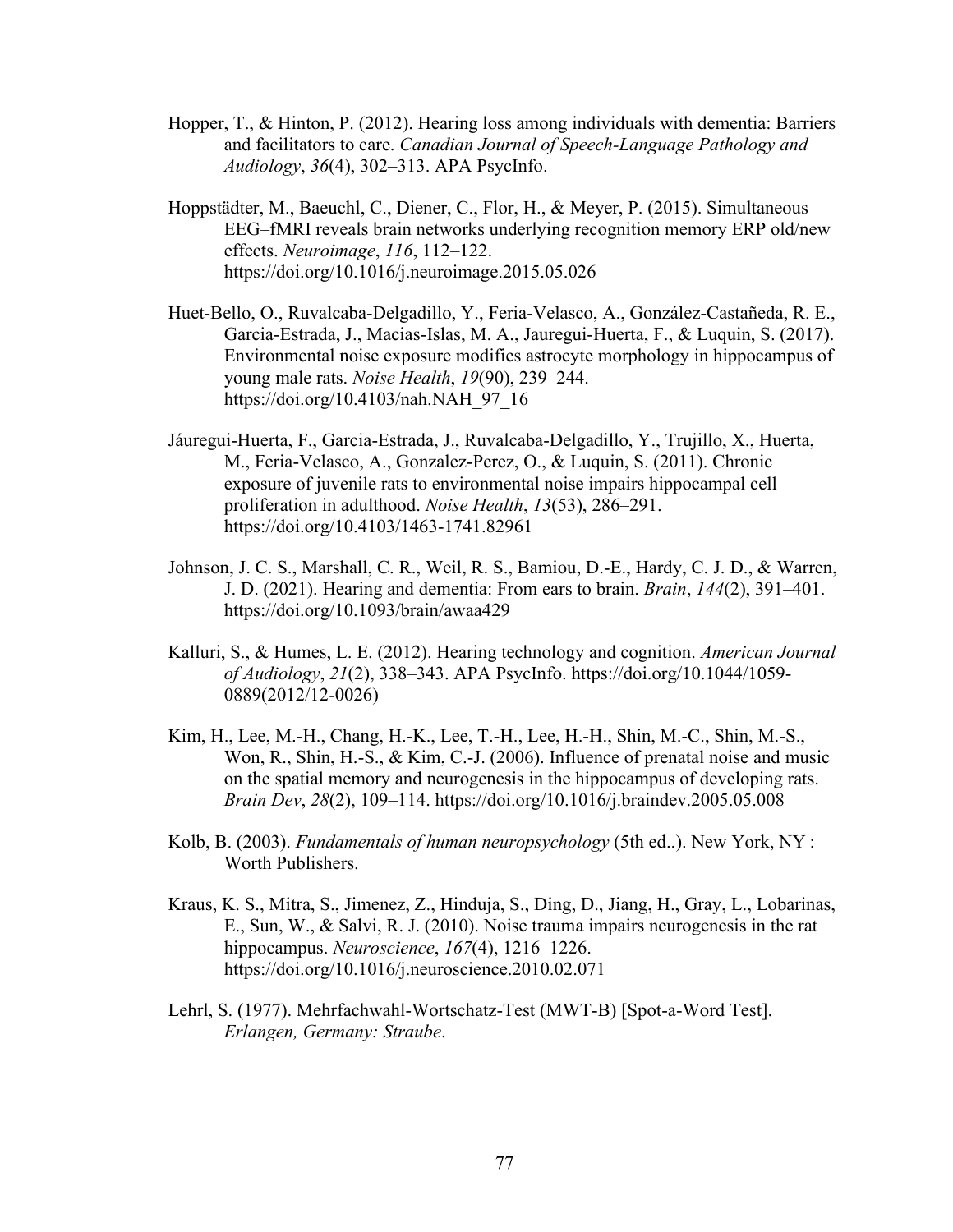Hopper, T., & Hinton, P. (2012). Hearing loss among individuals with dementia: Barriers and facilitators to care. *Canadian Journal of Speech-Language Pathology and Audiology*, *36*(4), 302–313. APA PsycInfo.

Hoppstädter, M., Baeuchl, C., Diener, C., Flor, H., & Meyer, P. (2015). Simultaneous EEG–fMRI reveals brain networks underlying recognition memory ERP old/new effects. *Neuroimage*, *116*, 112–122. https://doi.org/10.1016/j.neuroimage.2015.05.026

Huet-Bello, O., Ruvalcaba-Delgadillo, Y., Feria-Velasco, A., González-Castañeda, R. E., Garcia-Estrada, J., Macias-Islas, M. A., Jauregui-Huerta, F., & Luquin, S. (2017). Environmental noise exposure modifies astrocyte morphology in hippocampus of young male rats. *Noise Health*, *19*(90), 239–244. https://doi.org/10.4103/nah.NAH_97_16

Jáuregui-Huerta, F., Garcia-Estrada, J., Ruvalcaba-Delgadillo, Y., Trujillo, X., Huerta, M., Feria-Velasco, A., Gonzalez-Perez, O., & Luquin, S. (2011). Chronic exposure of juvenile rats to environmental noise impairs hippocampal cell proliferation in adulthood. *Noise Health*, *13*(53), 286–291. https://doi.org/10.4103/1463-1741.82961

Johnson, J. C. S., Marshall, C. R., Weil, R. S., Bamiou, D.-E., Hardy, C. J. D., & Warren, J. D. (2021). Hearing and dementia: From ears to brain. *Brain*, *144*(2), 391–401. https://doi.org/10.1093/brain/awaa429

Kalluri, S., & Humes, L. E. (2012). Hearing technology and cognition. *American Journal of Audiology*, *21*(2), 338–343. APA PsycInfo. https://doi.org/10.1044/1059-0889(2012/12-0026)

Kim, H., Lee, M.-H., Chang, H.-K., Lee, T.-H., Lee, H.-H., Shin, M.-C., Shin, M.-S., Won, R., Shin, H.-S., & Kim, C.-J. (2006). Influence of prenatal noise and music on the spatial memory and neurogenesis in the hippocampus of developing rats. *Brain Dev*, *28*(2), 109–114. https://doi.org/10.1016/j.braindev.2005.05.008

Kolb, B. (2003). *Fundamentals of human neuropsychology* (5th ed..). New York, NY : Worth Publishers.

Kraus, K. S., Mitra, S., Jimenez, Z., Hinduja, S., Ding, D., Jiang, H., Gray, L., Lobarinas, E., Sun, W., & Salvi, R. J. (2010). Noise trauma impairs neurogenesis in the rat hippocampus. *Neuroscience*, *167*(4), 1216–1226. https://doi.org/10.1016/j.neuroscience.2010.02.071

Lehrl, S. (1977). Mehrfachwahl-Wortschatz-Test (MWT-B) [Spot-a-Word Test]. *Erlangen, Germany: Straube*.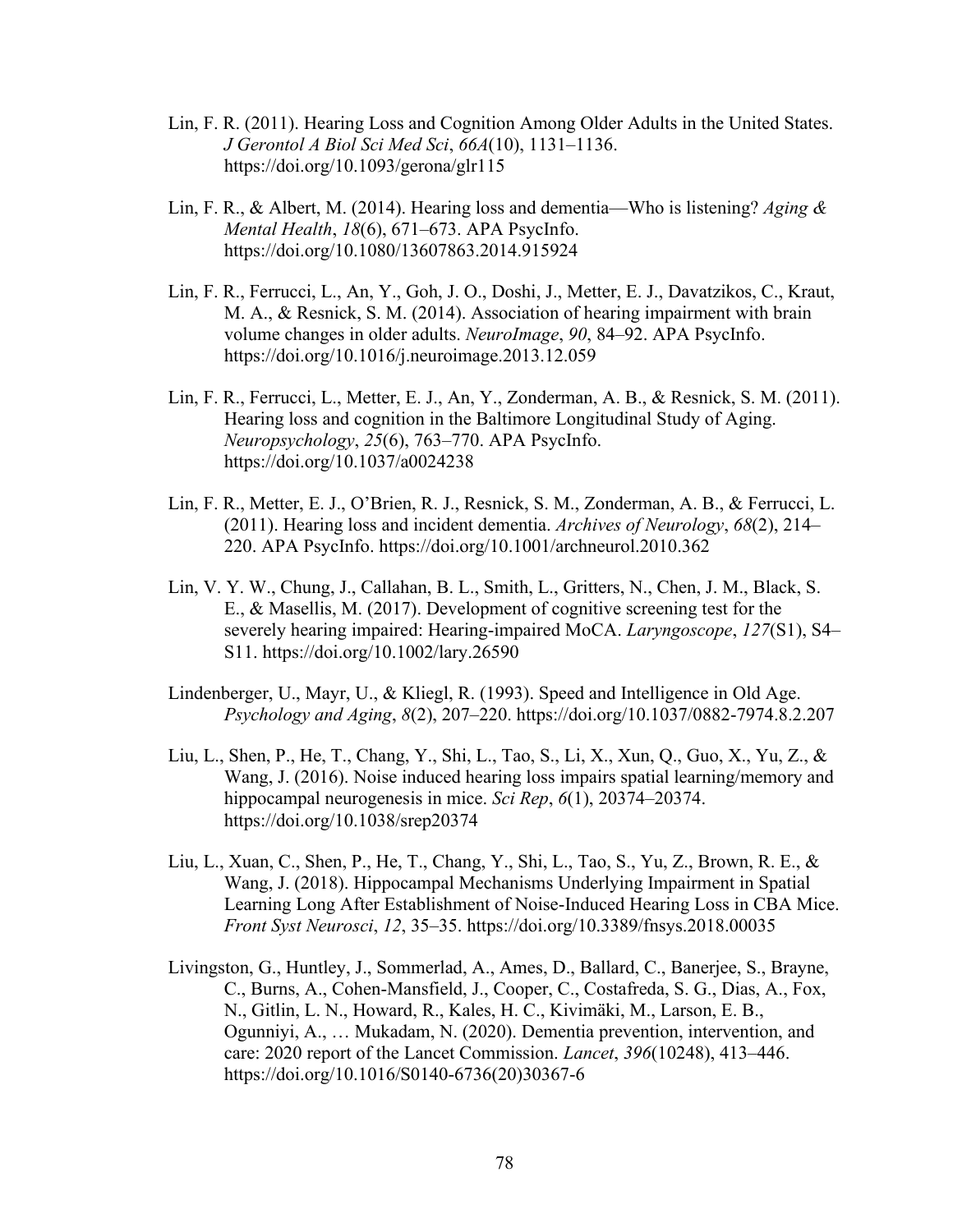Lin, F. R. (2011). Hearing Loss and Cognition Among Older Adults in the United States. *J Gerontol A Biol Sci Med Sci*, *66A*(10), 1131–1136. https://doi.org/10.1093/gerona/glr115

Lin, F. R., & Albert, M. (2014). Hearing loss and dementia—Who is listening? *Aging & Mental Health*, *18*(6), 671–673. APA PsycInfo. https://doi.org/10.1080/13607863.2014.915924

Lin, F. R., Ferrucci, L., An, Y., Goh, J. O., Doshi, J., Metter, E. J., Davatzikos, C., Kraut, M. A., & Resnick, S. M. (2014). Association of hearing impairment with brain volume changes in older adults. *NeuroImage*, *90*, 84–92. APA PsycInfo. https://doi.org/10.1016/j.neuroimage.2013.12.059

Lin, F. R., Ferrucci, L., Metter, E. J., An, Y., Zonderman, A. B., & Resnick, S. M. (2011). Hearing loss and cognition in the Baltimore Longitudinal Study of Aging. *Neuropsychology*, *25*(6), 763–770. APA PsycInfo. https://doi.org/10.1037/a0024238

Lin, F. R., Metter, E. J., O'Brien, R. J., Resnick, S. M., Zonderman, A. B., & Ferrucci, L. (2011). Hearing loss and incident dementia. *Archives of Neurology*, *68*(2), 214–220. APA PsycInfo. https://doi.org/10.1001/archneurol.2010.362

Lin, V. Y. W., Chung, J., Callahan, B. L., Smith, L., Gritters, N., Chen, J. M., Black, S. E., & Masellis, M. (2017). Development of cognitive screening test for the severely hearing impaired: Hearing-impaired MoCA. *Laryngoscope*, *127*(S1), S4–S11. https://doi.org/10.1002/lary.26590

Lindenberger, U., Mayr, U., & Kliegl, R. (1993). Speed and Intelligence in Old Age. *Psychology and Aging*, *8*(2), 207–220. https://doi.org/10.1037/0882-7974.8.2.207

Liu, L., Shen, P., He, T., Chang, Y., Shi, L., Tao, S., Li, X., Xun, Q., Guo, X., Yu, Z., & Wang, J. (2016). Noise induced hearing loss impairs spatial learning/memory and hippocampal neurogenesis in mice. *Sci Rep*, *6*(1), 20374–20374. https://doi.org/10.1038/srep20374

Liu, L., Xuan, C., Shen, P., He, T., Chang, Y., Shi, L., Tao, S., Yu, Z., Brown, R. E., & Wang, J. (2018). Hippocampal Mechanisms Underlying Impairment in Spatial Learning Long After Establishment of Noise-Induced Hearing Loss in CBA Mice. *Front Syst Neurosci*, *12*, 35–35. https://doi.org/10.3389/fnsys.2018.00035

Livingston, G., Huntley, J., Sommerlad, A., Ames, D., Ballard, C., Banerjee, S., Brayne, C., Burns, A., Cohen-Mansfield, J., Cooper, C., Costafreda, S. G., Dias, A., Fox, N., Gitlin, L. N., Howard, R., Kales, H. C., Kivimäki, M., Larson, E. B., Ogunniyi, A., … Mukadam, N. (2020). Dementia prevention, intervention, and care: 2020 report of the Lancet Commission. *Lancet*, *396*(10248), 413–446. https://doi.org/10.1016/S0140-6736(20)30367-6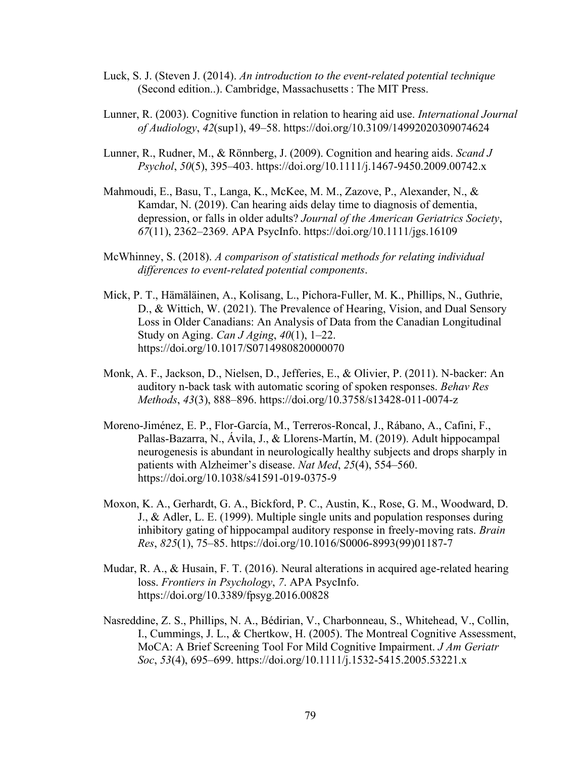Luck, S. J. (Steven J. (2014). *An introduction to the event-related potential technique* (Second edition..). Cambridge, Massachusetts : The MIT Press.

Lunner, R. (2003). Cognitive function in relation to hearing aid use. *International Journal of Audiology*, *42*(sup1), 49–58. https://doi.org/10.3109/14992020309074624

Lunner, R., Rudner, M., & Rönnberg, J. (2009). Cognition and hearing aids. *Scand J Psychol*, *50*(5), 395–403. https://doi.org/10.1111/j.1467-9450.2009.00742.x

Mahmoudi, E., Basu, T., Langa, K., McKee, M. M., Zazove, P., Alexander, N., & Kamdar, N. (2019). Can hearing aids delay time to diagnosis of dementia, depression, or falls in older adults? *Journal of the American Geriatrics Society*, *67*(11), 2362–2369. APA PsycInfo. https://doi.org/10.1111/jgs.16109

McWhinney, S. (2018). *A comparison of statistical methods for relating individual differences to event-related potential components*.

Mick, P. T., Hämäläinen, A., Kolisang, L., Pichora-Fuller, M. K., Phillips, N., Guthrie, D., & Wittich, W. (2021). The Prevalence of Hearing, Vision, and Dual Sensory Loss in Older Canadians: An Analysis of Data from the Canadian Longitudinal Study on Aging. *Can J Aging*, *40*(1), 1–22. https://doi.org/10.1017/S0714980820000070

Monk, A. F., Jackson, D., Nielsen, D., Jefferies, E., & Olivier, P. (2011). N-backer: An auditory n-back task with automatic scoring of spoken responses. *Behav Res Methods*, *43*(3), 888–896. https://doi.org/10.3758/s13428-011-0074-z

Moreno-Jiménez, E. P., Flor-García, M., Terreros-Roncal, J., Rábano, A., Cafini, F., Pallas-Bazarra, N., Ávila, J., & Llorens-Martín, M. (2019). Adult hippocampal neurogenesis is abundant in neurologically healthy subjects and drops sharply in patients with Alzheimer's disease. *Nat Med*, *25*(4), 554–560. https://doi.org/10.1038/s41591-019-0375-9

Moxon, K. A., Gerhardt, G. A., Bickford, P. C., Austin, K., Rose, G. M., Woodward, D. J., & Adler, L. E. (1999). Multiple single units and population responses during inhibitory gating of hippocampal auditory response in freely-moving rats. *Brain Res*, *825*(1), 75–85. https://doi.org/10.1016/S0006-8993(99)01187-7

Mudar, R. A., & Husain, F. T. (2016). Neural alterations in acquired age-related hearing loss. *Frontiers in Psychology*, *7*. APA PsycInfo. https://doi.org/10.3389/fpsyg.2016.00828

Nasreddine, Z. S., Phillips, N. A., Bédirian, V., Charbonneau, S., Whitehead, V., Collin, I., Cummings, J. L., & Chertkow, H. (2005). The Montreal Cognitive Assessment, MoCA: A Brief Screening Tool For Mild Cognitive Impairment. *J Am Geriatr Soc*, *53*(4), 695–699. https://doi.org/10.1111/j.1532-5415.2005.53221.x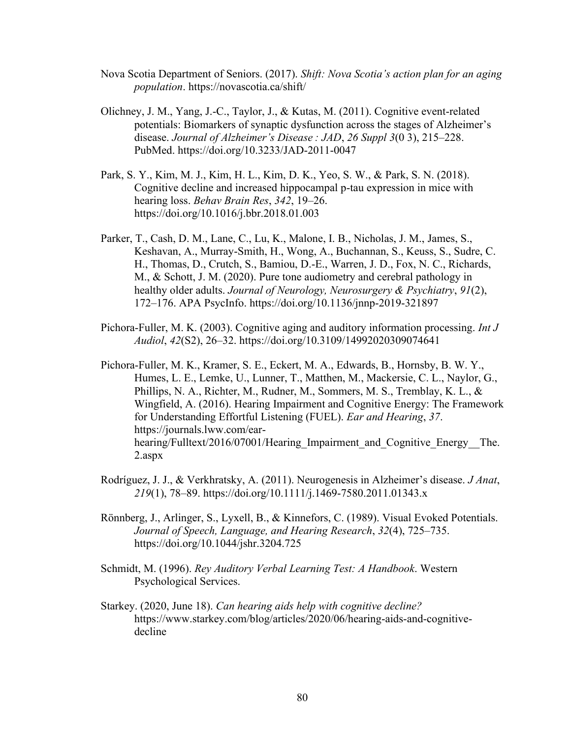Nova Scotia Department of Seniors. (2017). *Shift: Nova Scotia's action plan for an aging population*. https://novascotia.ca/shift/

Olichney, J. M., Yang, J.-C., Taylor, J., & Kutas, M. (2011). Cognitive event-related potentials: Biomarkers of synaptic dysfunction across the stages of Alzheimer's disease. *Journal of Alzheimer's Disease : JAD*, *26 Suppl 3*(0 3), 215–228. PubMed. https://doi.org/10.3233/JAD-2011-0047

Park, S. Y., Kim, M. J., Kim, H. L., Kim, D. K., Yeo, S. W., & Park, S. N. (2018). Cognitive decline and increased hippocampal p-tau expression in mice with hearing loss. *Behav Brain Res*, *342*, 19–26. https://doi.org/10.1016/j.bbr.2018.01.003

Parker, T., Cash, D. M., Lane, C., Lu, K., Malone, I. B., Nicholas, J. M., James, S., Keshavan, A., Murray-Smith, H., Wong, A., Buchannan, S., Keuss, S., Sudre, C. H., Thomas, D., Crutch, S., Bamiou, D.-E., Warren, J. D., Fox, N. C., Richards, M., & Schott, J. M. (2020). Pure tone audiometry and cerebral pathology in healthy older adults. *Journal of Neurology, Neurosurgery & Psychiatry*, *91*(2), 172–176. APA PsycInfo. https://doi.org/10.1136/jnnp-2019-321897

Pichora-Fuller, M. K. (2003). Cognitive aging and auditory information processing. *Int J Audiol*, *42*(S2), 26–32. https://doi.org/10.3109/14992020309074641

Pichora-Fuller, M. K., Kramer, S. E., Eckert, M. A., Edwards, B., Hornsby, B. W. Y., Humes, L. E., Lemke, U., Lunner, T., Matthen, M., Mackersie, C. L., Naylor, G., Phillips, N. A., Richter, M., Rudner, M., Sommers, M. S., Tremblay, K. L., & Wingfield, A. (2016). Hearing Impairment and Cognitive Energy: The Framework for Understanding Effortful Listening (FUEL). *Ear and Hearing*, *37*. https://journals.lww.com/ear-hearing/Fulltext/2016/07001/Hearing_Impairment_and_Cognitive_Energy__The.2.aspx

Rodríguez, J. J., & Verkhratsky, A. (2011). Neurogenesis in Alzheimer's disease. *J Anat*, *219*(1), 78–89. https://doi.org/10.1111/j.1469-7580.2011.01343.x

Rönnberg, J., Arlinger, S., Lyxell, B., & Kinnefors, C. (1989). Visual Evoked Potentials. *Journal of Speech, Language, and Hearing Research*, *32*(4), 725–735. https://doi.org/10.1044/jshr.3204.725

Schmidt, M. (1996). *Rey Auditory Verbal Learning Test: A Handbook*. Western Psychological Services.

Starkey. (2020, June 18). *Can hearing aids help with cognitive decline?* https://www.starkey.com/blog/articles/2020/06/hearing-aids-and-cognitive-decline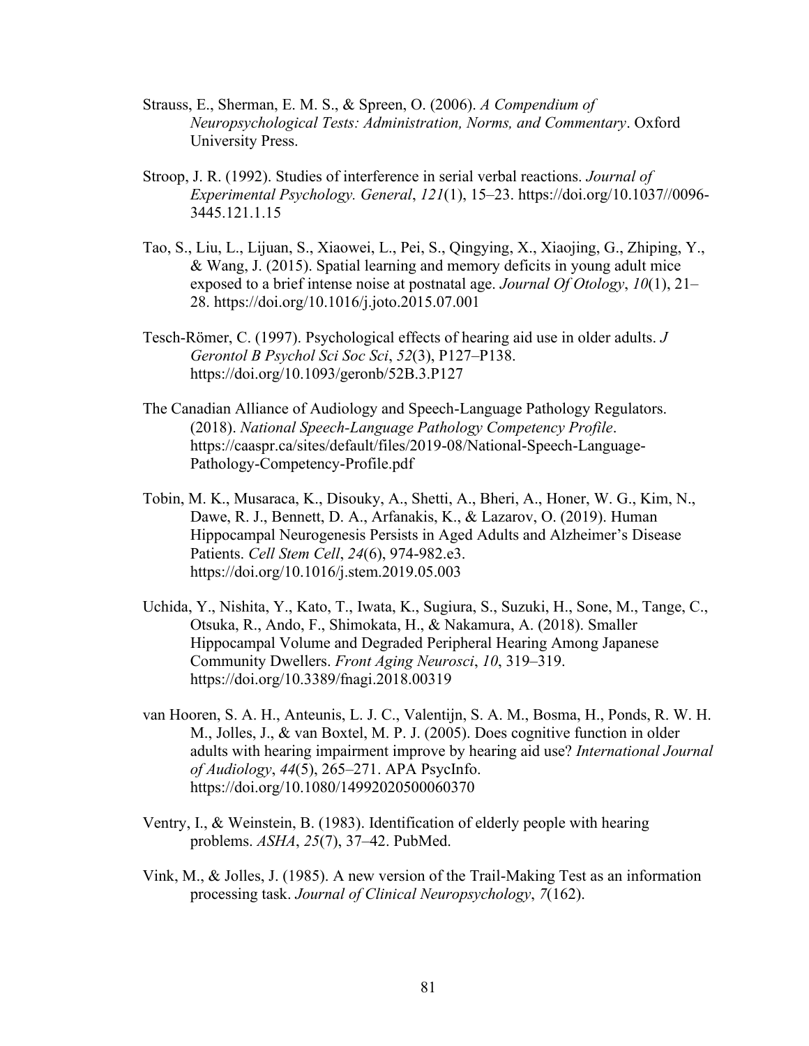Strauss, E., Sherman, E. M. S., & Spreen, O. (2006). *A Compendium of Neuropsychological Tests: Administration, Norms, and Commentary*. Oxford University Press.

Stroop, J. R. (1992). Studies of interference in serial verbal reactions. *Journal of Experimental Psychology. General*, *121*(1), 15–23. https://doi.org/10.1037//0096-3445.121.1.15

Tao, S., Liu, L., Lijuan, S., Xiaowei, L., Pei, S., Qingying, X., Xiaojing, G., Zhiping, Y., & Wang, J. (2015). Spatial learning and memory deficits in young adult mice exposed to a brief intense noise at postnatal age. *Journal Of Otology*, *10*(1), 21–28. https://doi.org/10.1016/j.joto.2015.07.001

Tesch-Römer, C. (1997). Psychological effects of hearing aid use in older adults. *J Gerontol B Psychol Sci Soc Sci*, *52*(3), P127–P138. https://doi.org/10.1093/geronb/52B.3.P127

The Canadian Alliance of Audiology and Speech-Language Pathology Regulators. (2018). *National Speech-Language Pathology Competency Profile*. https://caaspr.ca/sites/default/files/2019-08/National-Speech-Language-Pathology-Competency-Profile.pdf

Tobin, M. K., Musaraca, K., Disouky, A., Shetti, A., Bheri, A., Honer, W. G., Kim, N., Dawe, R. J., Bennett, D. A., Arfanakis, K., & Lazarov, O. (2019). Human Hippocampal Neurogenesis Persists in Aged Adults and Alzheimer's Disease Patients. *Cell Stem Cell*, *24*(6), 974-982.e3. https://doi.org/10.1016/j.stem.2019.05.003

Uchida, Y., Nishita, Y., Kato, T., Iwata, K., Sugiura, S., Suzuki, H., Sone, M., Tange, C., Otsuka, R., Ando, F., Shimokata, H., & Nakamura, A. (2018). Smaller Hippocampal Volume and Degraded Peripheral Hearing Among Japanese Community Dwellers. *Front Aging Neurosci*, *10*, 319–319. https://doi.org/10.3389/fnagi.2018.00319

van Hooren, S. A. H., Anteunis, L. J. C., Valentijn, S. A. M., Bosma, H., Ponds, R. W. H. M., Jolles, J., & van Boxtel, M. P. J. (2005). Does cognitive function in older adults with hearing impairment improve by hearing aid use? *International Journal of Audiology*, *44*(5), 265–271. APA PsycInfo. https://doi.org/10.1080/14992020500060370

Ventry, I., & Weinstein, B. (1983). Identification of elderly people with hearing problems. *ASHA*, *25*(7), 37–42. PubMed.

Vink, M., & Jolles, J. (1985). A new version of the Trail-Making Test as an information processing task. *Journal of Clinical Neuropsychology*, *7*(162).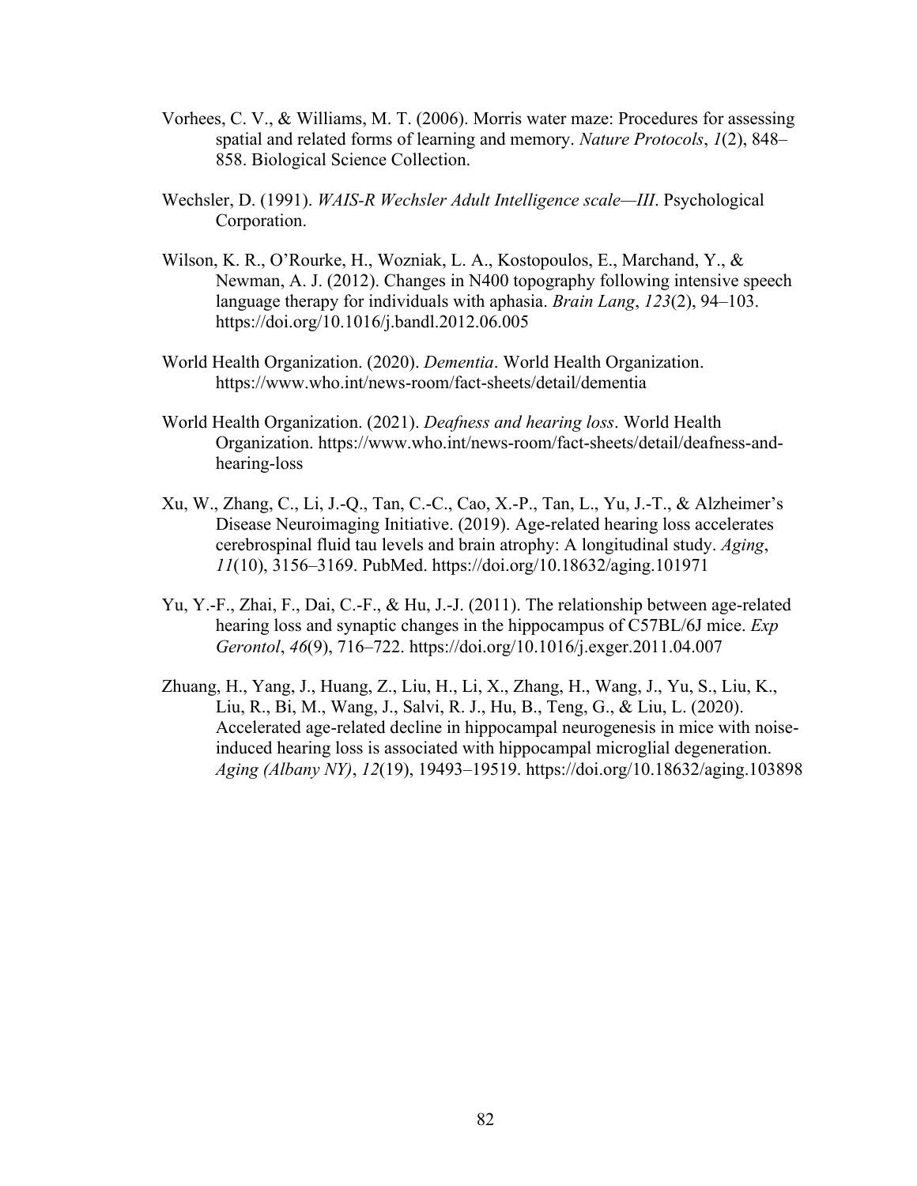Vorhees, C. V., & Williams, M. T. (2006). Morris water maze: Procedures for assessing spatial and related forms of learning and memory. *Nature Protocols*, *1*(2), 848–858. Biological Science Collection.

Wechsler, D. (1991). *WAIS-R Wechsler Adult Intelligence scale—III*. Psychological Corporation.

Wilson, K. R., O'Rourke, H., Wozniak, L. A., Kostopoulos, E., Marchand, Y., & Newman, A. J. (2012). Changes in N400 topography following intensive speech language therapy for individuals with aphasia. *Brain Lang*, *123*(2), 94–103. https://doi.org/10.1016/j.bandl.2012.06.005

World Health Organization. (2020). *Dementia*. World Health Organization. https://www.who.int/news-room/fact-sheets/detail/dementia

World Health Organization. (2021). *Deafness and hearing loss*. World Health Organization. https://www.who.int/news-room/fact-sheets/detail/deafness-and-hearing-loss

Xu, W., Zhang, C., Li, J.-Q., Tan, C.-C., Cao, X.-P., Tan, L., Yu, J.-T., & Alzheimer's Disease Neuroimaging Initiative. (2019). Age-related hearing loss accelerates cerebrospinal fluid tau levels and brain atrophy: A longitudinal study. *Aging*, *11*(10), 3156–3169. PubMed. https://doi.org/10.18632/aging.101971

Yu, Y.-F., Zhai, F., Dai, C.-F., & Hu, J.-J. (2011). The relationship between age-related hearing loss and synaptic changes in the hippocampus of C57BL/6J mice. *Exp Gerontol*, *46*(9), 716–722. https://doi.org/10.1016/j.exger.2011.04.007

Zhuang, H., Yang, J., Huang, Z., Liu, H., Li, X., Zhang, H., Wang, J., Yu, S., Liu, K., Liu, R., Bi, M., Wang, J., Salvi, R. J., Hu, B., Teng, G., & Liu, L. (2020). Accelerated age-related decline in hippocampal neurogenesis in mice with noise-induced hearing loss is associated with hippocampal microglial degeneration. *Aging (Albany NY)*, *12*(19), 19493–19519. https://doi.org/10.18632/aging.103898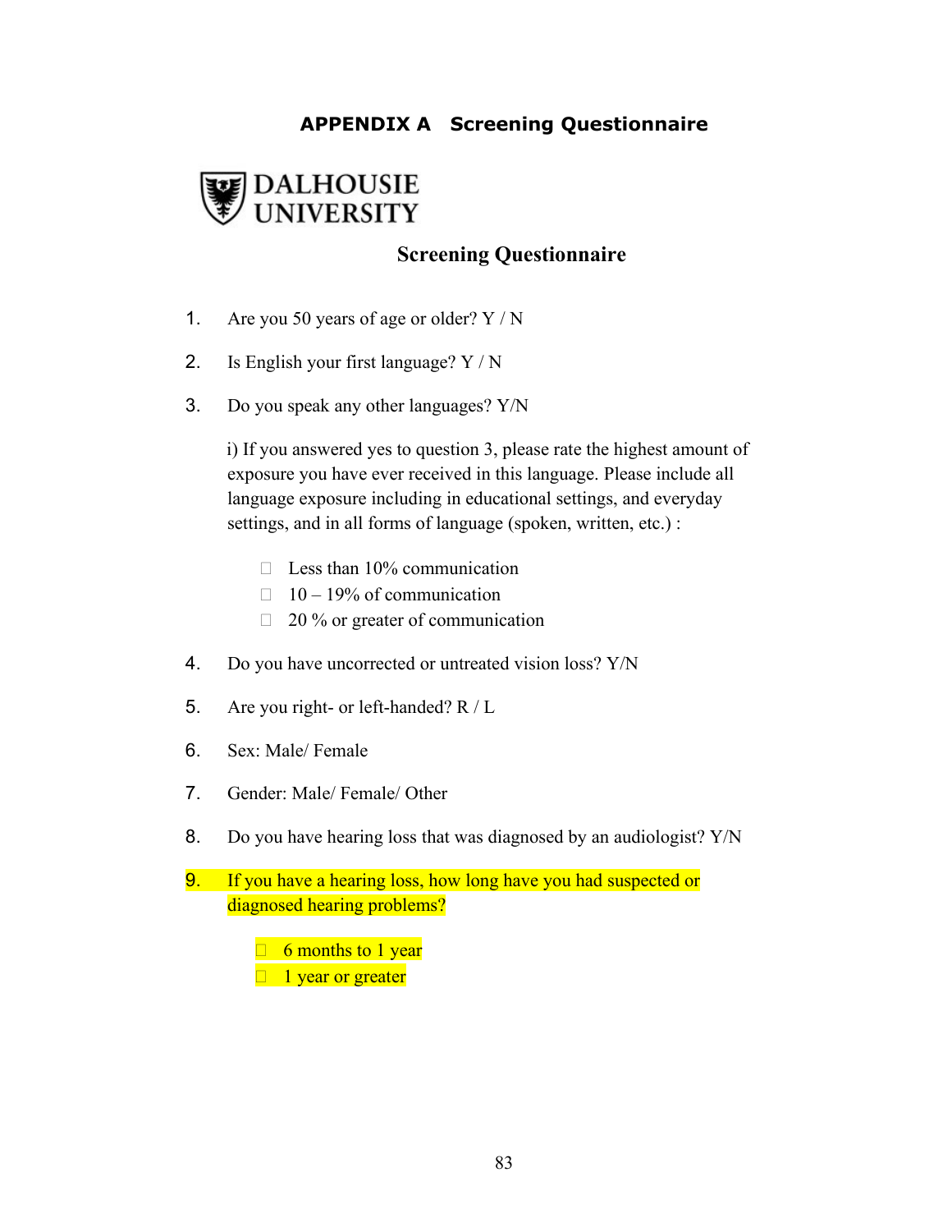## APPENDIX A Screening Questionnaire

DALHOUSIE UNIVERSITY

### Screening Questionnaire

1. Are you 50 years of age or older? Y / N

2. Is English your first language? Y / N

3. Do you speak any other languages? Y/N

   i) If you answered yes to question 3, please rate the highest amount of exposure you have ever received in this language. Please include all language exposure including in educational settings, and everyday settings, and in all forms of language (spoken, written, etc.) :

   - ☐ Less than 10% communication
   - ☐ 10 – 19% of communication
   - ☐ 20 % or greater of communication

4. Do you have uncorrected or untreated vision loss? Y/N

5. Are you right- or left-handed? R / L

6. Sex: Male/ Female

7. Gender: Male/ Female/ Other

8. Do you have hearing loss that was diagnosed by an audiologist? Y/N

9. If you have a hearing loss, how long have you had suspected or diagnosed hearing problems?

   - ☐ 6 months to 1 year
   - ☐ 1 year or greater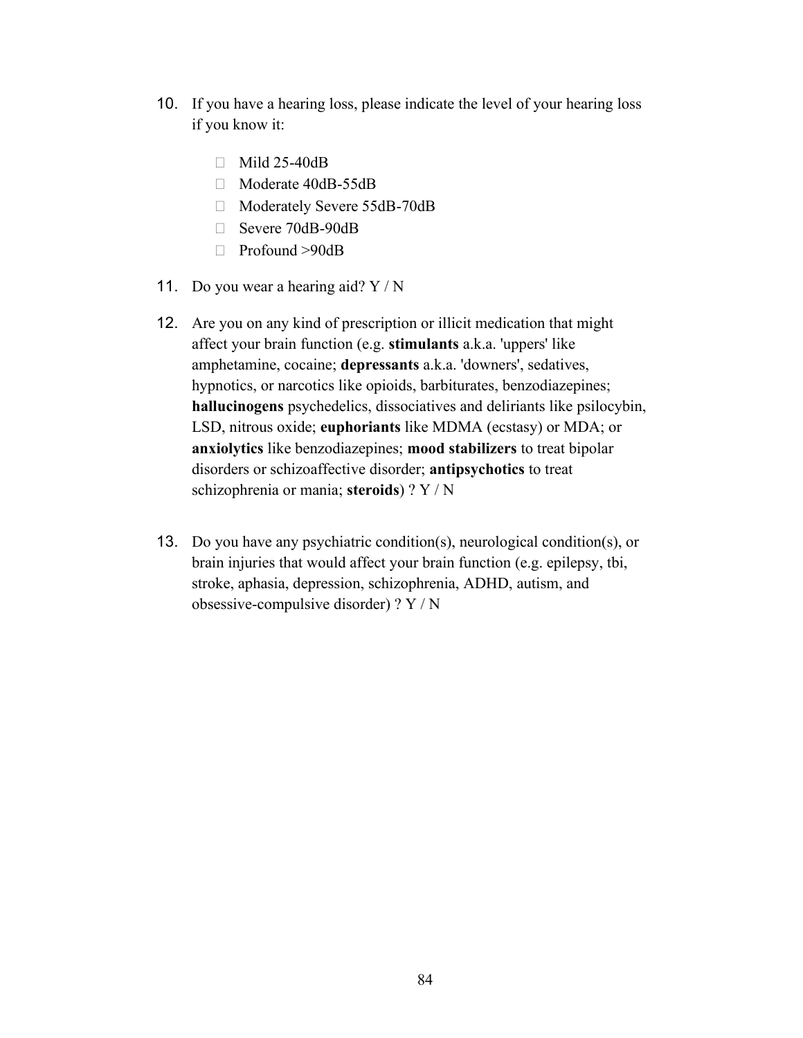10. If you have a hearing loss, please indicate the level of your hearing loss if you know it:

    - Mild 25-40dB
    - Moderate 40dB-55dB
    - Moderately Severe 55dB-70dB
    - Severe 70dB-90dB
    - Profound >90dB

11. Do you wear a hearing aid? Y / N

12. Are you on any kind of prescription or illicit medication that might affect your brain function (e.g. **stimulants** a.k.a. 'uppers' like amphetamine, cocaine; **depressants** a.k.a. 'downers', sedatives, hypnotics, or narcotics like opioids, barbiturates, benzodiazepines; **hallucinogens** psychedelics, dissociatives and deliriants like psilocybin, LSD, nitrous oxide; **euphoriants** like MDMA (ecstasy) or MDA; or **anxiolytics** like benzodiazepines; **mood stabilizers** to treat bipolar disorders or schizoaffective disorder; **antipsychotics** to treat schizophrenia or mania; **steroids**) ? Y / N

13. Do you have any psychiatric condition(s), neurological condition(s), or brain injuries that would affect your brain function (e.g. epilepsy, tbi, stroke, aphasia, depression, schizophrenia, ADHD, autism, and obsessive-compulsive disorder) ? Y / N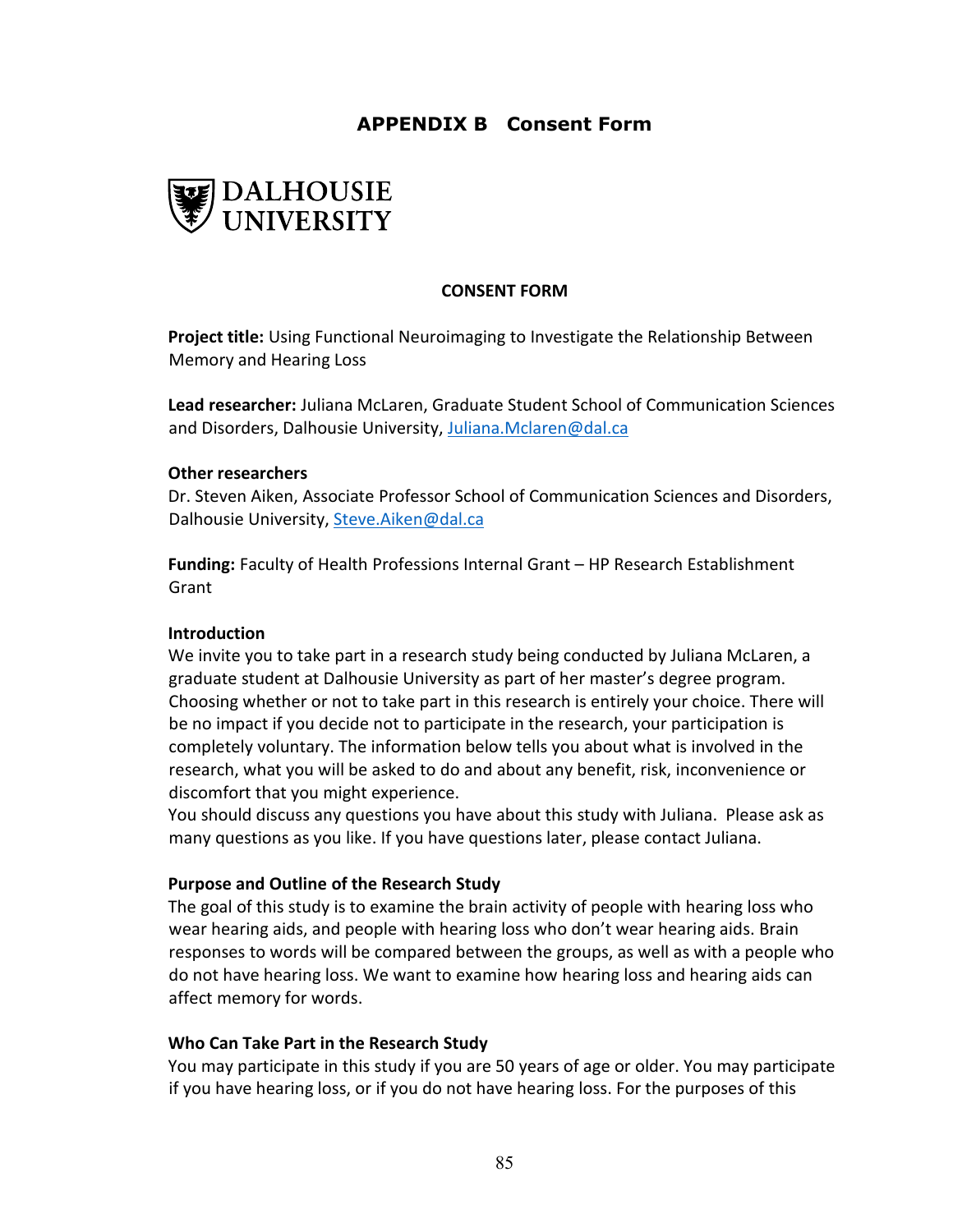# APPENDIX B Consent Form

DALHOUSIE UNIVERSITY

## CONSENT FORM

**Project title:** Using Functional Neuroimaging to Investigate the Relationship Between Memory and Hearing Loss

**Lead researcher:** Juliana McLaren, Graduate Student School of Communication Sciences and Disorders, Dalhousie University, Juliana.Mclaren@dal.ca

**Other researchers**
Dr. Steven Aiken, Associate Professor School of Communication Sciences and Disorders, Dalhousie University, Steve.Aiken@dal.ca

**Funding:** Faculty of Health Professions Internal Grant – HP Research Establishment Grant

**Introduction**
We invite you to take part in a research study being conducted by Juliana McLaren, a graduate student at Dalhousie University as part of her master's degree program. Choosing whether or not to take part in this research is entirely your choice. There will be no impact if you decide not to participate in the research, your participation is completely voluntary. The information below tells you about what is involved in the research, what you will be asked to do and about any benefit, risk, inconvenience or discomfort that you might experience.
You should discuss any questions you have about this study with Juliana. Please ask as many questions as you like. If you have questions later, please contact Juliana.

**Purpose and Outline of the Research Study**
The goal of this study is to examine the brain activity of people with hearing loss who wear hearing aids, and people with hearing loss who don't wear hearing aids. Brain responses to words will be compared between the groups, as well as with a people who do not have hearing loss. We want to examine how hearing loss and hearing aids can affect memory for words.

**Who Can Take Part in the Research Study**
You may participate in this study if you are 50 years of age or older. You may participate if you have hearing loss, or if you do not have hearing loss. For the purposes of this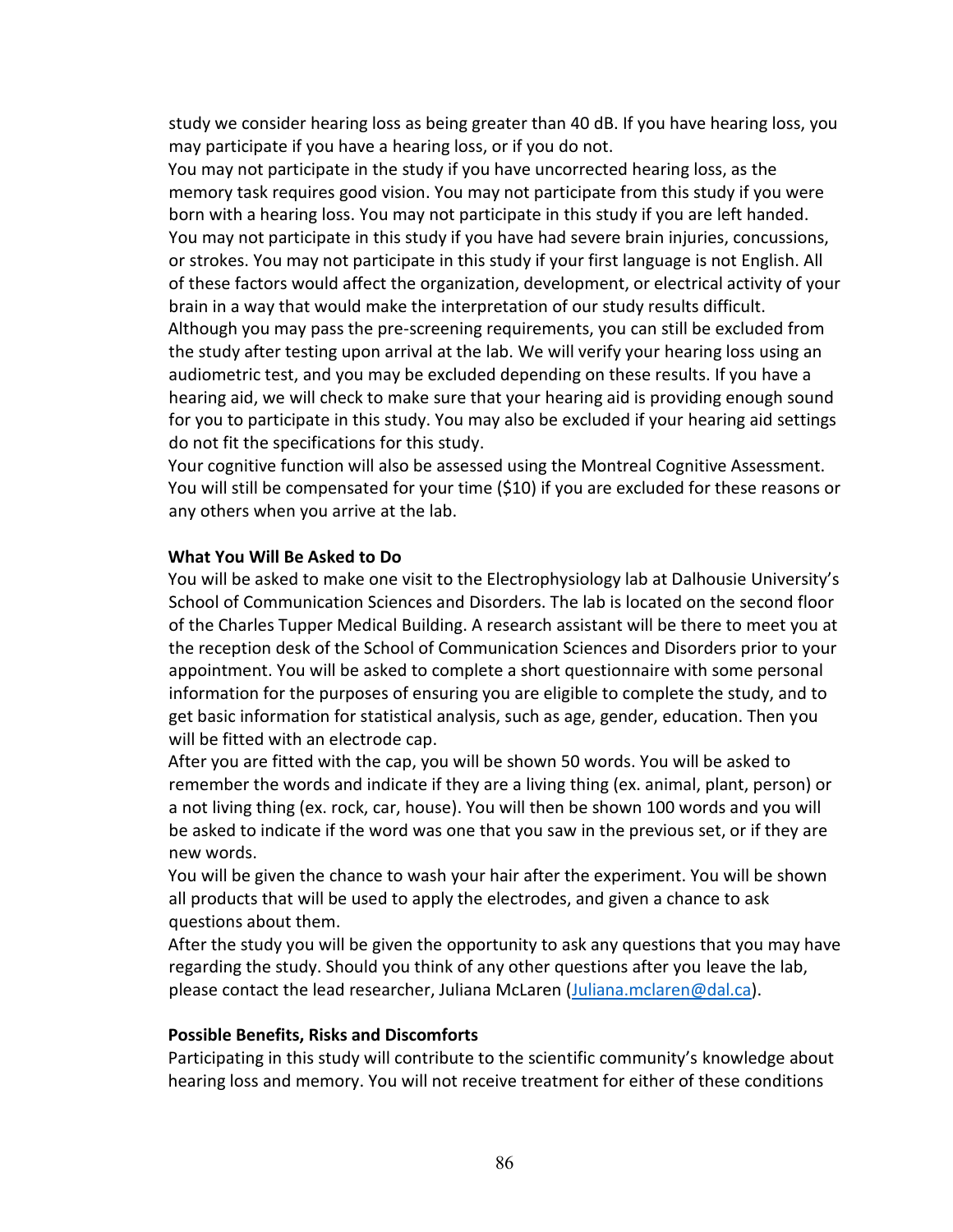study we consider hearing loss as being greater than 40 dB. If you have hearing loss, you may participate if you have a hearing loss, or if you do not.

You may not participate in the study if you have uncorrected hearing loss, as the memory task requires good vision. You may not participate from this study if you were born with a hearing loss. You may not participate in this study if you are left handed. You may not participate in this study if you have had severe brain injuries, concussions, or strokes. You may not participate in this study if your first language is not English. All of these factors would affect the organization, development, or electrical activity of your brain in a way that would make the interpretation of our study results difficult.

Although you may pass the pre-screening requirements, you can still be excluded from the study after testing upon arrival at the lab. We will verify your hearing loss using an audiometric test, and you may be excluded depending on these results. If you have a hearing aid, we will check to make sure that your hearing aid is providing enough sound for you to participate in this study. You may also be excluded if your hearing aid settings do not fit the specifications for this study.

Your cognitive function will also be assessed using the Montreal Cognitive Assessment. You will still be compensated for your time ($10) if you are excluded for these reasons or any others when you arrive at the lab.

**What You Will Be Asked to Do**

You will be asked to make one visit to the Electrophysiology lab at Dalhousie University's School of Communication Sciences and Disorders. The lab is located on the second floor of the Charles Tupper Medical Building. A research assistant will be there to meet you at the reception desk of the School of Communication Sciences and Disorders prior to your appointment. You will be asked to complete a short questionnaire with some personal information for the purposes of ensuring you are eligible to complete the study, and to get basic information for statistical analysis, such as age, gender, education. Then you will be fitted with an electrode cap.

After you are fitted with the cap, you will be shown 50 words. You will be asked to remember the words and indicate if they are a living thing (ex. animal, plant, person) or a not living thing (ex. rock, car, house). You will then be shown 100 words and you will be asked to indicate if the word was one that you saw in the previous set, or if they are new words.

You will be given the chance to wash your hair after the experiment. You will be shown all products that will be used to apply the electrodes, and given a chance to ask questions about them.

After the study you will be given the opportunity to ask any questions that you may have regarding the study. Should you think of any other questions after you leave the lab, please contact the lead researcher, Juliana McLaren (Juliana.mclaren@dal.ca).

**Possible Benefits, Risks and Discomforts**

Participating in this study will contribute to the scientific community's knowledge about hearing loss and memory. You will not receive treatment for either of these conditions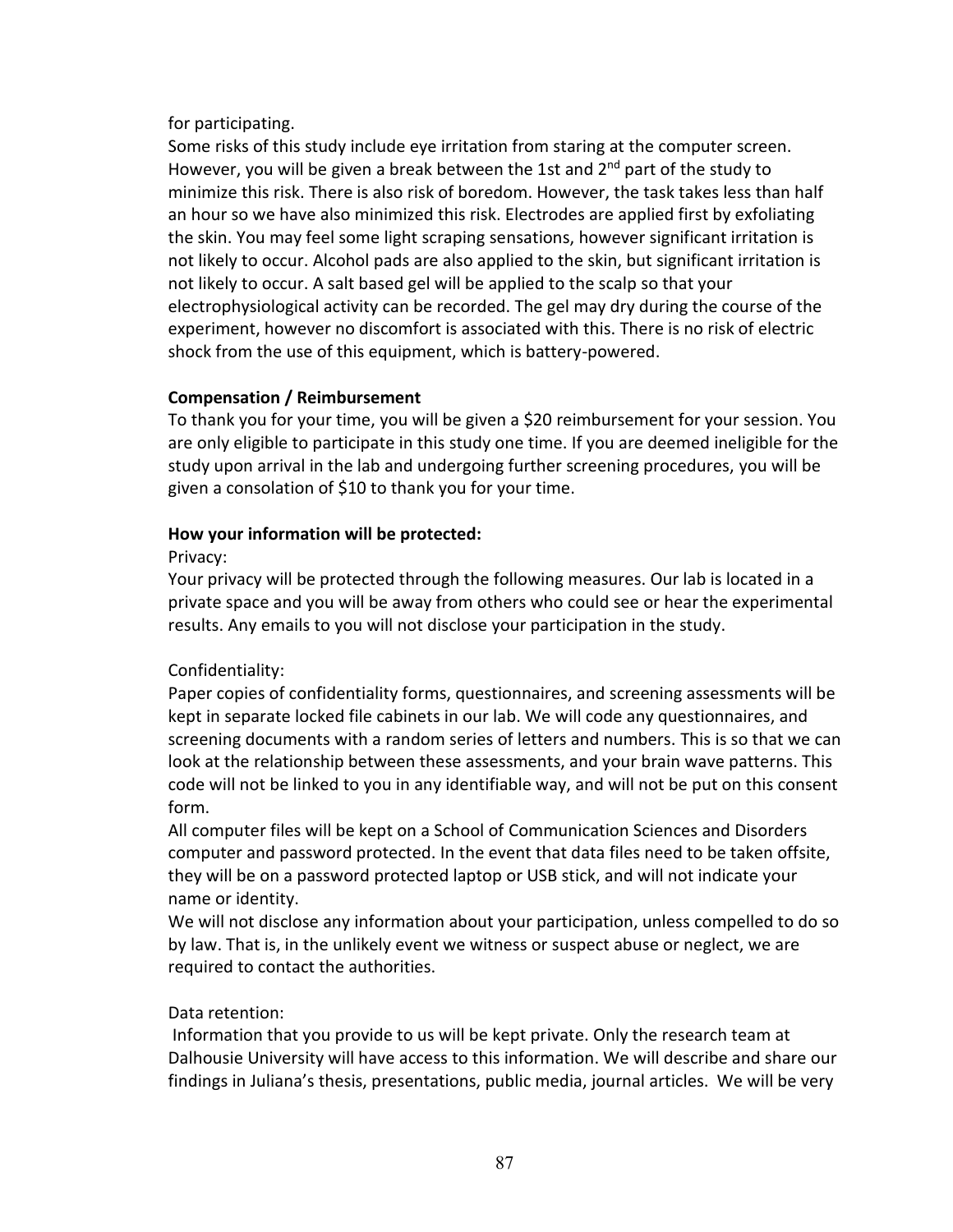for participating.

Some risks of this study include eye irritation from staring at the computer screen. However, you will be given a break between the 1st and 2nd part of the study to minimize this risk. There is also risk of boredom. However, the task takes less than half an hour so we have also minimized this risk. Electrodes are applied first by exfoliating the skin. You may feel some light scraping sensations, however significant irritation is not likely to occur. Alcohol pads are also applied to the skin, but significant irritation is not likely to occur. A salt based gel will be applied to the scalp so that your electrophysiological activity can be recorded. The gel may dry during the course of the experiment, however no discomfort is associated with this. There is no risk of electric shock from the use of this equipment, which is battery-powered.

**Compensation / Reimbursement**

To thank you for your time, you will be given a $20 reimbursement for your session. You are only eligible to participate in this study one time. If you are deemed ineligible for the study upon arrival in the lab and undergoing further screening procedures, you will be given a consolation of $10 to thank you for your time.

**How your information will be protected:**

Privacy:

Your privacy will be protected through the following measures. Our lab is located in a private space and you will be away from others who could see or hear the experimental results. Any emails to you will not disclose your participation in the study.

Confidentiality:

Paper copies of confidentiality forms, questionnaires, and screening assessments will be kept in separate locked file cabinets in our lab. We will code any questionnaires, and screening documents with a random series of letters and numbers. This is so that we can look at the relationship between these assessments, and your brain wave patterns. This code will not be linked to you in any identifiable way, and will not be put on this consent form.

All computer files will be kept on a School of Communication Sciences and Disorders computer and password protected. In the event that data files need to be taken offsite, they will be on a password protected laptop or USB stick, and will not indicate your name or identity.

We will not disclose any information about your participation, unless compelled to do so by law. That is, in the unlikely event we witness or suspect abuse or neglect, we are required to contact the authorities.

Data retention:

Information that you provide to us will be kept private. Only the research team at Dalhousie University will have access to this information. We will describe and share our findings in Juliana's thesis, presentations, public media, journal articles. We will be very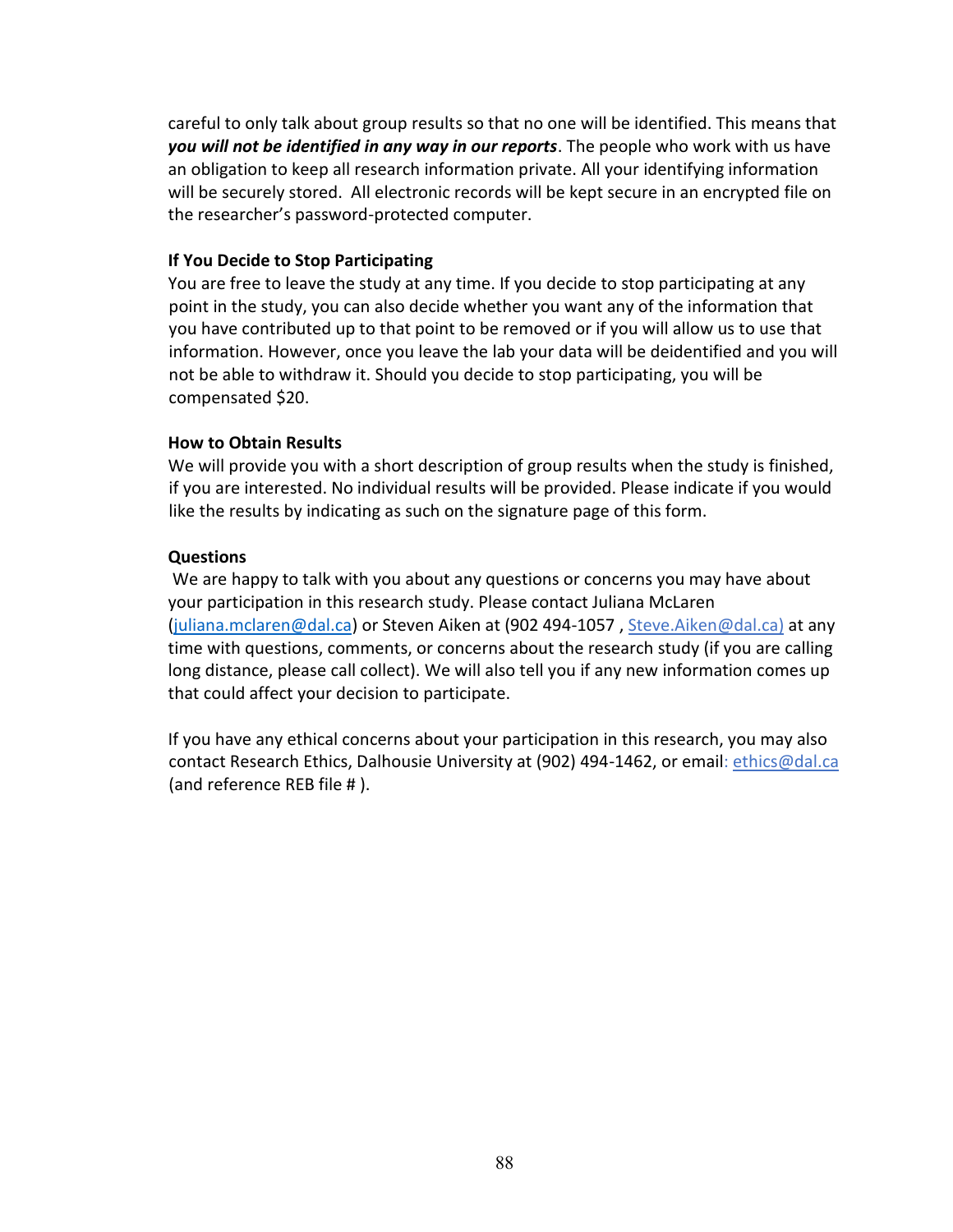careful to only talk about group results so that no one will be identified. This means that ***you will not be identified in any way in our reports***. The people who work with us have an obligation to keep all research information private. All your identifying information will be securely stored. All electronic records will be kept secure in an encrypted file on the researcher's password-protected computer.

**If You Decide to Stop Participating**

You are free to leave the study at any time. If you decide to stop participating at any point in the study, you can also decide whether you want any of the information that you have contributed up to that point to be removed or if you will allow us to use that information. However, once you leave the lab your data will be deidentified and you will not be able to withdraw it. Should you decide to stop participating, you will be compensated $20.

**How to Obtain Results**

We will provide you with a short description of group results when the study is finished, if you are interested. No individual results will be provided. Please indicate if you would like the results by indicating as such on the signature page of this form.

**Questions**

We are happy to talk with you about any questions or concerns you may have about your participation in this research study. Please contact Juliana McLaren (juliana.mclaren@dal.ca) or Steven Aiken at (902 494-1057 , Steve.Aiken@dal.ca) at any time with questions, comments, or concerns about the research study (if you are calling long distance, please call collect). We will also tell you if any new information comes up that could affect your decision to participate.

If you have any ethical concerns about your participation in this research, you may also contact Research Ethics, Dalhousie University at (902) 494-1462, or email: ethics@dal.ca (and reference REB file # ).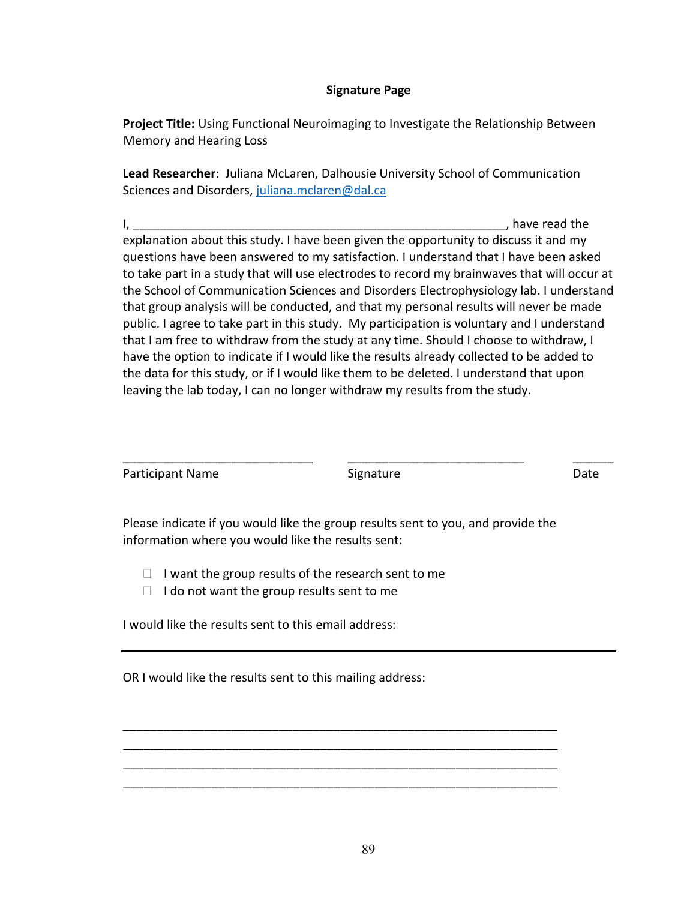**Signature Page**

**Project Title:** Using Functional Neuroimaging to Investigate the Relationship Between Memory and Hearing Loss

**Lead Researcher**: Juliana McLaren, Dalhousie University School of Communication Sciences and Disorders, juliana.mclaren@dal.ca

I, ________________________________________________________, have read the explanation about this study. I have been given the opportunity to discuss it and my questions have been answered to my satisfaction. I understand that I have been asked to take part in a study that will use electrodes to record my brainwaves that will occur at the School of Communication Sciences and Disorders Electrophysiology lab. I understand that group analysis will be conducted, and that my personal results will never be made public. I agree to take part in this study. My participation is voluntary and I understand that I am free to withdraw from the study at any time. Should I choose to withdraw, I have the option to indicate if I would like the results already collected to be added to the data for this study, or if I would like them to be deleted. I understand that upon leaving the lab today, I can no longer withdraw my results from the study.

_____________________________ _________________________ ______
Participant Name Signature Date

Please indicate if you would like the group results sent to you, and provide the information where you would like the results sent:

- ☐ I want the group results of the research sent to me
- ☐ I do not want the group results sent to me

I would like the results sent to this email address:

___________________________________________________________

OR I would like the results sent to this mailing address:

___________________________________________________________
___________________________________________________________
___________________________________________________________
___________________________________________________________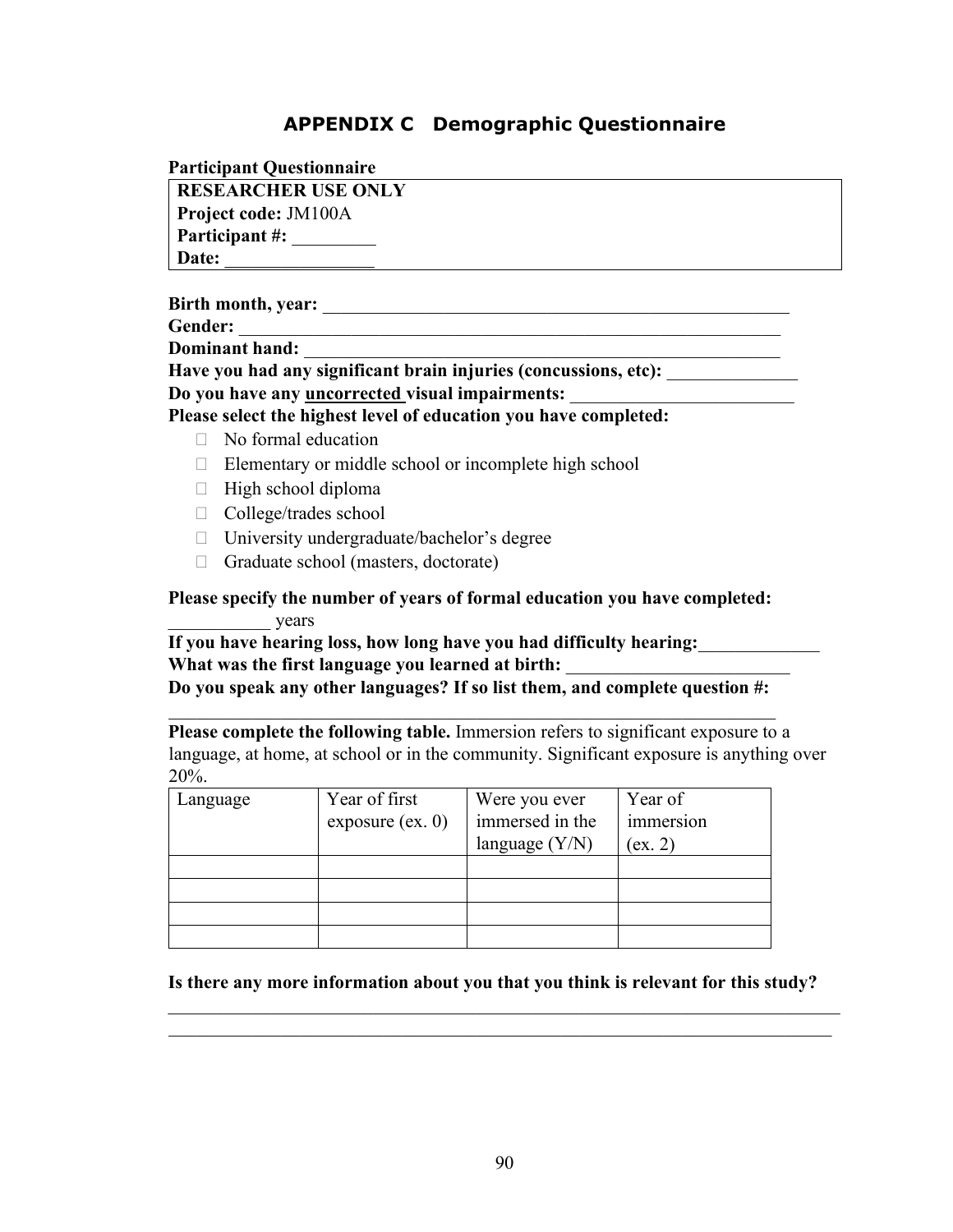## APPENDIX C Demographic Questionnaire

**Participant Questionnaire**

| |
|---|
| **RESEARCHER USE ONLY** |
| **Project code:** JM100A |
| **Participant #:** _________ |
| **Date:** ________________ |

**Birth month, year:** ____________________________________________________

**Gender:** ____________________________________________________________

**Dominant hand:** ______________________________________________________

**Have you had any significant brain injuries (concussions, etc):** ______________

**Do you have any <u>uncorrected</u> visual impairments:** ________________________

**Please select the highest level of education you have completed:**

- ☐ No formal education
- ☐ Elementary or middle school or incomplete high school
- ☐ High school diploma
- ☐ College/trades school
- ☐ University undergraduate/bachelor's degree
- ☐ Graduate school (masters, doctorate)

**Please specify the number of years of formal education you have completed:**
___________ years

**If you have hearing loss, how long have you had difficulty hearing:**_____________

**What was the first language you learned at birth:** ________________________

**Do you speak any other languages? If so list them, and complete question #:**
_____________________________________________________________________

**Please complete the following table.** Immersion refers to significant exposure to a language, at home, at school or in the community. Significant exposure is anything over 20%.

| Language | Year of first exposure (ex. 0) | Were you ever immersed in the language (Y/N) | Year of immersion (ex. 2) |
|---|---|---|---|
| | | | |
| | | | |
| | | | |
| | | | |

**Is there any more information about you that you think is relevant for this study?**

_____________________________________________________________________________

_____________________________________________________________________________